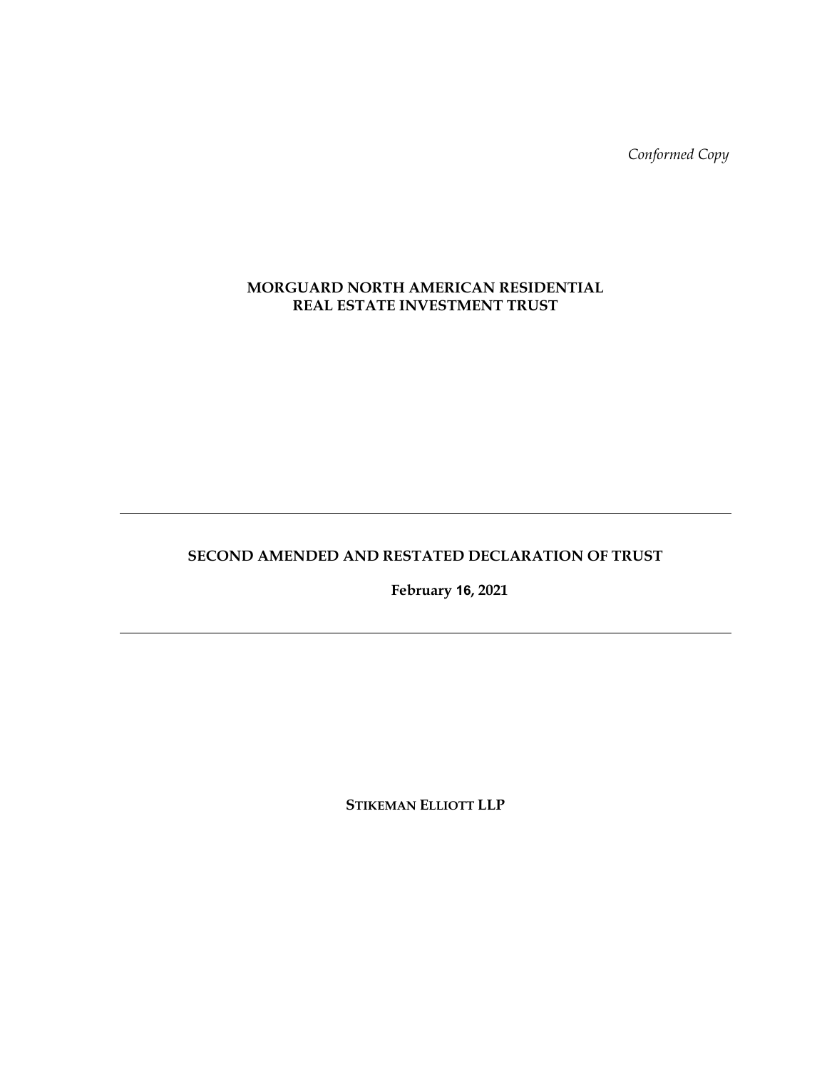*Conformed Copy*

# MORGUARD NORTH AMERICAN RESIDENTIAL REAL ESTATE INVESTMENT TRUST

---

## SECOND AMENDED AND RESTATED DECLARATION OF TRUST

**February 16, 2021**

---

**STIKEMAN ELLIOTT LLP**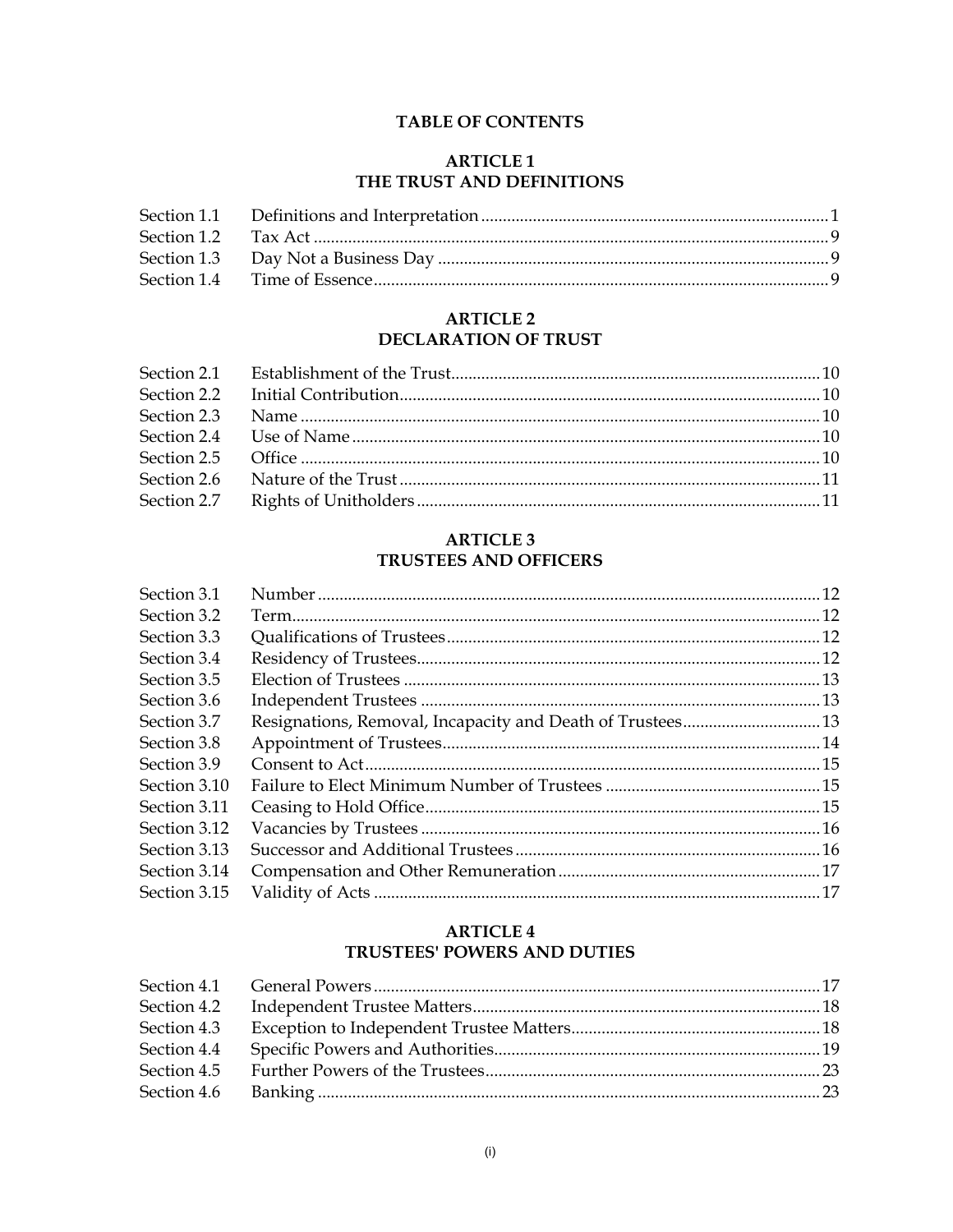# TABLE OF CONTENTS

## ARTICLE 1
## THE TRUST AND DEFINITIONS

| | | |
|---|---|---|
| Section 1.1 | Definitions and Interpretation | 1 |
| Section 1.2 | Tax Act | 9 |
| Section 1.3 | Day Not a Business Day | 9 |
| Section 1.4 | Time of Essence | 9 |

## ARTICLE 2
## DECLARATION OF TRUST

| | | |
|---|---|---|
| Section 2.1 | Establishment of the Trust | 10 |
| Section 2.2 | Initial Contribution | 10 |
| Section 2.3 | Name | 10 |
| Section 2.4 | Use of Name | 10 |
| Section 2.5 | Office | 10 |
| Section 2.6 | Nature of the Trust | 11 |
| Section 2.7 | Rights of Unitholders | 11 |

## ARTICLE 3
## TRUSTEES AND OFFICERS

| | | |
|---|---|---|
| Section 3.1 | Number | 12 |
| Section 3.2 | Term | 12 |
| Section 3.3 | Qualifications of Trustees | 12 |
| Section 3.4 | Residency of Trustees | 12 |
| Section 3.5 | Election of Trustees | 13 |
| Section 3.6 | Independent Trustees | 13 |
| Section 3.7 | Resignations, Removal, Incapacity and Death of Trustees | 13 |
| Section 3.8 | Appointment of Trustees | 14 |
| Section 3.9 | Consent to Act | 15 |
| Section 3.10 | Failure to Elect Minimum Number of Trustees | 15 |
| Section 3.11 | Ceasing to Hold Office | 15 |
| Section 3.12 | Vacancies by Trustees | 16 |
| Section 3.13 | Successor and Additional Trustees | 16 |
| Section 3.14 | Compensation and Other Remuneration | 17 |
| Section 3.15 | Validity of Acts | 17 |

## ARTICLE 4
## TRUSTEES' POWERS AND DUTIES

| | | |
|---|---|---|
| Section 4.1 | General Powers | 17 |
| Section 4.2 | Independent Trustee Matters | 18 |
| Section 4.3 | Exception to Independent Trustee Matters | 18 |
| Section 4.4 | Specific Powers and Authorities | 19 |
| Section 4.5 | Further Powers of the Trustees | 23 |
| Section 4.6 | Banking | 23 |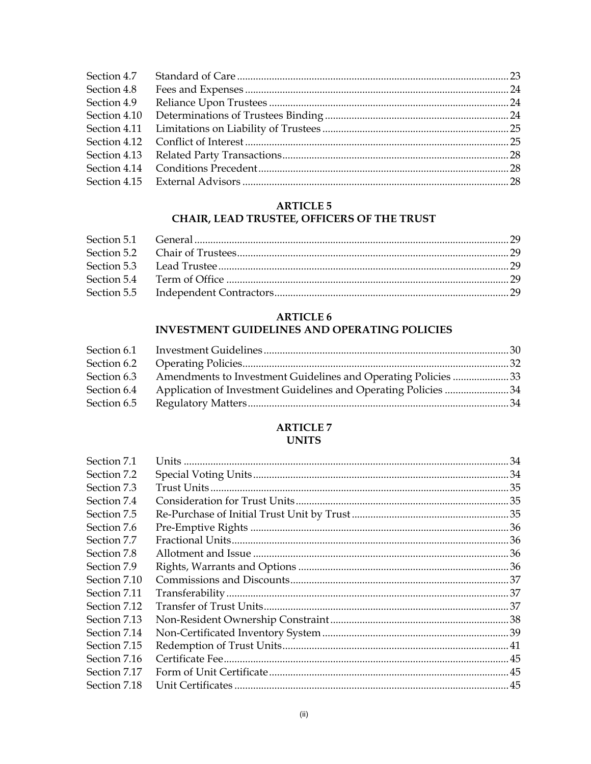| | | |
|---|---|---|
| Section 4.7 | Standard of Care | 23 |
| Section 4.8 | Fees and Expenses | 24 |
| Section 4.9 | Reliance Upon Trustees | 24 |
| Section 4.10 | Determinations of Trustees Binding | 24 |
| Section 4.11 | Limitations on Liability of Trustees | 25 |
| Section 4.12 | Conflict of Interest | 25 |
| Section 4.13 | Related Party Transactions | 28 |
| Section 4.14 | Conditions Precedent | 28 |
| Section 4.15 | External Advisors | 28 |

**ARTICLE 5**
**CHAIR, LEAD TRUSTEE, OFFICERS OF THE TRUST**

| | | |
|---|---|---|
| Section 5.1 | General | 29 |
| Section 5.2 | Chair of Trustees | 29 |
| Section 5.3 | Lead Trustee | 29 |
| Section 5.4 | Term of Office | 29 |
| Section 5.5 | Independent Contractors | 29 |

**ARTICLE 6**
**INVESTMENT GUIDELINES AND OPERATING POLICIES**

| | | |
|---|---|---|
| Section 6.1 | Investment Guidelines | 30 |
| Section 6.2 | Operating Policies | 32 |
| Section 6.3 | Amendments to Investment Guidelines and Operating Policies | 33 |
| Section 6.4 | Application of Investment Guidelines and Operating Policies | 34 |
| Section 6.5 | Regulatory Matters | 34 |

**ARTICLE 7**
**UNITS**

| | | |
|---|---|---|
| Section 7.1 | Units | 34 |
| Section 7.2 | Special Voting Units | 34 |
| Section 7.3 | Trust Units | 35 |
| Section 7.4 | Consideration for Trust Units | 35 |
| Section 7.5 | Re-Purchase of Initial Trust Unit by Trust | 35 |
| Section 7.6 | Pre-Emptive Rights | 36 |
| Section 7.7 | Fractional Units | 36 |
| Section 7.8 | Allotment and Issue | 36 |
| Section 7.9 | Rights, Warrants and Options | 36 |
| Section 7.10 | Commissions and Discounts | 37 |
| Section 7.11 | Transferability | 37 |
| Section 7.12 | Transfer of Trust Units | 37 |
| Section 7.13 | Non-Resident Ownership Constraint | 38 |
| Section 7.14 | Non-Certificated Inventory System | 39 |
| Section 7.15 | Redemption of Trust Units | 41 |
| Section 7.16 | Certificate Fee | 45 |
| Section 7.17 | Form of Unit Certificate | 45 |
| Section 7.18 | Unit Certificates | 45 |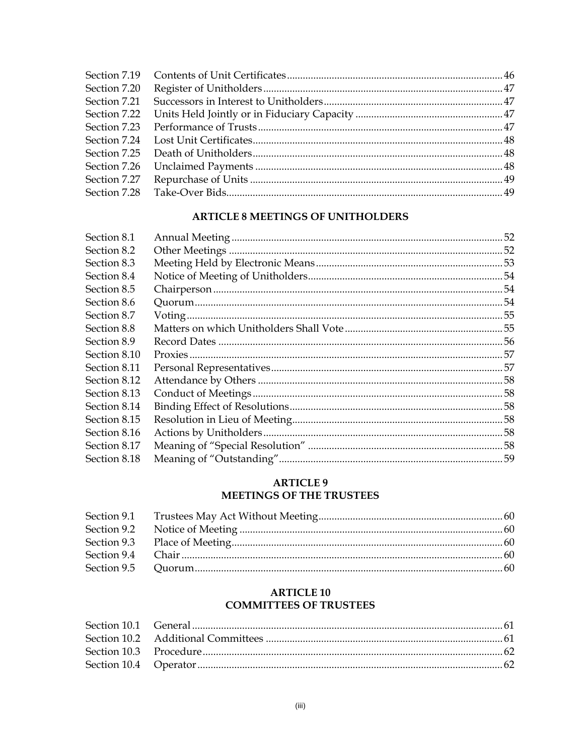| | | |
|---|---|---|
| Section 7.19 | Contents of Unit Certificates | 46 |
| Section 7.20 | Register of Unitholders | 47 |
| Section 7.21 | Successors in Interest to Unitholders | 47 |
| Section 7.22 | Units Held Jointly or in Fiduciary Capacity | 47 |
| Section 7.23 | Performance of Trusts | 47 |
| Section 7.24 | Lost Unit Certificates | 48 |
| Section 7.25 | Death of Unitholders | 48 |
| Section 7.26 | Unclaimed Payments | 48 |
| Section 7.27 | Repurchase of Units | 49 |
| Section 7.28 | Take-Over Bids | 49 |

## ARTICLE 8 MEETINGS OF UNITHOLDERS

| | | |
|---|---|---|
| Section 8.1 | Annual Meeting | 52 |
| Section 8.2 | Other Meetings | 52 |
| Section 8.3 | Meeting Held by Electronic Means | 53 |
| Section 8.4 | Notice of Meeting of Unitholders | 54 |
| Section 8.5 | Chairperson | 54 |
| Section 8.6 | Quorum | 54 |
| Section 8.7 | Voting | 55 |
| Section 8.8 | Matters on which Unitholders Shall Vote | 55 |
| Section 8.9 | Record Dates | 56 |
| Section 8.10 | Proxies | 57 |
| Section 8.11 | Personal Representatives | 57 |
| Section 8.12 | Attendance by Others | 58 |
| Section 8.13 | Conduct of Meetings | 58 |
| Section 8.14 | Binding Effect of Resolutions | 58 |
| Section 8.15 | Resolution in Lieu of Meeting | 58 |
| Section 8.16 | Actions by Unitholders | 58 |
| Section 8.17 | Meaning of "Special Resolution" | 58 |
| Section 8.18 | Meaning of "Outstanding" | 59 |

## ARTICLE 9
## MEETINGS OF THE TRUSTEES

| | | |
|---|---|---|
| Section 9.1 | Trustees May Act Without Meeting | 60 |
| Section 9.2 | Notice of Meeting | 60 |
| Section 9.3 | Place of Meeting | 60 |
| Section 9.4 | Chair | 60 |
| Section 9.5 | Quorum | 60 |

## ARTICLE 10
## COMMITTEES OF TRUSTEES

| | | |
|---|---|---|
| Section 10.1 | General | 61 |
| Section 10.2 | Additional Committees | 61 |
| Section 10.3 | Procedure | 62 |
| Section 10.4 | Operator | 62 |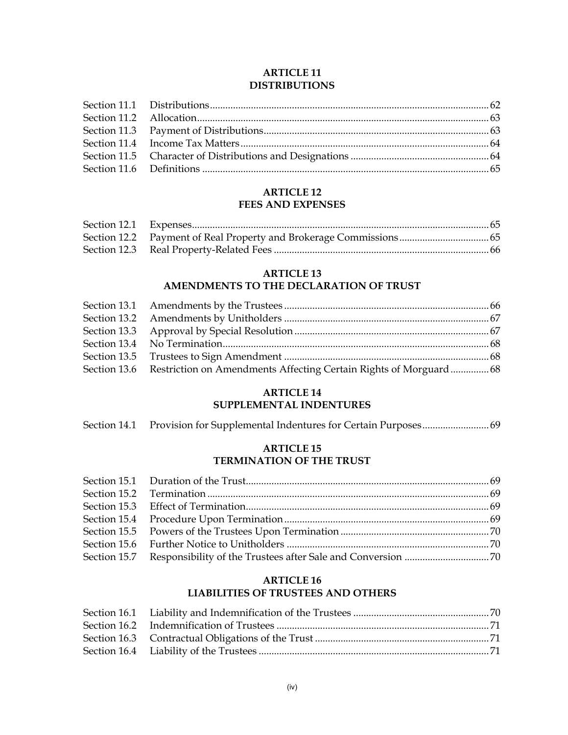**ARTICLE 11**
**DISTRIBUTIONS**

Section 11.1 Distributions ........................................................................................................ 62
Section 11.2 Allocation ............................................................................................................. 63
Section 11.3 Payment of Distributions .................................................................................... 63
Section 11.4 Income Tax Matters ............................................................................................. 64
Section 11.5 Character of Distributions and Designations ................................................... 64
Section 11.6 Definitions ............................................................................................................ 65

**ARTICLE 12**
**FEES AND EXPENSES**

Section 12.1 Expenses ................................................................................................................ 65
Section 12.2 Payment of Real Property and Brokerage Commissions ................................ 65
Section 12.3 Real Property-Related Fees ................................................................................. 66

**ARTICLE 13**
**AMENDMENTS TO THE DECLARATION OF TRUST**

Section 13.1 Amendments by the Trustees ............................................................................. 66
Section 13.2 Amendments by Unitholders ............................................................................. 67
Section 13.3 Approval by Special Resolution ......................................................................... 67
Section 13.4 No Termination ..................................................................................................... 68
Section 13.5 Trustees to Sign Amendment ............................................................................. 68
Section 13.6 Restriction on Amendments Affecting Certain Rights of Morguard ............... 68

**ARTICLE 14**
**SUPPLEMENTAL INDENTURES**

Section 14.1 Provision for Supplemental Indentures for Certain Purposes .......................... 69

**ARTICLE 15**
**TERMINATION OF THE TRUST**

Section 15.1 Duration of the Trust ............................................................................................ 69
Section 15.2 Termination ........................................................................................................... 69
Section 15.3 Effect of Termination ............................................................................................ 69
Section 15.4 Procedure Upon Termination .............................................................................. 69
Section 15.5 Powers of the Trustees Upon Termination ........................................................ 70
Section 15.6 Further Notice to Unitholders ............................................................................. 70
Section 15.7 Responsibility of the Trustees after Sale and Conversion ................................ 70

**ARTICLE 16**
**LIABILITIES OF TRUSTEES AND OTHERS**

Section 16.1 Liability and Indemnification of the Trustees ................................................... 70
Section 16.2 Indemnification of Trustees ................................................................................. 71
Section 16.3 Contractual Obligations of the Trust .................................................................. 71
Section 16.4 Liability of the Trustees ........................................................................................ 71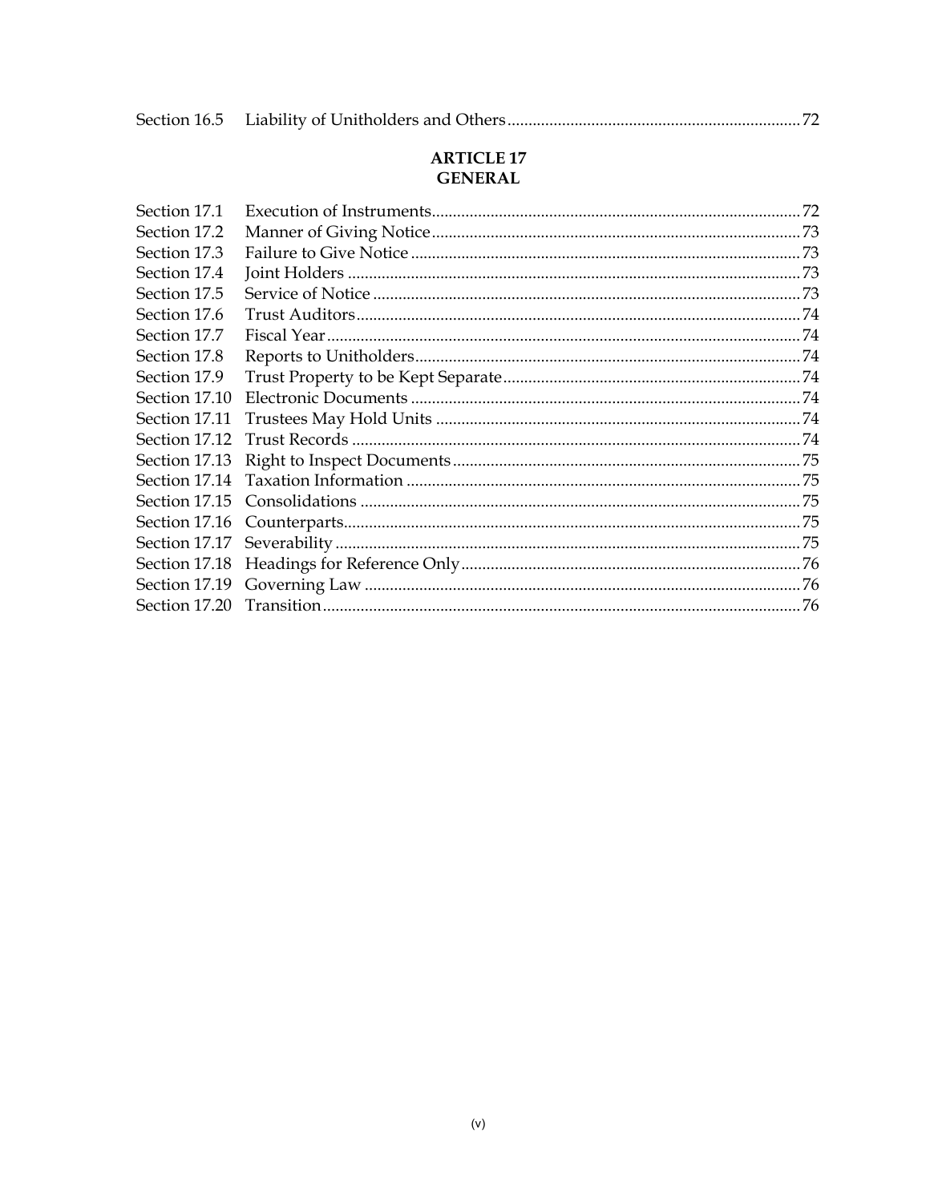| | | |
|---|---|---|
| Section 16.5 | Liability of Unitholders and Others | 72 |

## ARTICLE 17
## GENERAL

| | | |
|---|---|---|
| Section 17.1 | Execution of Instruments | 72 |
| Section 17.2 | Manner of Giving Notice | 73 |
| Section 17.3 | Failure to Give Notice | 73 |
| Section 17.4 | Joint Holders | 73 |
| Section 17.5 | Service of Notice | 73 |
| Section 17.6 | Trust Auditors | 74 |
| Section 17.7 | Fiscal Year | 74 |
| Section 17.8 | Reports to Unitholders | 74 |
| Section 17.9 | Trust Property to be Kept Separate | 74 |
| Section 17.10 | Electronic Documents | 74 |
| Section 17.11 | Trustees May Hold Units | 74 |
| Section 17.12 | Trust Records | 74 |
| Section 17.13 | Right to Inspect Documents | 75 |
| Section 17.14 | Taxation Information | 75 |
| Section 17.15 | Consolidations | 75 |
| Section 17.16 | Counterparts | 75 |
| Section 17.17 | Severability | 75 |
| Section 17.18 | Headings for Reference Only | 76 |
| Section 17.19 | Governing Law | 76 |
| Section 17.20 | Transition | 76 |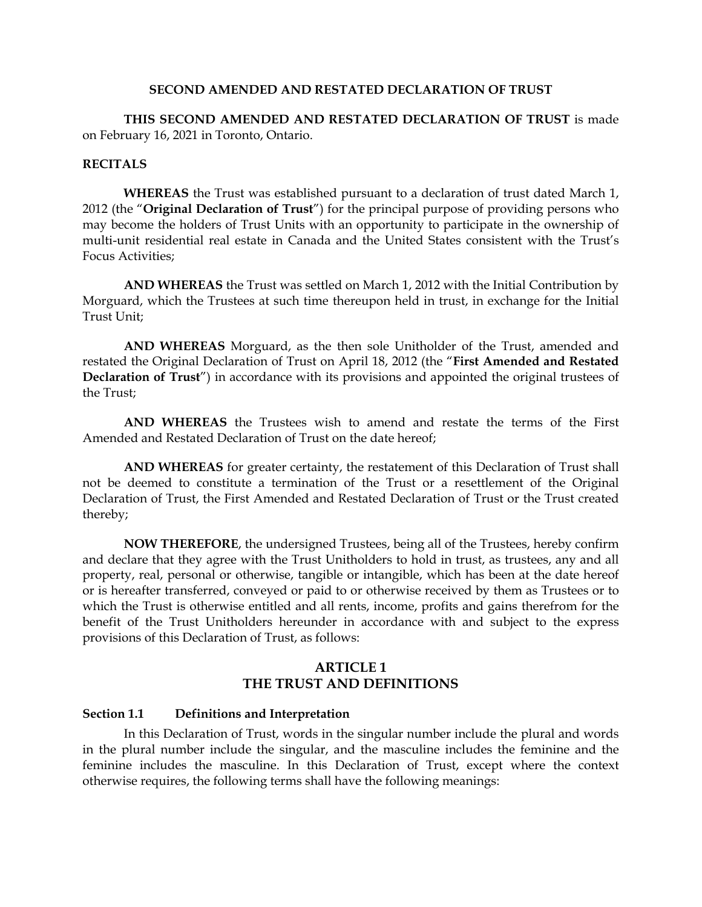**SECOND AMENDED AND RESTATED DECLARATION OF TRUST**

**THIS SECOND AMENDED AND RESTATED DECLARATION OF TRUST** is made on February 16, 2021 in Toronto, Ontario.

**RECITALS**

**WHEREAS** the Trust was established pursuant to a declaration of trust dated March 1, 2012 (the "**Original Declaration of Trust**") for the principal purpose of providing persons who may become the holders of Trust Units with an opportunity to participate in the ownership of multi-unit residential real estate in Canada and the United States consistent with the Trust's Focus Activities;

**AND WHEREAS** the Trust was settled on March 1, 2012 with the Initial Contribution by Morguard, which the Trustees at such time thereupon held in trust, in exchange for the Initial Trust Unit;

**AND WHEREAS** Morguard, as the then sole Unitholder of the Trust, amended and restated the Original Declaration of Trust on April 18, 2012 (the "**First Amended and Restated Declaration of Trust**") in accordance with its provisions and appointed the original trustees of the Trust;

**AND WHEREAS** the Trustees wish to amend and restate the terms of the First Amended and Restated Declaration of Trust on the date hereof;

**AND WHEREAS** for greater certainty, the restatement of this Declaration of Trust shall not be deemed to constitute a termination of the Trust or a resettlement of the Original Declaration of Trust, the First Amended and Restated Declaration of Trust or the Trust created thereby;

**NOW THEREFORE**, the undersigned Trustees, being all of the Trustees, hereby confirm and declare that they agree with the Trust Unitholders to hold in trust, as trustees, any and all property, real, personal or otherwise, tangible or intangible, which has been at the date hereof or is hereafter transferred, conveyed or paid to or otherwise received by them as Trustees or to which the Trust is otherwise entitled and all rents, income, profits and gains therefrom for the benefit of the Trust Unitholders hereunder in accordance with and subject to the express provisions of this Declaration of Trust, as follows:

## ARTICLE 1
## THE TRUST AND DEFINITIONS

### Section 1.1 Definitions and Interpretation

In this Declaration of Trust, words in the singular number include the plural and words in the plural number include the singular, and the masculine includes the feminine and the feminine includes the masculine. In this Declaration of Trust, except where the context otherwise requires, the following terms shall have the following meanings: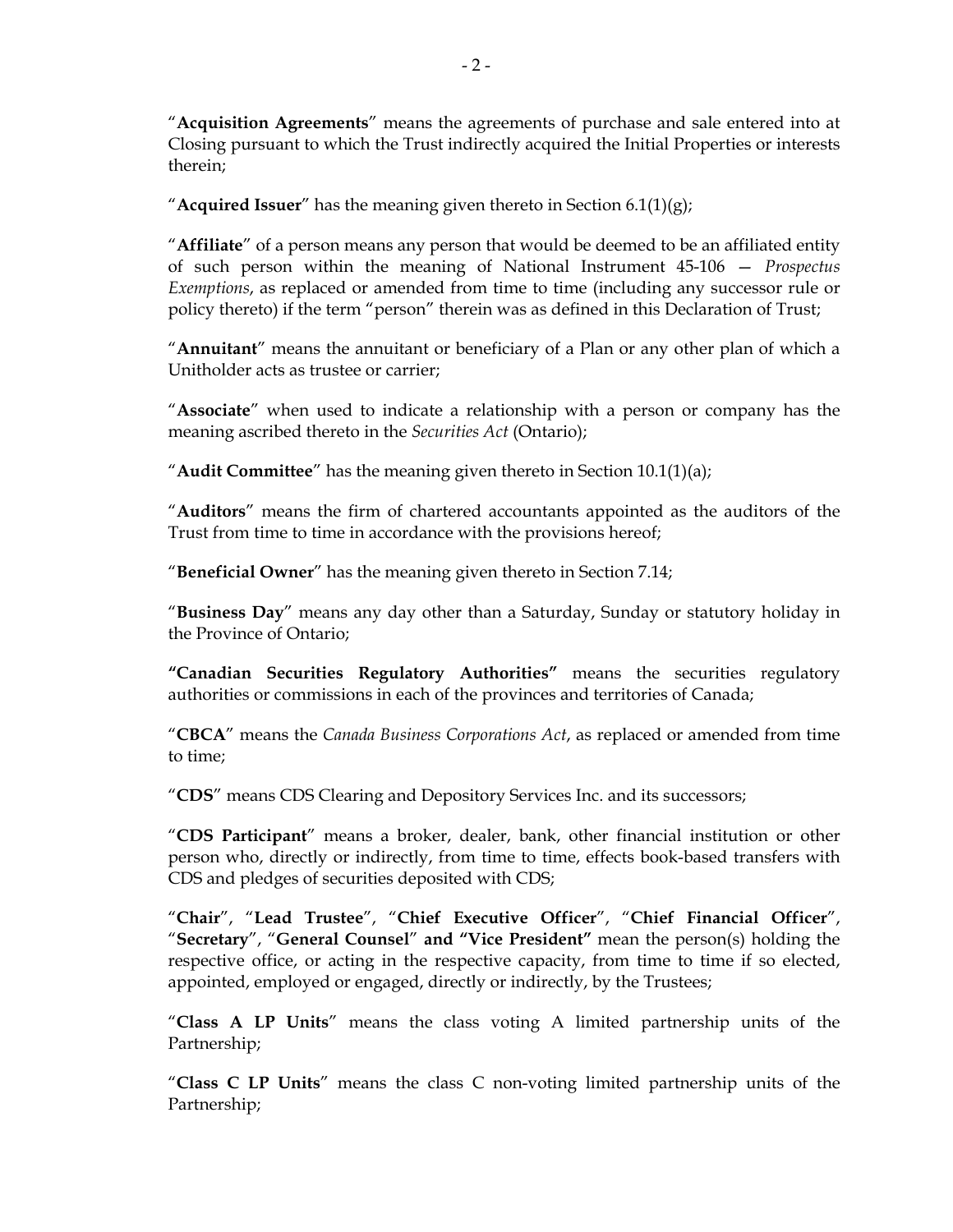"**Acquisition Agreements**" means the agreements of purchase and sale entered into at Closing pursuant to which the Trust indirectly acquired the Initial Properties or interests therein;

"**Acquired Issuer**" has the meaning given thereto in Section 6.1(1)(g);

"**Affiliate**" of a person means any person that would be deemed to be an affiliated entity of such person within the meaning of National Instrument 45-106 — *Prospectus Exemptions*, as replaced or amended from time to time (including any successor rule or policy thereto) if the term "person" therein was as defined in this Declaration of Trust;

"**Annuitant**" means the annuitant or beneficiary of a Plan or any other plan of which a Unitholder acts as trustee or carrier;

"**Associate**" when used to indicate a relationship with a person or company has the meaning ascribed thereto in the *Securities Act* (Ontario);

"**Audit Committee**" has the meaning given thereto in Section 10.1(1)(a);

"**Auditors**" means the firm of chartered accountants appointed as the auditors of the Trust from time to time in accordance with the provisions hereof;

"**Beneficial Owner**" has the meaning given thereto in Section 7.14;

"**Business Day**" means any day other than a Saturday, Sunday or statutory holiday in the Province of Ontario;

**"Canadian Securities Regulatory Authorities"** means the securities regulatory authorities or commissions in each of the provinces and territories of Canada;

"**CBCA**" means the *Canada Business Corporations Act*, as replaced or amended from time to time;

"**CDS**" means CDS Clearing and Depository Services Inc. and its successors;

"**CDS Participant**" means a broker, dealer, bank, other financial institution or other person who, directly or indirectly, from time to time, effects book-based transfers with CDS and pledges of securities deposited with CDS;

"**Chair**", "**Lead Trustee**", "**Chief Executive Officer**", "**Chief Financial Officer**", "**Secretary**", "**General Counsel**" **and "Vice President"** mean the person(s) holding the respective office, or acting in the respective capacity, from time to time if so elected, appointed, employed or engaged, directly or indirectly, by the Trustees;

"**Class A LP Units**" means the class voting A limited partnership units of the Partnership;

"**Class C LP Units**" means the class C non-voting limited partnership units of the Partnership;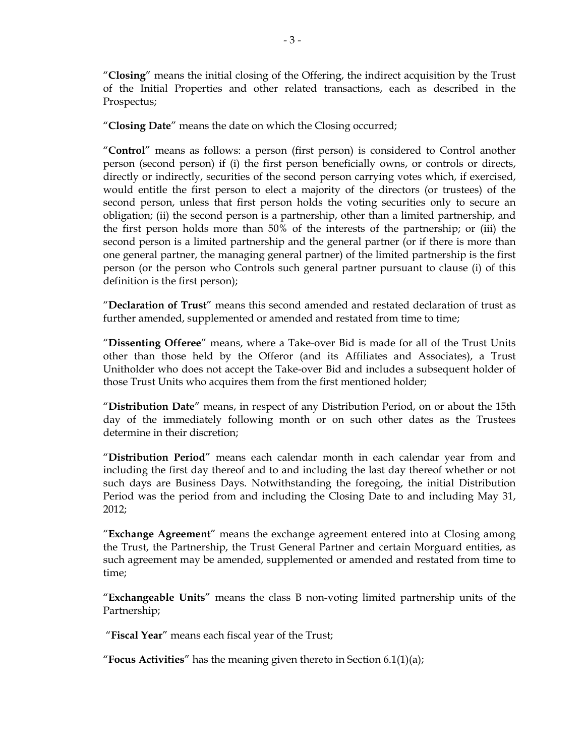"**Closing**" means the initial closing of the Offering, the indirect acquisition by the Trust of the Initial Properties and other related transactions, each as described in the Prospectus;

"**Closing Date**" means the date on which the Closing occurred;

"**Control**" means as follows: a person (first person) is considered to Control another person (second person) if (i) the first person beneficially owns, or controls or directs, directly or indirectly, securities of the second person carrying votes which, if exercised, would entitle the first person to elect a majority of the directors (or trustees) of the second person, unless that first person holds the voting securities only to secure an obligation; (ii) the second person is a partnership, other than a limited partnership, and the first person holds more than 50% of the interests of the partnership; or (iii) the second person is a limited partnership and the general partner (or if there is more than one general partner, the managing general partner) of the limited partnership is the first person (or the person who Controls such general partner pursuant to clause (i) of this definition is the first person);

"**Declaration of Trust**" means this second amended and restated declaration of trust as further amended, supplemented or amended and restated from time to time;

"**Dissenting Offeree**" means, where a Take-over Bid is made for all of the Trust Units other than those held by the Offeror (and its Affiliates and Associates), a Trust Unitholder who does not accept the Take-over Bid and includes a subsequent holder of those Trust Units who acquires them from the first mentioned holder;

"**Distribution Date**" means, in respect of any Distribution Period, on or about the 15th day of the immediately following month or on such other dates as the Trustees determine in their discretion;

"**Distribution Period**" means each calendar month in each calendar year from and including the first day thereof and to and including the last day thereof whether or not such days are Business Days. Notwithstanding the foregoing, the initial Distribution Period was the period from and including the Closing Date to and including May 31, 2012;

"**Exchange Agreement**" means the exchange agreement entered into at Closing among the Trust, the Partnership, the Trust General Partner and certain Morguard entities, as such agreement may be amended, supplemented or amended and restated from time to time;

"**Exchangeable Units**" means the class B non-voting limited partnership units of the Partnership;

"**Fiscal Year**" means each fiscal year of the Trust;

"**Focus Activities**" has the meaning given thereto in Section 6.1(1)(a);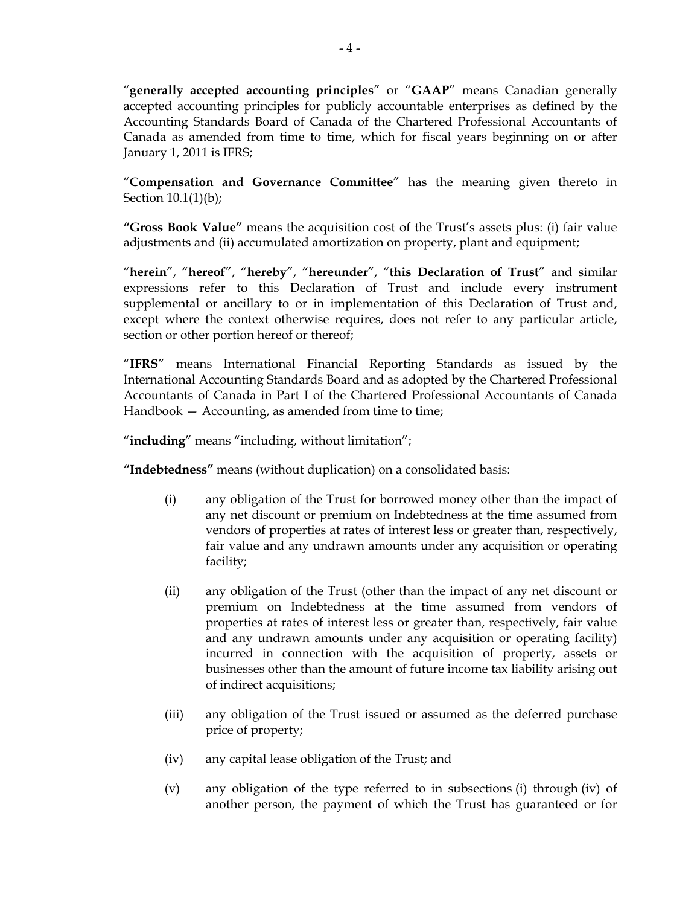"**generally accepted accounting principles**" or "**GAAP**" means Canadian generally accepted accounting principles for publicly accountable enterprises as defined by the Accounting Standards Board of Canada of the Chartered Professional Accountants of Canada as amended from time to time, which for fiscal years beginning on or after January 1, 2011 is IFRS;

"**Compensation and Governance Committee**" has the meaning given thereto in Section 10.1(1)(b);

**"Gross Book Value"** means the acquisition cost of the Trust's assets plus: (i) fair value adjustments and (ii) accumulated amortization on property, plant and equipment;

"**herein**", "**hereof**", "**hereby**", "**hereunder**", "**this Declaration of Trust**" and similar expressions refer to this Declaration of Trust and include every instrument supplemental or ancillary to or in implementation of this Declaration of Trust and, except where the context otherwise requires, does not refer to any particular article, section or other portion hereof or thereof;

"**IFRS**" means International Financial Reporting Standards as issued by the International Accounting Standards Board and as adopted by the Chartered Professional Accountants of Canada in Part I of the Chartered Professional Accountants of Canada Handbook — Accounting, as amended from time to time;

"**including**" means "including, without limitation";

**"Indebtedness"** means (without duplication) on a consolidated basis:

(i) any obligation of the Trust for borrowed money other than the impact of any net discount or premium on Indebtedness at the time assumed from vendors of properties at rates of interest less or greater than, respectively, fair value and any undrawn amounts under any acquisition or operating facility;

(ii) any obligation of the Trust (other than the impact of any net discount or premium on Indebtedness at the time assumed from vendors of properties at rates of interest less or greater than, respectively, fair value and any undrawn amounts under any acquisition or operating facility) incurred in connection with the acquisition of property, assets or businesses other than the amount of future income tax liability arising out of indirect acquisitions;

(iii) any obligation of the Trust issued or assumed as the deferred purchase price of property;

(iv) any capital lease obligation of the Trust; and

(v) any obligation of the type referred to in subsections (i) through (iv) of another person, the payment of which the Trust has guaranteed or for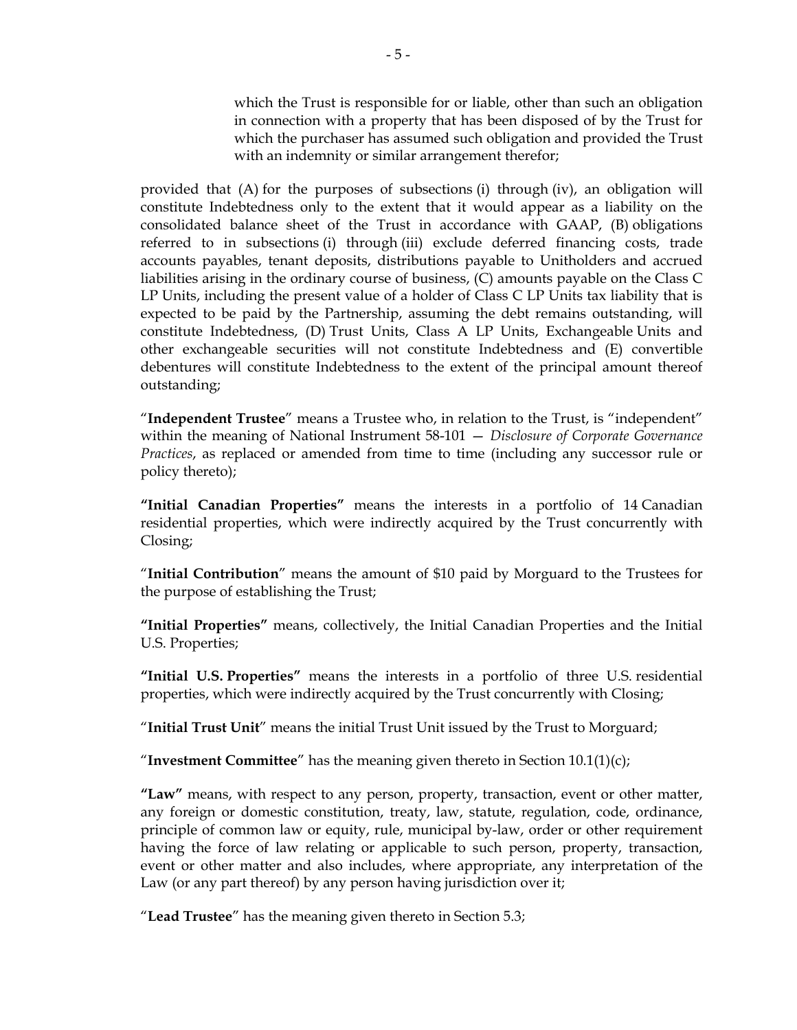which the Trust is responsible for or liable, other than such an obligation in connection with a property that has been disposed of by the Trust for which the purchaser has assumed such obligation and provided the Trust with an indemnity or similar arrangement therefor;

provided that (A) for the purposes of subsections (i) through (iv), an obligation will constitute Indebtedness only to the extent that it would appear as a liability on the consolidated balance sheet of the Trust in accordance with GAAP, (B) obligations referred to in subsections (i) through (iii) exclude deferred financing costs, trade accounts payables, tenant deposits, distributions payable to Unitholders and accrued liabilities arising in the ordinary course of business, (C) amounts payable on the Class C LP Units, including the present value of a holder of Class C LP Units tax liability that is expected to be paid by the Partnership, assuming the debt remains outstanding, will constitute Indebtedness, (D) Trust Units, Class A LP Units, Exchangeable Units and other exchangeable securities will not constitute Indebtedness and (E) convertible debentures will constitute Indebtedness to the extent of the principal amount thereof outstanding;

"**Independent Trustee**" means a Trustee who, in relation to the Trust, is "independent" within the meaning of National Instrument 58-101 — *Disclosure of Corporate Governance Practices*, as replaced or amended from time to time (including any successor rule or policy thereto);

**"Initial Canadian Properties"** means the interests in a portfolio of 14 Canadian residential properties, which were indirectly acquired by the Trust concurrently with Closing;

"**Initial Contribution**" means the amount of $10 paid by Morguard to the Trustees for the purpose of establishing the Trust;

**"Initial Properties"** means, collectively, the Initial Canadian Properties and the Initial U.S. Properties;

**"Initial U.S. Properties"** means the interests in a portfolio of three U.S. residential properties, which were indirectly acquired by the Trust concurrently with Closing;

"**Initial Trust Unit**" means the initial Trust Unit issued by the Trust to Morguard;

"**Investment Committee**" has the meaning given thereto in Section 10.1(1)(c);

**"Law"** means, with respect to any person, property, transaction, event or other matter, any foreign or domestic constitution, treaty, law, statute, regulation, code, ordinance, principle of common law or equity, rule, municipal by-law, order or other requirement having the force of law relating or applicable to such person, property, transaction, event or other matter and also includes, where appropriate, any interpretation of the Law (or any part thereof) by any person having jurisdiction over it;

"**Lead Trustee**" has the meaning given thereto in Section 5.3;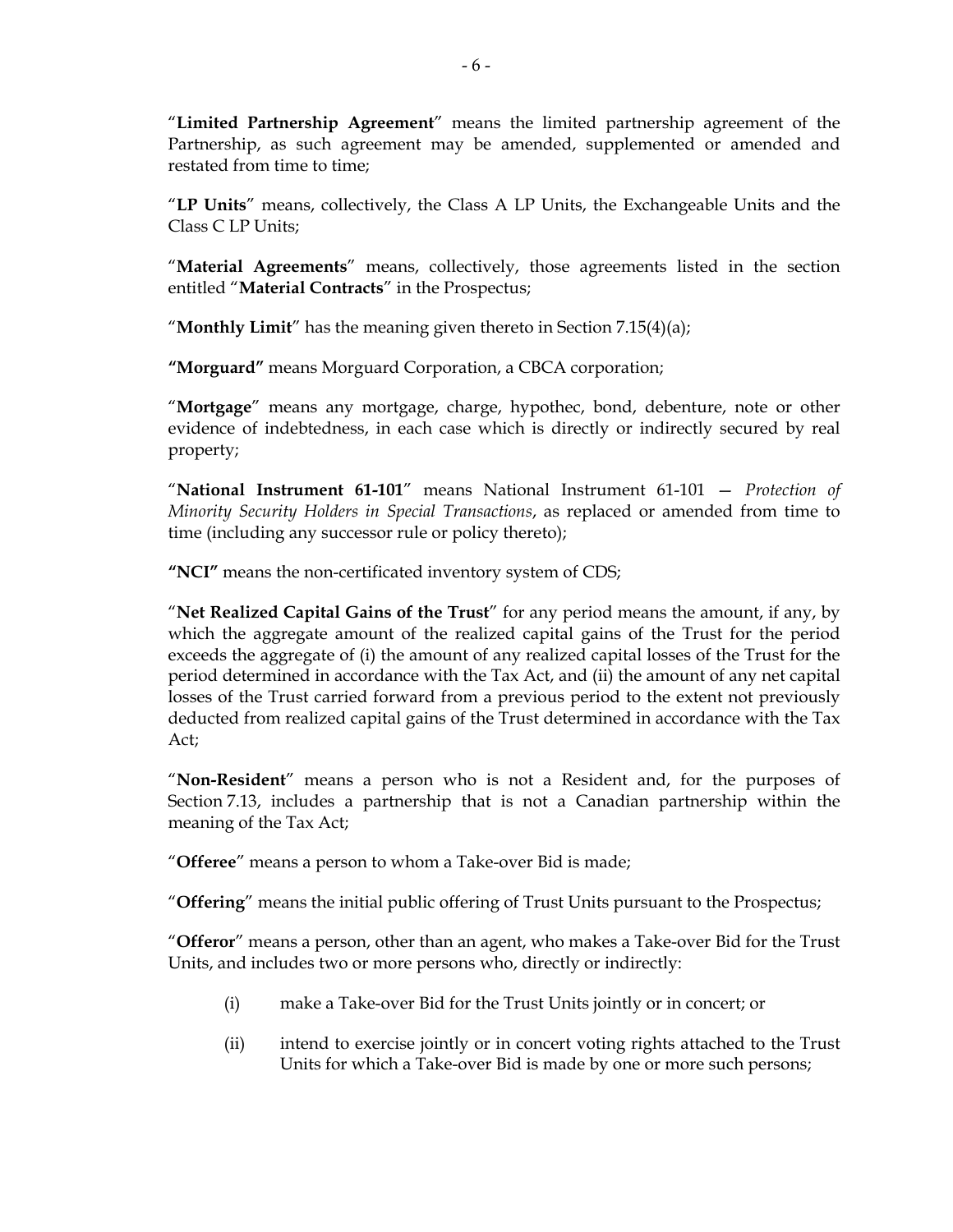"**Limited Partnership Agreement**" means the limited partnership agreement of the Partnership, as such agreement may be amended, supplemented or amended and restated from time to time;

"**LP Units**" means, collectively, the Class A LP Units, the Exchangeable Units and the Class C LP Units;

"**Material Agreements**" means, collectively, those agreements listed in the section entitled "**Material Contracts**" in the Prospectus;

"**Monthly Limit**" has the meaning given thereto in Section 7.15(4)(a);

**"Morguard"** means Morguard Corporation, a CBCA corporation;

"**Mortgage**" means any mortgage, charge, hypothec, bond, debenture, note or other evidence of indebtedness, in each case which is directly or indirectly secured by real property;

"**National Instrument 61-101**" means National Instrument 61-101 — *Protection of Minority Security Holders in Special Transactions*, as replaced or amended from time to time (including any successor rule or policy thereto);

**"NCI"** means the non-certificated inventory system of CDS;

"**Net Realized Capital Gains of the Trust**" for any period means the amount, if any, by which the aggregate amount of the realized capital gains of the Trust for the period exceeds the aggregate of (i) the amount of any realized capital losses of the Trust for the period determined in accordance with the Tax Act, and (ii) the amount of any net capital losses of the Trust carried forward from a previous period to the extent not previously deducted from realized capital gains of the Trust determined in accordance with the Tax Act;

"**Non-Resident**" means a person who is not a Resident and, for the purposes of Section 7.13, includes a partnership that is not a Canadian partnership within the meaning of the Tax Act;

"**Offeree**" means a person to whom a Take-over Bid is made;

"**Offering**" means the initial public offering of Trust Units pursuant to the Prospectus;

"**Offeror**" means a person, other than an agent, who makes a Take-over Bid for the Trust Units, and includes two or more persons who, directly or indirectly:

(i) make a Take-over Bid for the Trust Units jointly or in concert; or

(ii) intend to exercise jointly or in concert voting rights attached to the Trust Units for which a Take-over Bid is made by one or more such persons;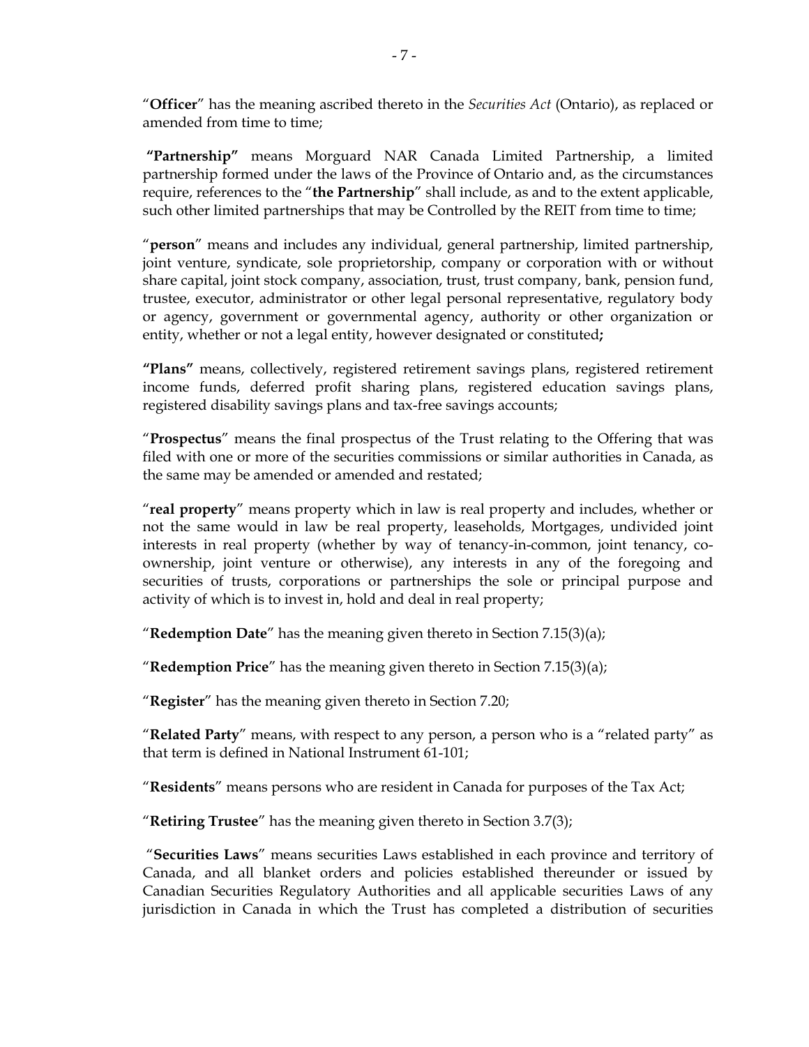"**Officer**" has the meaning ascribed thereto in the *Securities Act* (Ontario), as replaced or amended from time to time;

**"Partnership"** means Morguard NAR Canada Limited Partnership, a limited partnership formed under the laws of the Province of Ontario and, as the circumstances require, references to the "**the Partnership**" shall include, as and to the extent applicable, such other limited partnerships that may be Controlled by the REIT from time to time;

"**person**" means and includes any individual, general partnership, limited partnership, joint venture, syndicate, sole proprietorship, company or corporation with or without share capital, joint stock company, association, trust, trust company, bank, pension fund, trustee, executor, administrator or other legal personal representative, regulatory body or agency, government or governmental agency, authority or other organization or entity, whether or not a legal entity, however designated or constituted**;**

**"Plans"** means, collectively, registered retirement savings plans, registered retirement income funds, deferred profit sharing plans, registered education savings plans, registered disability savings plans and tax-free savings accounts;

"**Prospectus**" means the final prospectus of the Trust relating to the Offering that was filed with one or more of the securities commissions or similar authorities in Canada, as the same may be amended or amended and restated;

"**real property**" means property which in law is real property and includes, whether or not the same would in law be real property, leaseholds, Mortgages, undivided joint interests in real property (whether by way of tenancy-in-common, joint tenancy, co-ownership, joint venture or otherwise), any interests in any of the foregoing and securities of trusts, corporations or partnerships the sole or principal purpose and activity of which is to invest in, hold and deal in real property;

"**Redemption Date**" has the meaning given thereto in Section 7.15(3)(a);

"**Redemption Price**" has the meaning given thereto in Section 7.15(3)(a);

"**Register**" has the meaning given thereto in Section 7.20;

"**Related Party**" means, with respect to any person, a person who is a "related party" as that term is defined in National Instrument 61-101;

"**Residents**" means persons who are resident in Canada for purposes of the Tax Act;

"**Retiring Trustee**" has the meaning given thereto in Section 3.7(3);

"**Securities Laws**" means securities Laws established in each province and territory of Canada, and all blanket orders and policies established thereunder or issued by Canadian Securities Regulatory Authorities and all applicable securities Laws of any jurisdiction in Canada in which the Trust has completed a distribution of securities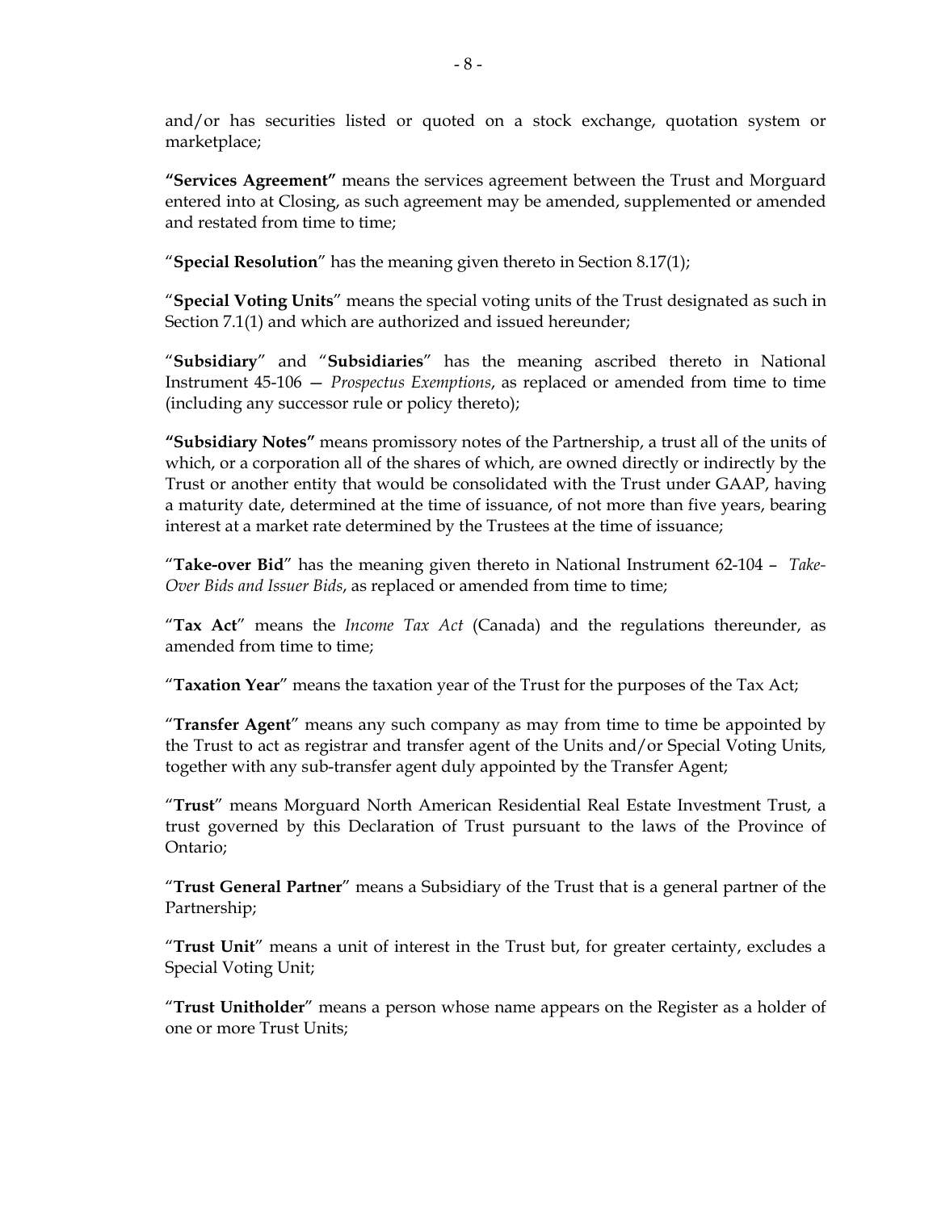and/or has securities listed or quoted on a stock exchange, quotation system or marketplace;

**"Services Agreement"** means the services agreement between the Trust and Morguard entered into at Closing, as such agreement may be amended, supplemented or amended and restated from time to time;

"**Special Resolution**" has the meaning given thereto in Section 8.17(1);

"**Special Voting Units**" means the special voting units of the Trust designated as such in Section 7.1(1) and which are authorized and issued hereunder;

"**Subsidiary**" and "**Subsidiaries**" has the meaning ascribed thereto in National Instrument 45-106 — *Prospectus Exemptions*, as replaced or amended from time to time (including any successor rule or policy thereto);

**"Subsidiary Notes"** means promissory notes of the Partnership, a trust all of the units of which, or a corporation all of the shares of which, are owned directly or indirectly by the Trust or another entity that would be consolidated with the Trust under GAAP, having a maturity date, determined at the time of issuance, of not more than five years, bearing interest at a market rate determined by the Trustees at the time of issuance;

"**Take-over Bid**" has the meaning given thereto in National Instrument 62-104 – *Take-Over Bids and Issuer Bids*, as replaced or amended from time to time;

"**Tax Act**" means the *Income Tax Act* (Canada) and the regulations thereunder, as amended from time to time;

"**Taxation Year**" means the taxation year of the Trust for the purposes of the Tax Act;

"**Transfer Agent**" means any such company as may from time to time be appointed by the Trust to act as registrar and transfer agent of the Units and/or Special Voting Units, together with any sub-transfer agent duly appointed by the Transfer Agent;

"**Trust**" means Morguard North American Residential Real Estate Investment Trust, a trust governed by this Declaration of Trust pursuant to the laws of the Province of Ontario;

"**Trust General Partner**" means a Subsidiary of the Trust that is a general partner of the Partnership;

"**Trust Unit**" means a unit of interest in the Trust but, for greater certainty, excludes a Special Voting Unit;

"**Trust Unitholder**" means a person whose name appears on the Register as a holder of one or more Trust Units;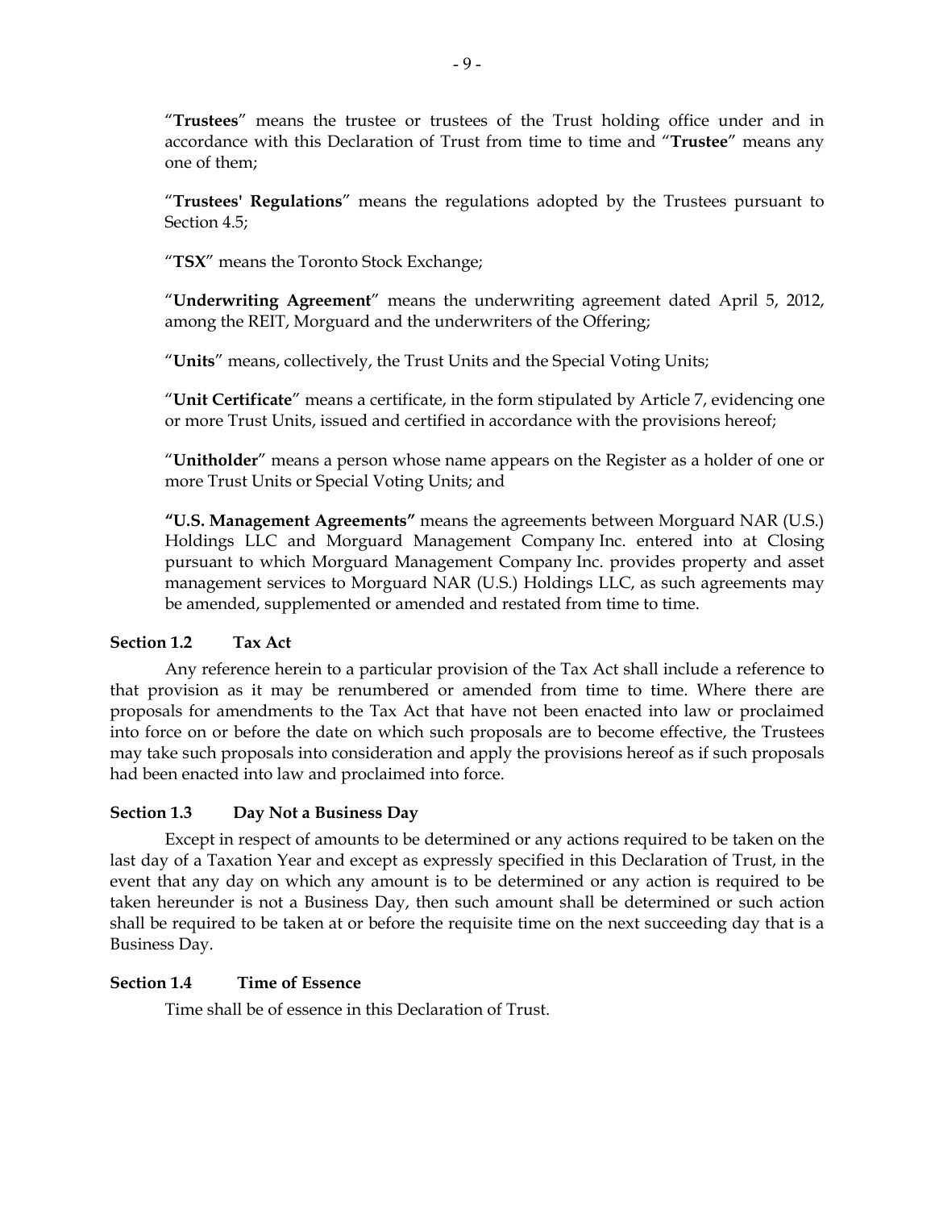"**Trustees**" means the trustee or trustees of the Trust holding office under and in accordance with this Declaration of Trust from time to time and "**Trustee**" means any one of them;

"**Trustees' Regulations**" means the regulations adopted by the Trustees pursuant to Section 4.5;

"**TSX**" means the Toronto Stock Exchange;

"**Underwriting Agreement**" means the underwriting agreement dated April 5, 2012, among the REIT, Morguard and the underwriters of the Offering;

"**Units**" means, collectively, the Trust Units and the Special Voting Units;

"**Unit Certificate**" means a certificate, in the form stipulated by Article 7, evidencing one or more Trust Units, issued and certified in accordance with the provisions hereof;

"**Unitholder**" means a person whose name appears on the Register as a holder of one or more Trust Units or Special Voting Units; and

**"U.S. Management Agreements"** means the agreements between Morguard NAR (U.S.) Holdings LLC and Morguard Management Company Inc. entered into at Closing pursuant to which Morguard Management Company Inc. provides property and asset management services to Morguard NAR (U.S.) Holdings LLC, as such agreements may be amended, supplemented or amended and restated from time to time.

### Section 1.2 Tax Act

Any reference herein to a particular provision of the Tax Act shall include a reference to that provision as it may be renumbered or amended from time to time. Where there are proposals for amendments to the Tax Act that have not been enacted into law or proclaimed into force on or before the date on which such proposals are to become effective, the Trustees may take such proposals into consideration and apply the provisions hereof as if such proposals had been enacted into law and proclaimed into force.

### Section 1.3 Day Not a Business Day

Except in respect of amounts to be determined or any actions required to be taken on the last day of a Taxation Year and except as expressly specified in this Declaration of Trust, in the event that any day on which any amount is to be determined or any action is required to be taken hereunder is not a Business Day, then such amount shall be determined or such action shall be required to be taken at or before the requisite time on the next succeeding day that is a Business Day.

### Section 1.4 Time of Essence

Time shall be of essence in this Declaration of Trust.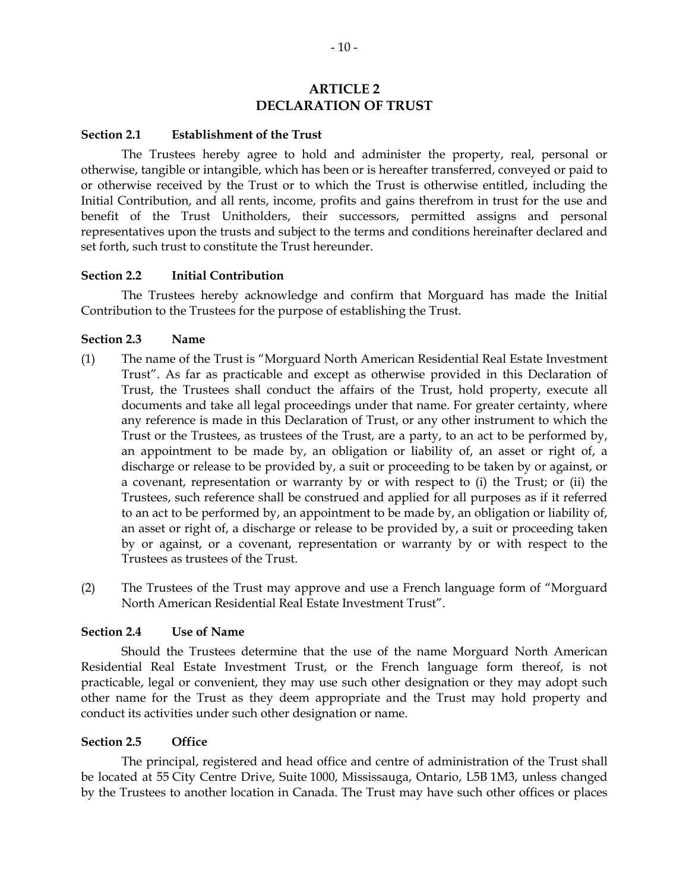## ARTICLE 2
## DECLARATION OF TRUST

**Section 2.1 Establishment of the Trust**

The Trustees hereby agree to hold and administer the property, real, personal or otherwise, tangible or intangible, which has been or is hereafter transferred, conveyed or paid to or otherwise received by the Trust or to which the Trust is otherwise entitled, including the Initial Contribution, and all rents, income, profits and gains therefrom in trust for the use and benefit of the Trust Unitholders, their successors, permitted assigns and personal representatives upon the trusts and subject to the terms and conditions hereinafter declared and set forth, such trust to constitute the Trust hereunder.

**Section 2.2 Initial Contribution**

The Trustees hereby acknowledge and confirm that Morguard has made the Initial Contribution to the Trustees for the purpose of establishing the Trust.

**Section 2.3 Name**

(1) The name of the Trust is "Morguard North American Residential Real Estate Investment Trust". As far as practicable and except as otherwise provided in this Declaration of Trust, the Trustees shall conduct the affairs of the Trust, hold property, execute all documents and take all legal proceedings under that name. For greater certainty, where any reference is made in this Declaration of Trust, or any other instrument to which the Trust or the Trustees, as trustees of the Trust, are a party, to an act to be performed by, an appointment to be made by, an obligation or liability of, an asset or right of, a discharge or release to be provided by, a suit or proceeding to be taken by or against, or a covenant, representation or warranty by or with respect to (i) the Trust; or (ii) the Trustees, such reference shall be construed and applied for all purposes as if it referred to an act to be performed by, an appointment to be made by, an obligation or liability of, an asset or right of, a discharge or release to be provided by, a suit or proceeding taken by or against, or a covenant, representation or warranty by or with respect to the Trustees as trustees of the Trust.

(2) The Trustees of the Trust may approve and use a French language form of "Morguard North American Residential Real Estate Investment Trust".

**Section 2.4 Use of Name**

Should the Trustees determine that the use of the name Morguard North American Residential Real Estate Investment Trust, or the French language form thereof, is not practicable, legal or convenient, they may use such other designation or they may adopt such other name for the Trust as they deem appropriate and the Trust may hold property and conduct its activities under such other designation or name.

**Section 2.5 Office**

The principal, registered and head office and centre of administration of the Trust shall be located at 55 City Centre Drive, Suite 1000, Mississauga, Ontario, L5B 1M3, unless changed by the Trustees to another location in Canada. The Trust may have such other offices or places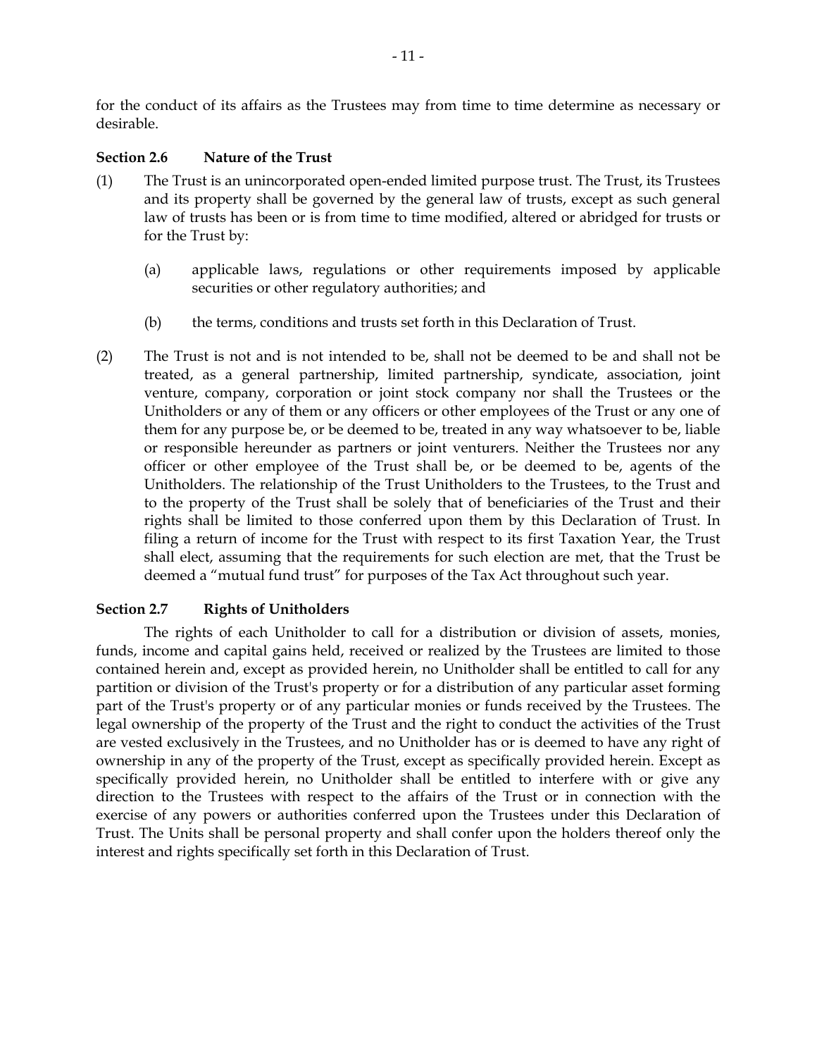for the conduct of its affairs as the Trustees may from time to time determine as necessary or desirable.

**Section 2.6 Nature of the Trust**

(1) The Trust is an unincorporated open-ended limited purpose trust. The Trust, its Trustees and its property shall be governed by the general law of trusts, except as such general law of trusts has been or is from time to time modified, altered or abridged for trusts or for the Trust by:

(a) applicable laws, regulations or other requirements imposed by applicable securities or other regulatory authorities; and

(b) the terms, conditions and trusts set forth in this Declaration of Trust.

(2) The Trust is not and is not intended to be, shall not be deemed to be and shall not be treated, as a general partnership, limited partnership, syndicate, association, joint venture, company, corporation or joint stock company nor shall the Trustees or the Unitholders or any of them or any officers or other employees of the Trust or any one of them for any purpose be, or be deemed to be, treated in any way whatsoever to be, liable or responsible hereunder as partners or joint venturers. Neither the Trustees nor any officer or other employee of the Trust shall be, or be deemed to be, agents of the Unitholders. The relationship of the Trust Unitholders to the Trustees, to the Trust and to the property of the Trust shall be solely that of beneficiaries of the Trust and their rights shall be limited to those conferred upon them by this Declaration of Trust. In filing a return of income for the Trust with respect to its first Taxation Year, the Trust shall elect, assuming that the requirements for such election are met, that the Trust be deemed a "mutual fund trust" for purposes of the Tax Act throughout such year.

**Section 2.7 Rights of Unitholders**

The rights of each Unitholder to call for a distribution or division of assets, monies, funds, income and capital gains held, received or realized by the Trustees are limited to those contained herein and, except as provided herein, no Unitholder shall be entitled to call for any partition or division of the Trust's property or for a distribution of any particular asset forming part of the Trust's property or of any particular monies or funds received by the Trustees. The legal ownership of the property of the Trust and the right to conduct the activities of the Trust are vested exclusively in the Trustees, and no Unitholder has or is deemed to have any right of ownership in any of the property of the Trust, except as specifically provided herein. Except as specifically provided herein, no Unitholder shall be entitled to interfere with or give any direction to the Trustees with respect to the affairs of the Trust or in connection with the exercise of any powers or authorities conferred upon the Trustees under this Declaration of Trust. The Units shall be personal property and shall confer upon the holders thereof only the interest and rights specifically set forth in this Declaration of Trust.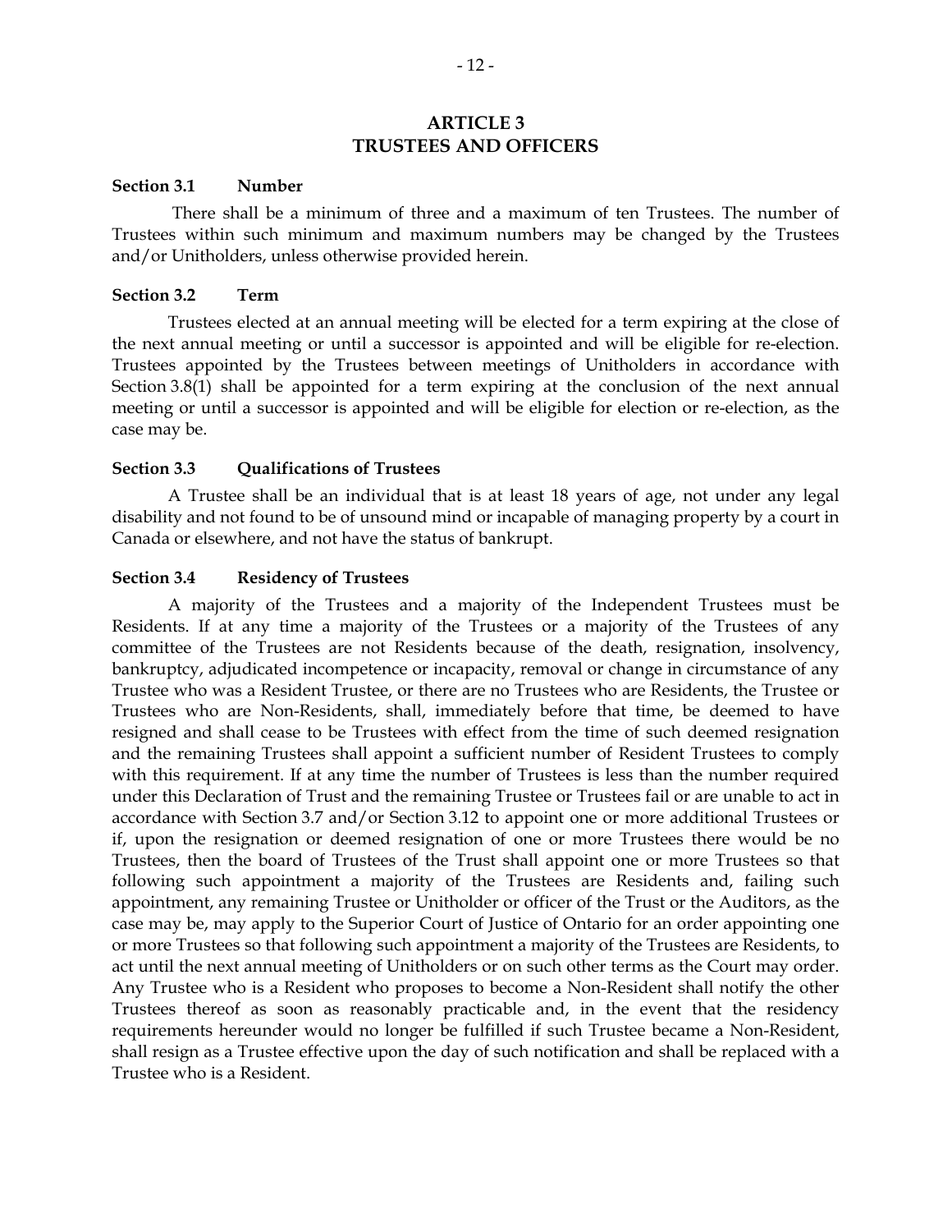# ARTICLE 3
# TRUSTEES AND OFFICERS

**Section 3.1 Number**

There shall be a minimum of three and a maximum of ten Trustees. The number of Trustees within such minimum and maximum numbers may be changed by the Trustees and/or Unitholders, unless otherwise provided herein.

**Section 3.2 Term**

Trustees elected at an annual meeting will be elected for a term expiring at the close of the next annual meeting or until a successor is appointed and will be eligible for re-election. Trustees appointed by the Trustees between meetings of Unitholders in accordance with Section 3.8(1) shall be appointed for a term expiring at the conclusion of the next annual meeting or until a successor is appointed and will be eligible for election or re-election, as the case may be.

**Section 3.3 Qualifications of Trustees**

A Trustee shall be an individual that is at least 18 years of age, not under any legal disability and not found to be of unsound mind or incapable of managing property by a court in Canada or elsewhere, and not have the status of bankrupt.

**Section 3.4 Residency of Trustees**

A majority of the Trustees and a majority of the Independent Trustees must be Residents. If at any time a majority of the Trustees or a majority of the Trustees of any committee of the Trustees are not Residents because of the death, resignation, insolvency, bankruptcy, adjudicated incompetence or incapacity, removal or change in circumstance of any Trustee who was a Resident Trustee, or there are no Trustees who are Residents, the Trustee or Trustees who are Non-Residents, shall, immediately before that time, be deemed to have resigned and shall cease to be Trustees with effect from the time of such deemed resignation and the remaining Trustees shall appoint a sufficient number of Resident Trustees to comply with this requirement. If at any time the number of Trustees is less than the number required under this Declaration of Trust and the remaining Trustee or Trustees fail or are unable to act in accordance with Section 3.7 and/or Section 3.12 to appoint one or more additional Trustees or if, upon the resignation or deemed resignation of one or more Trustees there would be no Trustees, then the board of Trustees of the Trust shall appoint one or more Trustees so that following such appointment a majority of the Trustees are Residents and, failing such appointment, any remaining Trustee or Unitholder or officer of the Trust or the Auditors, as the case may be, may apply to the Superior Court of Justice of Ontario for an order appointing one or more Trustees so that following such appointment a majority of the Trustees are Residents, to act until the next annual meeting of Unitholders or on such other terms as the Court may order. Any Trustee who is a Resident who proposes to become a Non-Resident shall notify the other Trustees thereof as soon as reasonably practicable and, in the event that the residency requirements hereunder would no longer be fulfilled if such Trustee became a Non-Resident, shall resign as a Trustee effective upon the day of such notification and shall be replaced with a Trustee who is a Resident.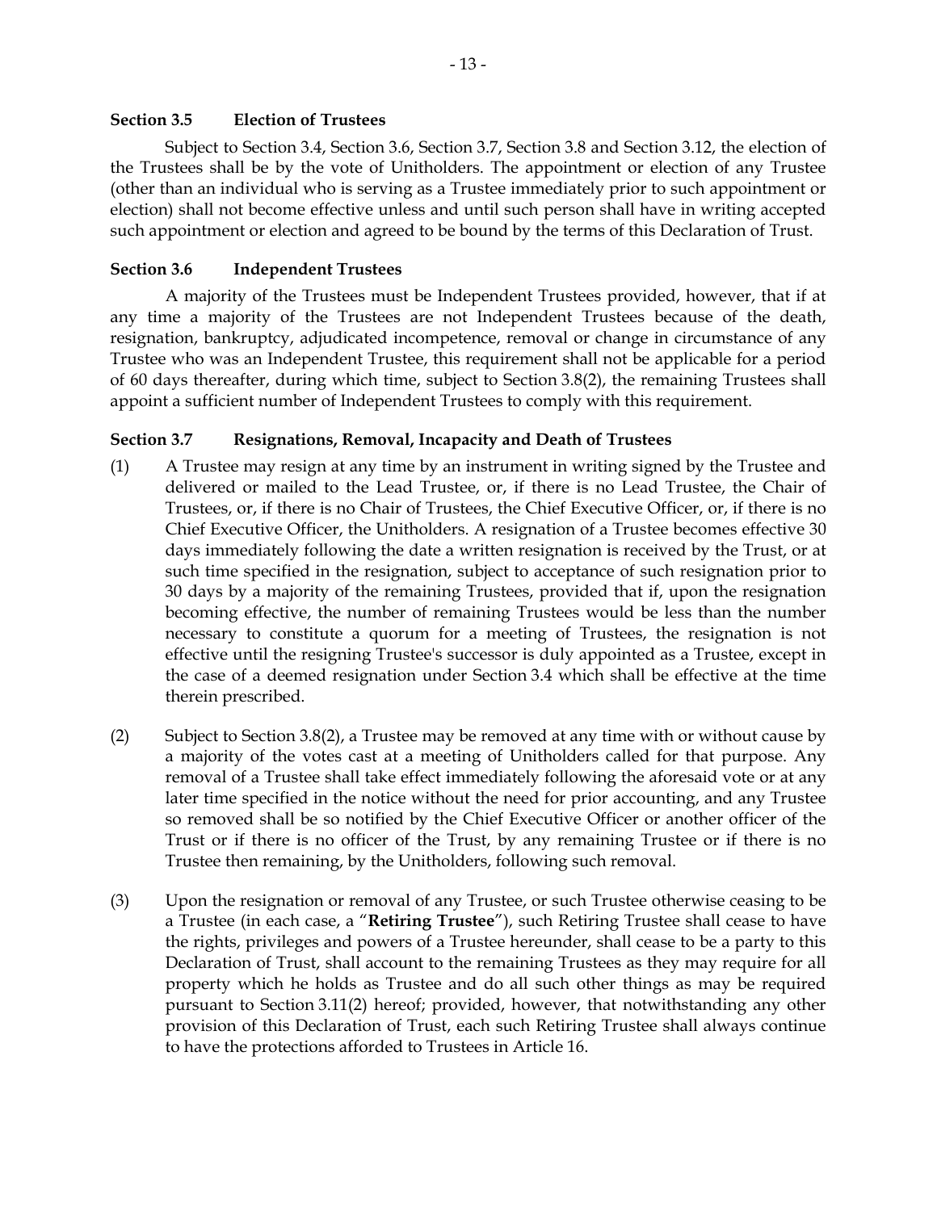### Section 3.5 Election of Trustees

Subject to Section 3.4, Section 3.6, Section 3.7, Section 3.8 and Section 3.12, the election of the Trustees shall be by the vote of Unitholders. The appointment or election of any Trustee (other than an individual who is serving as a Trustee immediately prior to such appointment or election) shall not become effective unless and until such person shall have in writing accepted such appointment or election and agreed to be bound by the terms of this Declaration of Trust.

### Section 3.6 Independent Trustees

A majority of the Trustees must be Independent Trustees provided, however, that if at any time a majority of the Trustees are not Independent Trustees because of the death, resignation, bankruptcy, adjudicated incompetence, removal or change in circumstance of any Trustee who was an Independent Trustee, this requirement shall not be applicable for a period of 60 days thereafter, during which time, subject to Section 3.8(2), the remaining Trustees shall appoint a sufficient number of Independent Trustees to comply with this requirement.

### Section 3.7 Resignations, Removal, Incapacity and Death of Trustees

(1) A Trustee may resign at any time by an instrument in writing signed by the Trustee and delivered or mailed to the Lead Trustee, or, if there is no Lead Trustee, the Chair of Trustees, or, if there is no Chair of Trustees, the Chief Executive Officer, or, if there is no Chief Executive Officer, the Unitholders. A resignation of a Trustee becomes effective 30 days immediately following the date a written resignation is received by the Trust, or at such time specified in the resignation, subject to acceptance of such resignation prior to 30 days by a majority of the remaining Trustees, provided that if, upon the resignation becoming effective, the number of remaining Trustees would be less than the number necessary to constitute a quorum for a meeting of Trustees, the resignation is not effective until the resigning Trustee's successor is duly appointed as a Trustee, except in the case of a deemed resignation under Section 3.4 which shall be effective at the time therein prescribed.

(2) Subject to Section 3.8(2), a Trustee may be removed at any time with or without cause by a majority of the votes cast at a meeting of Unitholders called for that purpose. Any removal of a Trustee shall take effect immediately following the aforesaid vote or at any later time specified in the notice without the need for prior accounting, and any Trustee so removed shall be so notified by the Chief Executive Officer or another officer of the Trust or if there is no officer of the Trust, by any remaining Trustee or if there is no Trustee then remaining, by the Unitholders, following such removal.

(3) Upon the resignation or removal of any Trustee, or such Trustee otherwise ceasing to be a Trustee (in each case, a "**Retiring Trustee**"), such Retiring Trustee shall cease to have the rights, privileges and powers of a Trustee hereunder, shall cease to be a party to this Declaration of Trust, shall account to the remaining Trustees as they may require for all property which he holds as Trustee and do all such other things as may be required pursuant to Section 3.11(2) hereof; provided, however, that notwithstanding any other provision of this Declaration of Trust, each such Retiring Trustee shall always continue to have the protections afforded to Trustees in Article 16.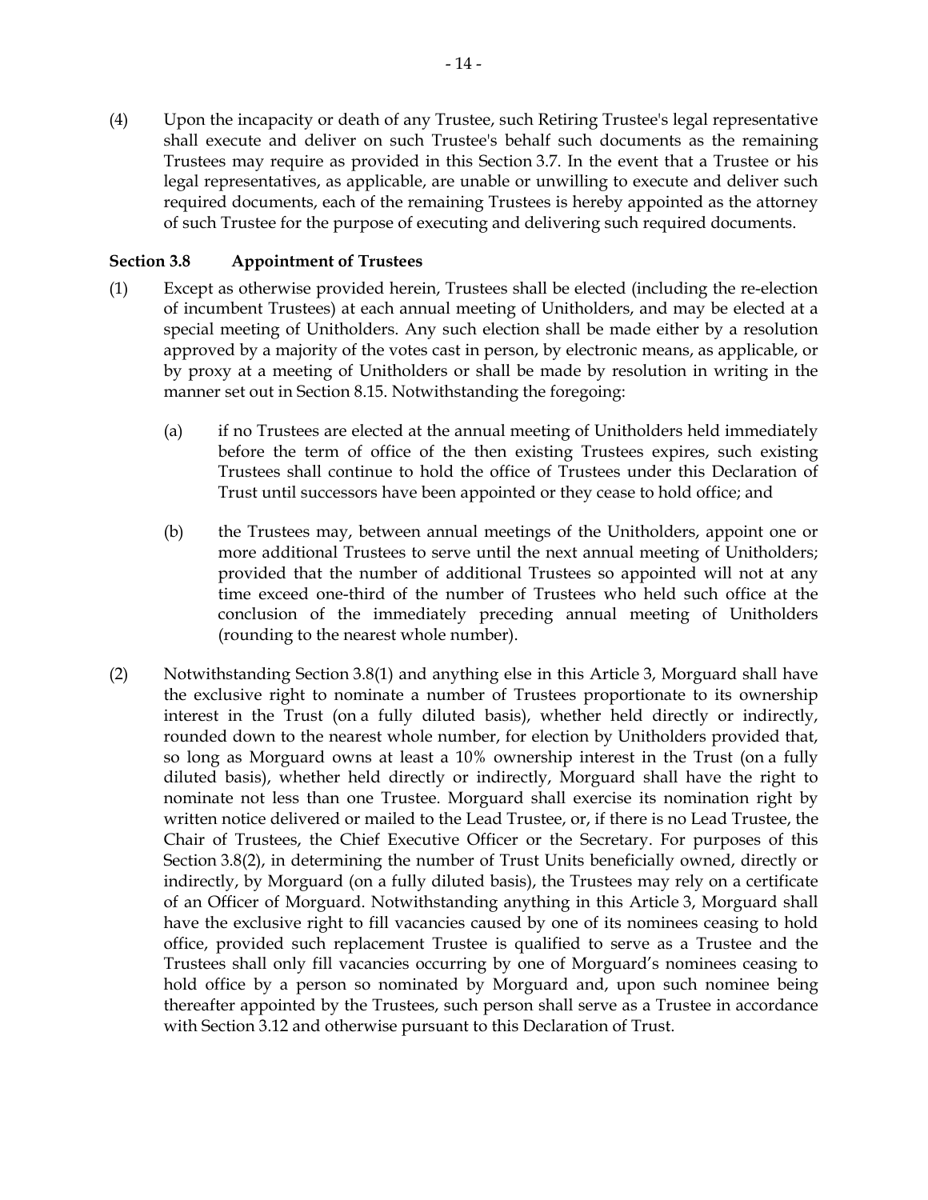(4) Upon the incapacity or death of any Trustee, such Retiring Trustee's legal representative shall execute and deliver on such Trustee's behalf such documents as the remaining Trustees may require as provided in this Section 3.7. In the event that a Trustee or his legal representatives, as applicable, are unable or unwilling to execute and deliver such required documents, each of the remaining Trustees is hereby appointed as the attorney of such Trustee for the purpose of executing and delivering such required documents.

**Section 3.8 Appointment of Trustees**

(1) Except as otherwise provided herein, Trustees shall be elected (including the re-election of incumbent Trustees) at each annual meeting of Unitholders, and may be elected at a special meeting of Unitholders. Any such election shall be made either by a resolution approved by a majority of the votes cast in person, by electronic means, as applicable, or by proxy at a meeting of Unitholders or shall be made by resolution in writing in the manner set out in Section 8.15. Notwithstanding the foregoing:

   (a) if no Trustees are elected at the annual meeting of Unitholders held immediately before the term of office of the then existing Trustees expires, such existing Trustees shall continue to hold the office of Trustees under this Declaration of Trust until successors have been appointed or they cease to hold office; and

   (b) the Trustees may, between annual meetings of the Unitholders, appoint one or more additional Trustees to serve until the next annual meeting of Unitholders; provided that the number of additional Trustees so appointed will not at any time exceed one-third of the number of Trustees who held such office at the conclusion of the immediately preceding annual meeting of Unitholders (rounding to the nearest whole number).

(2) Notwithstanding Section 3.8(1) and anything else in this Article 3, Morguard shall have the exclusive right to nominate a number of Trustees proportionate to its ownership interest in the Trust (on a fully diluted basis), whether held directly or indirectly, rounded down to the nearest whole number, for election by Unitholders provided that, so long as Morguard owns at least a 10% ownership interest in the Trust (on a fully diluted basis), whether held directly or indirectly, Morguard shall have the right to nominate not less than one Trustee. Morguard shall exercise its nomination right by written notice delivered or mailed to the Lead Trustee, or, if there is no Lead Trustee, the Chair of Trustees, the Chief Executive Officer or the Secretary. For purposes of this Section 3.8(2), in determining the number of Trust Units beneficially owned, directly or indirectly, by Morguard (on a fully diluted basis), the Trustees may rely on a certificate of an Officer of Morguard. Notwithstanding anything in this Article 3, Morguard shall have the exclusive right to fill vacancies caused by one of its nominees ceasing to hold office, provided such replacement Trustee is qualified to serve as a Trustee and the Trustees shall only fill vacancies occurring by one of Morguard's nominees ceasing to hold office by a person so nominated by Morguard and, upon such nominee being thereafter appointed by the Trustees, such person shall serve as a Trustee in accordance with Section 3.12 and otherwise pursuant to this Declaration of Trust.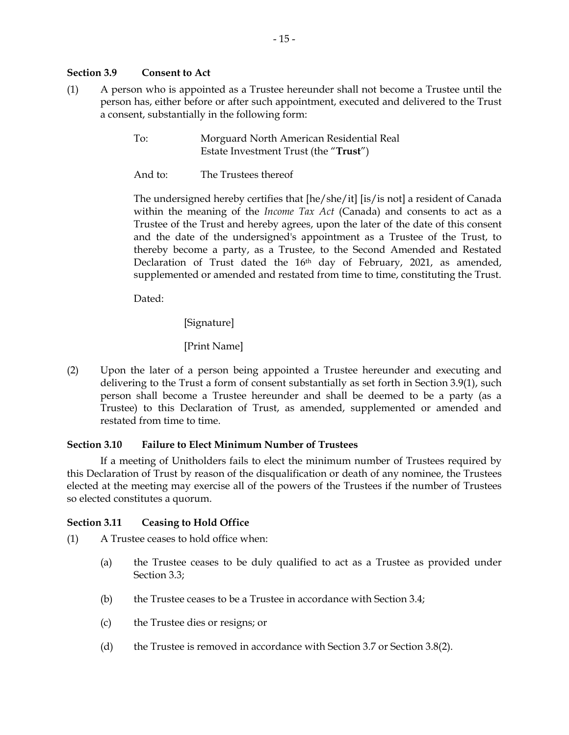### Section 3.9 Consent to Act

(1) A person who is appointed as a Trustee hereunder shall not become a Trustee until the person has, either before or after such appointment, executed and delivered to the Trust a consent, substantially in the following form:

> To: Morguard North American Residential Real Estate Investment Trust (the "**Trust**")
>
> And to: The Trustees thereof
>
> The undersigned hereby certifies that [he/she/it] [is/is not] a resident of Canada within the meaning of the *Income Tax Act* (Canada) and consents to act as a Trustee of the Trust and hereby agrees, upon the later of the date of this consent and the date of the undersigned's appointment as a Trustee of the Trust, to thereby become a party, as a Trustee, to the Second Amended and Restated Declaration of Trust dated the 16th day of February, 2021, as amended, supplemented or amended and restated from time to time, constituting the Trust.
>
> Dated:
>
> [Signature]
>
> [Print Name]

(2) Upon the later of a person being appointed a Trustee hereunder and executing and delivering to the Trust a form of consent substantially as set forth in Section 3.9(1), such person shall become a Trustee hereunder and shall be deemed to be a party (as a Trustee) to this Declaration of Trust, as amended, supplemented or amended and restated from time to time.

### Section 3.10 Failure to Elect Minimum Number of Trustees

If a meeting of Unitholders fails to elect the minimum number of Trustees required by this Declaration of Trust by reason of the disqualification or death of any nominee, the Trustees elected at the meeting may exercise all of the powers of the Trustees if the number of Trustees so elected constitutes a quorum.

### Section 3.11 Ceasing to Hold Office

(1) A Trustee ceases to hold office when:

(a) the Trustee ceases to be duly qualified to act as a Trustee as provided under Section 3.3;

(b) the Trustee ceases to be a Trustee in accordance with Section 3.4;

(c) the Trustee dies or resigns; or

(d) the Trustee is removed in accordance with Section 3.7 or Section 3.8(2).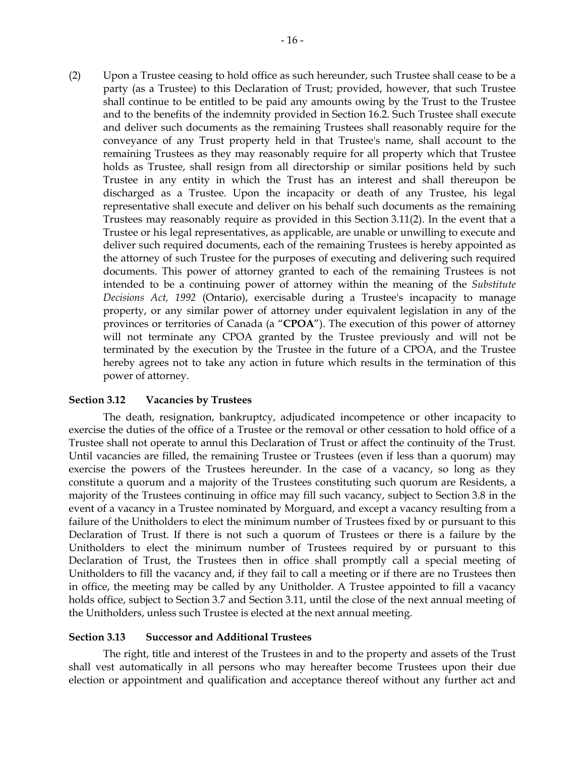(2) Upon a Trustee ceasing to hold office as such hereunder, such Trustee shall cease to be a party (as a Trustee) to this Declaration of Trust; provided, however, that such Trustee shall continue to be entitled to be paid any amounts owing by the Trust to the Trustee and to the benefits of the indemnity provided in Section 16.2. Such Trustee shall execute and deliver such documents as the remaining Trustees shall reasonably require for the conveyance of any Trust property held in that Trustee's name, shall account to the remaining Trustees as they may reasonably require for all property which that Trustee holds as Trustee, shall resign from all directorship or similar positions held by such Trustee in any entity in which the Trust has an interest and shall thereupon be discharged as a Trustee. Upon the incapacity or death of any Trustee, his legal representative shall execute and deliver on his behalf such documents as the remaining Trustees may reasonably require as provided in this Section 3.11(2). In the event that a Trustee or his legal representatives, as applicable, are unable or unwilling to execute and deliver such required documents, each of the remaining Trustees is hereby appointed as the attorney of such Trustee for the purposes of executing and delivering such required documents. This power of attorney granted to each of the remaining Trustees is not intended to be a continuing power of attorney within the meaning of the *Substitute Decisions Act, 1992* (Ontario), exercisable during a Trustee's incapacity to manage property, or any similar power of attorney under equivalent legislation in any of the provinces or territories of Canada (a "**CPOA**"). The execution of this power of attorney will not terminate any CPOA granted by the Trustee previously and will not be terminated by the execution by the Trustee in the future of a CPOA, and the Trustee hereby agrees not to take any action in future which results in the termination of this power of attorney.

### Section 3.12 Vacancies by Trustees

The death, resignation, bankruptcy, adjudicated incompetence or other incapacity to exercise the duties of the office of a Trustee or the removal or other cessation to hold office of a Trustee shall not operate to annul this Declaration of Trust or affect the continuity of the Trust. Until vacancies are filled, the remaining Trustee or Trustees (even if less than a quorum) may exercise the powers of the Trustees hereunder. In the case of a vacancy, so long as they constitute a quorum and a majority of the Trustees constituting such quorum are Residents, a majority of the Trustees continuing in office may fill such vacancy, subject to Section 3.8 in the event of a vacancy in a Trustee nominated by Morguard, and except a vacancy resulting from a failure of the Unitholders to elect the minimum number of Trustees fixed by or pursuant to this Declaration of Trust. If there is not such a quorum of Trustees or there is a failure by the Unitholders to elect the minimum number of Trustees required by or pursuant to this Declaration of Trust, the Trustees then in office shall promptly call a special meeting of Unitholders to fill the vacancy and, if they fail to call a meeting or if there are no Trustees then in office, the meeting may be called by any Unitholder. A Trustee appointed to fill a vacancy holds office, subject to Section 3.7 and Section 3.11, until the close of the next annual meeting of the Unitholders, unless such Trustee is elected at the next annual meeting.

### Section 3.13 Successor and Additional Trustees

The right, title and interest of the Trustees in and to the property and assets of the Trust shall vest automatically in all persons who may hereafter become Trustees upon their due election or appointment and qualification and acceptance thereof without any further act and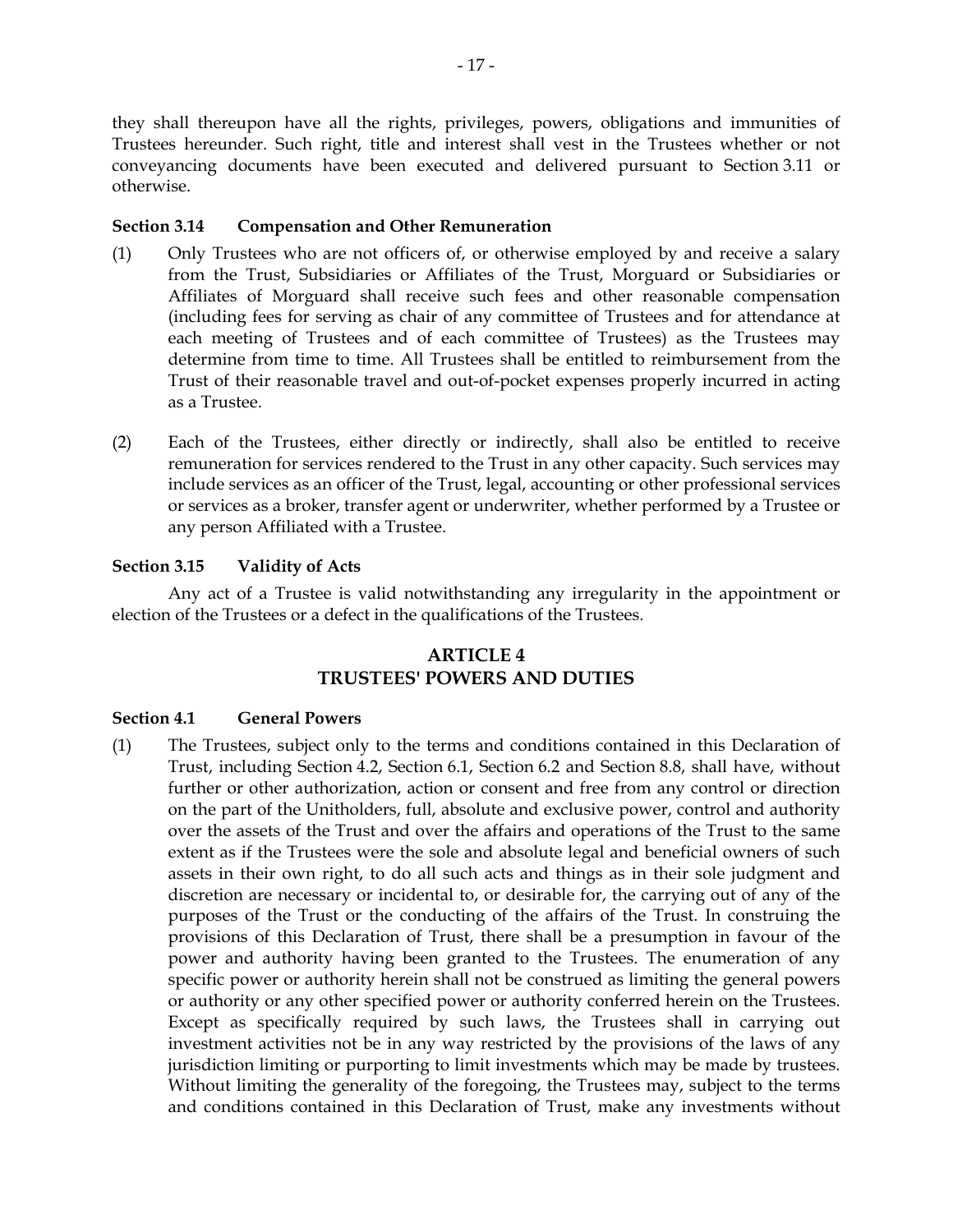they shall thereupon have all the rights, privileges, powers, obligations and immunities of Trustees hereunder. Such right, title and interest shall vest in the Trustees whether or not conveyancing documents have been executed and delivered pursuant to Section 3.11 or otherwise.

**Section 3.14 Compensation and Other Remuneration**

(1) Only Trustees who are not officers of, or otherwise employed by and receive a salary from the Trust, Subsidiaries or Affiliates of the Trust, Morguard or Subsidiaries or Affiliates of Morguard shall receive such fees and other reasonable compensation (including fees for serving as chair of any committee of Trustees and for attendance at each meeting of Trustees and of each committee of Trustees) as the Trustees may determine from time to time. All Trustees shall be entitled to reimbursement from the Trust of their reasonable travel and out-of-pocket expenses properly incurred in acting as a Trustee.

(2) Each of the Trustees, either directly or indirectly, shall also be entitled to receive remuneration for services rendered to the Trust in any other capacity. Such services may include services as an officer of the Trust, legal, accounting or other professional services or services as a broker, transfer agent or underwriter, whether performed by a Trustee or any person Affiliated with a Trustee.

**Section 3.15 Validity of Acts**

Any act of a Trustee is valid notwithstanding any irregularity in the appointment or election of the Trustees or a defect in the qualifications of the Trustees.

## ARTICLE 4
## TRUSTEES' POWERS AND DUTIES

**Section 4.1 General Powers**

(1) The Trustees, subject only to the terms and conditions contained in this Declaration of Trust, including Section 4.2, Section 6.1, Section 6.2 and Section 8.8, shall have, without further or other authorization, action or consent and free from any control or direction on the part of the Unitholders, full, absolute and exclusive power, control and authority over the assets of the Trust and over the affairs and operations of the Trust to the same extent as if the Trustees were the sole and absolute legal and beneficial owners of such assets in their own right, to do all such acts and things as in their sole judgment and discretion are necessary or incidental to, or desirable for, the carrying out of any of the purposes of the Trust or the conducting of the affairs of the Trust. In construing the provisions of this Declaration of Trust, there shall be a presumption in favour of the power and authority having been granted to the Trustees. The enumeration of any specific power or authority herein shall not be construed as limiting the general powers or authority or any other specified power or authority conferred herein on the Trustees. Except as specifically required by such laws, the Trustees shall in carrying out investment activities not be in any way restricted by the provisions of the laws of any jurisdiction limiting or purporting to limit investments which may be made by trustees. Without limiting the generality of the foregoing, the Trustees may, subject to the terms and conditions contained in this Declaration of Trust, make any investments without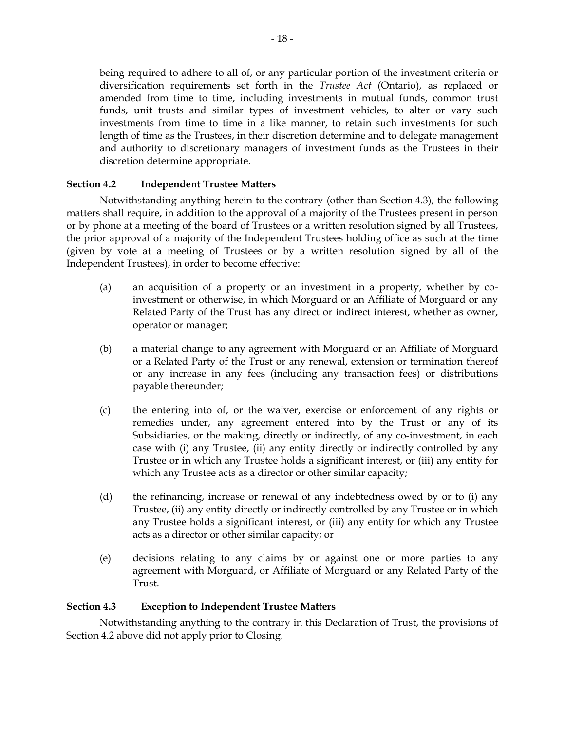being required to adhere to all of, or any particular portion of the investment criteria or diversification requirements set forth in the *Trustee Act* (Ontario), as replaced or amended from time to time, including investments in mutual funds, common trust funds, unit trusts and similar types of investment vehicles, to alter or vary such investments from time to time in a like manner, to retain such investments for such length of time as the Trustees, in their discretion determine and to delegate management and authority to discretionary managers of investment funds as the Trustees in their discretion determine appropriate.

**Section 4.2 Independent Trustee Matters**

Notwithstanding anything herein to the contrary (other than Section 4.3), the following matters shall require, in addition to the approval of a majority of the Trustees present in person or by phone at a meeting of the board of Trustees or a written resolution signed by all Trustees, the prior approval of a majority of the Independent Trustees holding office as such at the time (given by vote at a meeting of Trustees or by a written resolution signed by all of the Independent Trustees), in order to become effective:

(a) an acquisition of a property or an investment in a property, whether by co-investment or otherwise, in which Morguard or an Affiliate of Morguard or any Related Party of the Trust has any direct or indirect interest, whether as owner, operator or manager;

(b) a material change to any agreement with Morguard or an Affiliate of Morguard or a Related Party of the Trust or any renewal, extension or termination thereof or any increase in any fees (including any transaction fees) or distributions payable thereunder;

(c) the entering into of, or the waiver, exercise or enforcement of any rights or remedies under, any agreement entered into by the Trust or any of its Subsidiaries, or the making, directly or indirectly, of any co-investment, in each case with (i) any Trustee, (ii) any entity directly or indirectly controlled by any Trustee or in which any Trustee holds a significant interest, or (iii) any entity for which any Trustee acts as a director or other similar capacity;

(d) the refinancing, increase or renewal of any indebtedness owed by or to (i) any Trustee, (ii) any entity directly or indirectly controlled by any Trustee or in which any Trustee holds a significant interest, or (iii) any entity for which any Trustee acts as a director or other similar capacity; or

(e) decisions relating to any claims by or against one or more parties to any agreement with Morguard, or Affiliate of Morguard or any Related Party of the Trust.

**Section 4.3 Exception to Independent Trustee Matters**

Notwithstanding anything to the contrary in this Declaration of Trust, the provisions of Section 4.2 above did not apply prior to Closing.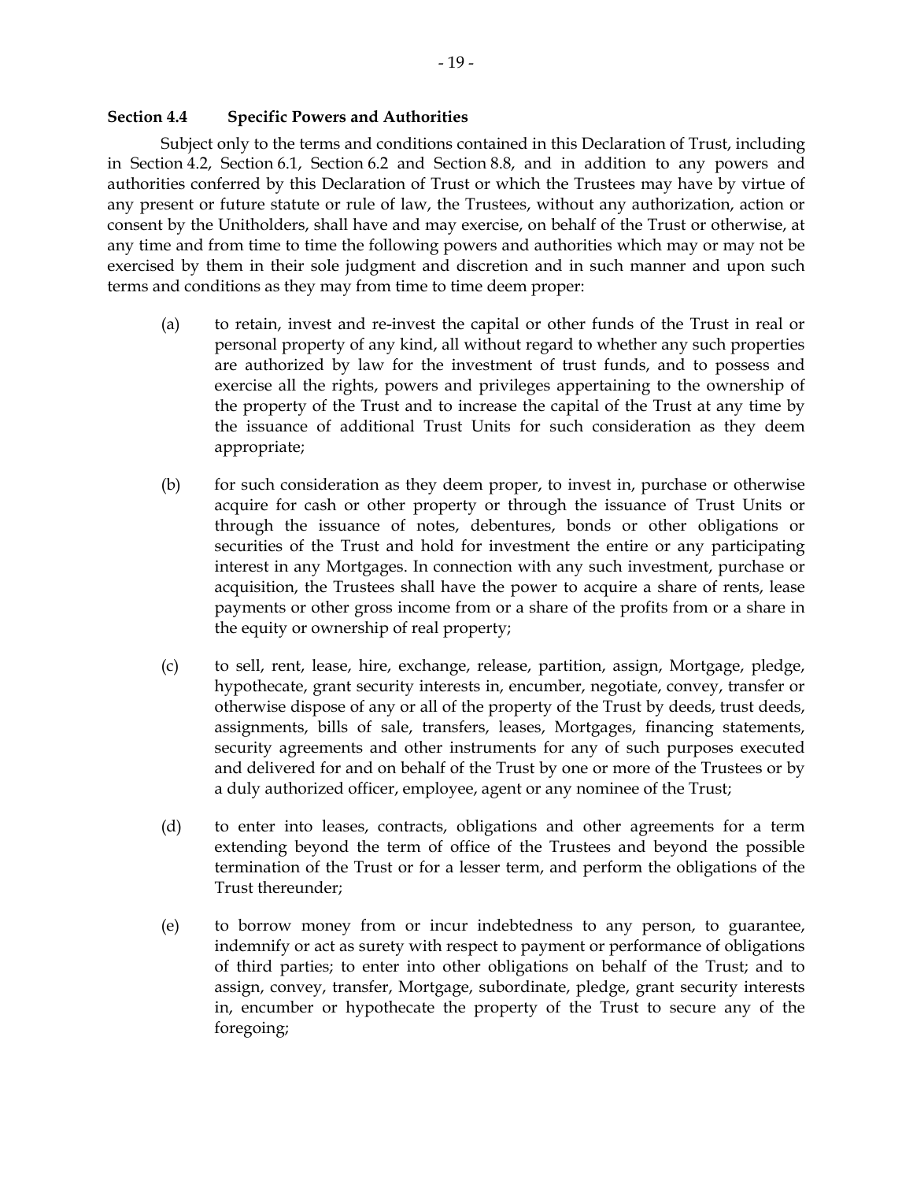**Section 4.4 Specific Powers and Authorities**

Subject only to the terms and conditions contained in this Declaration of Trust, including in Section 4.2, Section 6.1, Section 6.2 and Section 8.8, and in addition to any powers and authorities conferred by this Declaration of Trust or which the Trustees may have by virtue of any present or future statute or rule of law, the Trustees, without any authorization, action or consent by the Unitholders, shall have and may exercise, on behalf of the Trust or otherwise, at any time and from time to time the following powers and authorities which may or may not be exercised by them in their sole judgment and discretion and in such manner and upon such terms and conditions as they may from time to time deem proper:

(a) to retain, invest and re-invest the capital or other funds of the Trust in real or personal property of any kind, all without regard to whether any such properties are authorized by law for the investment of trust funds, and to possess and exercise all the rights, powers and privileges appertaining to the ownership of the property of the Trust and to increase the capital of the Trust at any time by the issuance of additional Trust Units for such consideration as they deem appropriate;

(b) for such consideration as they deem proper, to invest in, purchase or otherwise acquire for cash or other property or through the issuance of Trust Units or through the issuance of notes, debentures, bonds or other obligations or securities of the Trust and hold for investment the entire or any participating interest in any Mortgages. In connection with any such investment, purchase or acquisition, the Trustees shall have the power to acquire a share of rents, lease payments or other gross income from or a share of the profits from or a share in the equity or ownership of real property;

(c) to sell, rent, lease, hire, exchange, release, partition, assign, Mortgage, pledge, hypothecate, grant security interests in, encumber, negotiate, convey, transfer or otherwise dispose of any or all of the property of the Trust by deeds, trust deeds, assignments, bills of sale, transfers, leases, Mortgages, financing statements, security agreements and other instruments for any of such purposes executed and delivered for and on behalf of the Trust by one or more of the Trustees or by a duly authorized officer, employee, agent or any nominee of the Trust;

(d) to enter into leases, contracts, obligations and other agreements for a term extending beyond the term of office of the Trustees and beyond the possible termination of the Trust or for a lesser term, and perform the obligations of the Trust thereunder;

(e) to borrow money from or incur indebtedness to any person, to guarantee, indemnify or act as surety with respect to payment or performance of obligations of third parties; to enter into other obligations on behalf of the Trust; and to assign, convey, transfer, Mortgage, subordinate, pledge, grant security interests in, encumber or hypothecate the property of the Trust to secure any of the foregoing;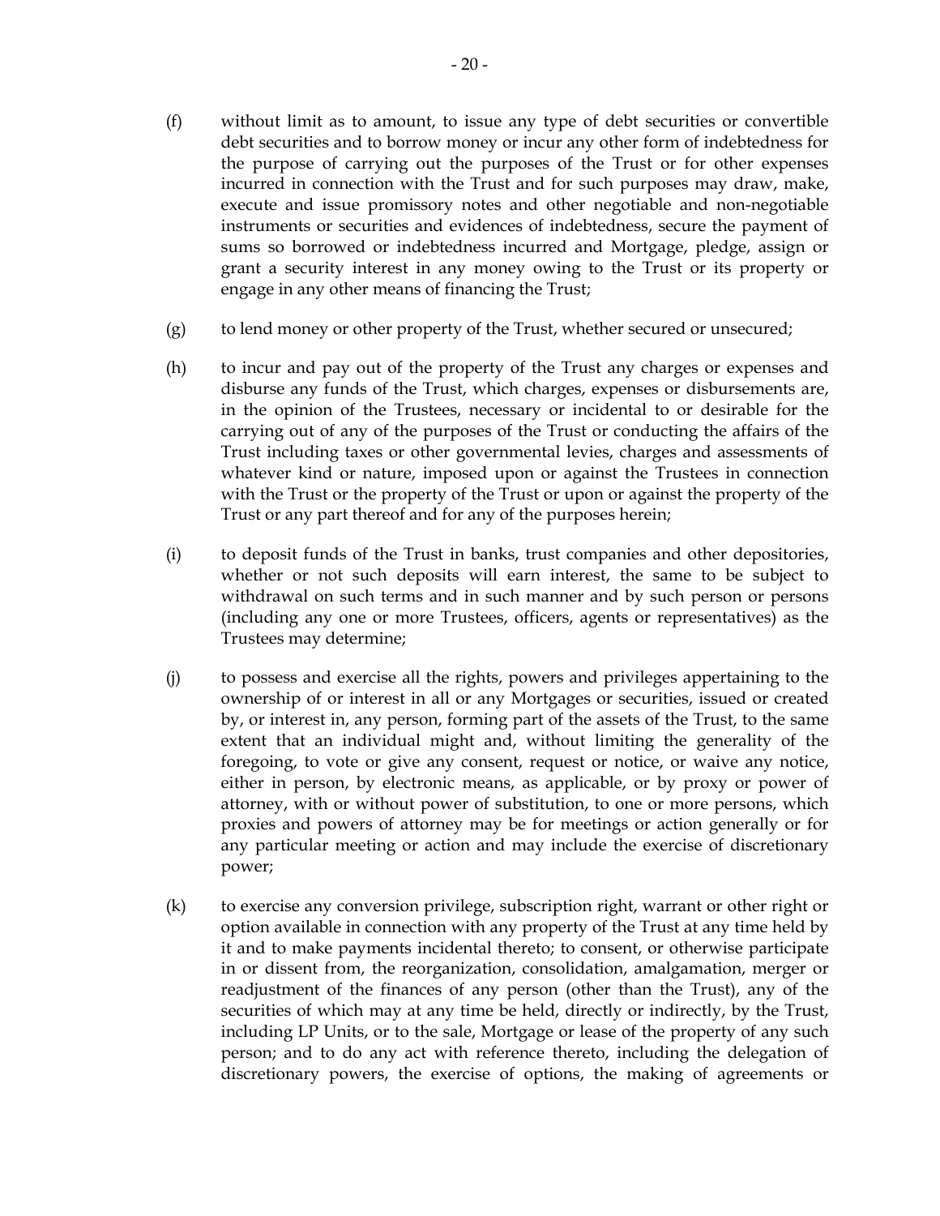(f) without limit as to amount, to issue any type of debt securities or convertible debt securities and to borrow money or incur any other form of indebtedness for the purpose of carrying out the purposes of the Trust or for other expenses incurred in connection with the Trust and for such purposes may draw, make, execute and issue promissory notes and other negotiable and non-negotiable instruments or securities and evidences of indebtedness, secure the payment of sums so borrowed or indebtedness incurred and Mortgage, pledge, assign or grant a security interest in any money owing to the Trust or its property or engage in any other means of financing the Trust;

(g) to lend money or other property of the Trust, whether secured or unsecured;

(h) to incur and pay out of the property of the Trust any charges or expenses and disburse any funds of the Trust, which charges, expenses or disbursements are, in the opinion of the Trustees, necessary or incidental to or desirable for the carrying out of any of the purposes of the Trust or conducting the affairs of the Trust including taxes or other governmental levies, charges and assessments of whatever kind or nature, imposed upon or against the Trustees in connection with the Trust or the property of the Trust or upon or against the property of the Trust or any part thereof and for any of the purposes herein;

(i) to deposit funds of the Trust in banks, trust companies and other depositories, whether or not such deposits will earn interest, the same to be subject to withdrawal on such terms and in such manner and by such person or persons (including any one or more Trustees, officers, agents or representatives) as the Trustees may determine;

(j) to possess and exercise all the rights, powers and privileges appertaining to the ownership of or interest in all or any Mortgages or securities, issued or created by, or interest in, any person, forming part of the assets of the Trust, to the same extent that an individual might and, without limiting the generality of the foregoing, to vote or give any consent, request or notice, or waive any notice, either in person, by electronic means, as applicable, or by proxy or power of attorney, with or without power of substitution, to one or more persons, which proxies and powers of attorney may be for meetings or action generally or for any particular meeting or action and may include the exercise of discretionary power;

(k) to exercise any conversion privilege, subscription right, warrant or other right or option available in connection with any property of the Trust at any time held by it and to make payments incidental thereto; to consent, or otherwise participate in or dissent from, the reorganization, consolidation, amalgamation, merger or readjustment of the finances of any person (other than the Trust), any of the securities of which may at any time be held, directly or indirectly, by the Trust, including LP Units, or to the sale, Mortgage or lease of the property of any such person; and to do any act with reference thereto, including the delegation of discretionary powers, the exercise of options, the making of agreements or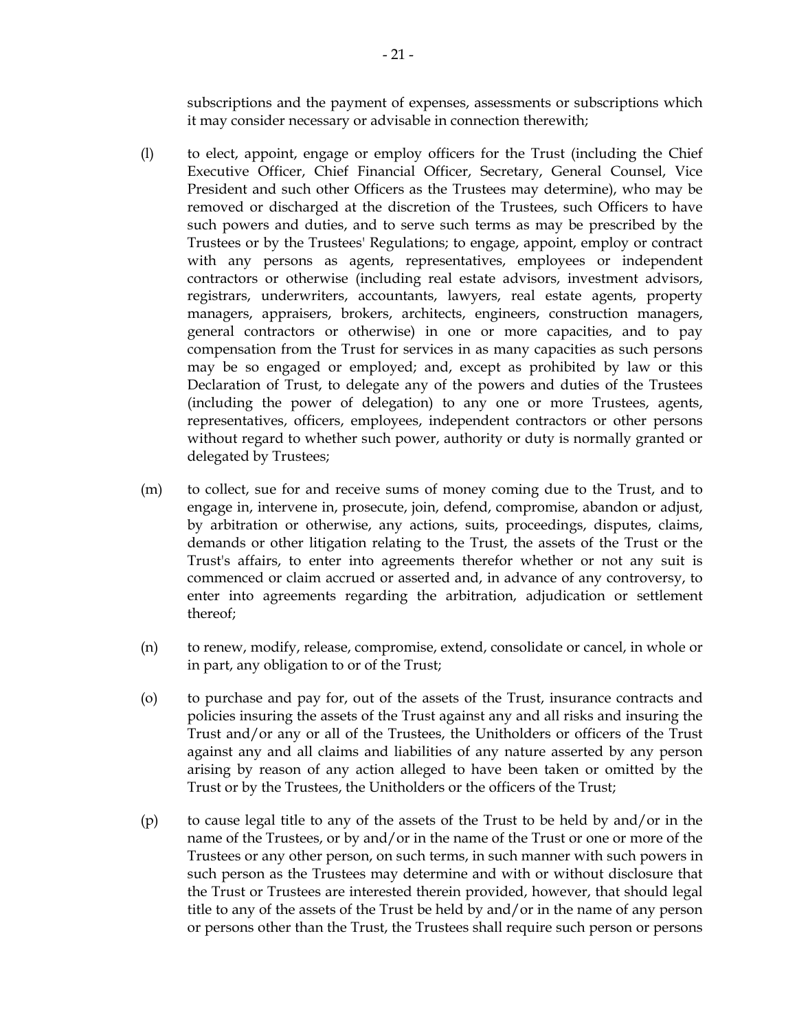subscriptions and the payment of expenses, assessments or subscriptions which it may consider necessary or advisable in connection therewith;

(l) to elect, appoint, engage or employ officers for the Trust (including the Chief Executive Officer, Chief Financial Officer, Secretary, General Counsel, Vice President and such other Officers as the Trustees may determine), who may be removed or discharged at the discretion of the Trustees, such Officers to have such powers and duties, and to serve such terms as may be prescribed by the Trustees or by the Trustees' Regulations; to engage, appoint, employ or contract with any persons as agents, representatives, employees or independent contractors or otherwise (including real estate advisors, investment advisors, registrars, underwriters, accountants, lawyers, real estate agents, property managers, appraisers, brokers, architects, engineers, construction managers, general contractors or otherwise) in one or more capacities, and to pay compensation from the Trust for services in as many capacities as such persons may be so engaged or employed; and, except as prohibited by law or this Declaration of Trust, to delegate any of the powers and duties of the Trustees (including the power of delegation) to any one or more Trustees, agents, representatives, officers, employees, independent contractors or other persons without regard to whether such power, authority or duty is normally granted or delegated by Trustees;

(m) to collect, sue for and receive sums of money coming due to the Trust, and to engage in, intervene in, prosecute, join, defend, compromise, abandon or adjust, by arbitration or otherwise, any actions, suits, proceedings, disputes, claims, demands or other litigation relating to the Trust, the assets of the Trust or the Trust's affairs, to enter into agreements therefor whether or not any suit is commenced or claim accrued or asserted and, in advance of any controversy, to enter into agreements regarding the arbitration, adjudication or settlement thereof;

(n) to renew, modify, release, compromise, extend, consolidate or cancel, in whole or in part, any obligation to or of the Trust;

(o) to purchase and pay for, out of the assets of the Trust, insurance contracts and policies insuring the assets of the Trust against any and all risks and insuring the Trust and/or any or all of the Trustees, the Unitholders or officers of the Trust against any and all claims and liabilities of any nature asserted by any person arising by reason of any action alleged to have been taken or omitted by the Trust or by the Trustees, the Unitholders or the officers of the Trust;

(p) to cause legal title to any of the assets of the Trust to be held by and/or in the name of the Trustees, or by and/or in the name of the Trust or one or more of the Trustees or any other person, on such terms, in such manner with such powers in such person as the Trustees may determine and with or without disclosure that the Trust or Trustees are interested therein provided, however, that should legal title to any of the assets of the Trust be held by and/or in the name of any person or persons other than the Trust, the Trustees shall require such person or persons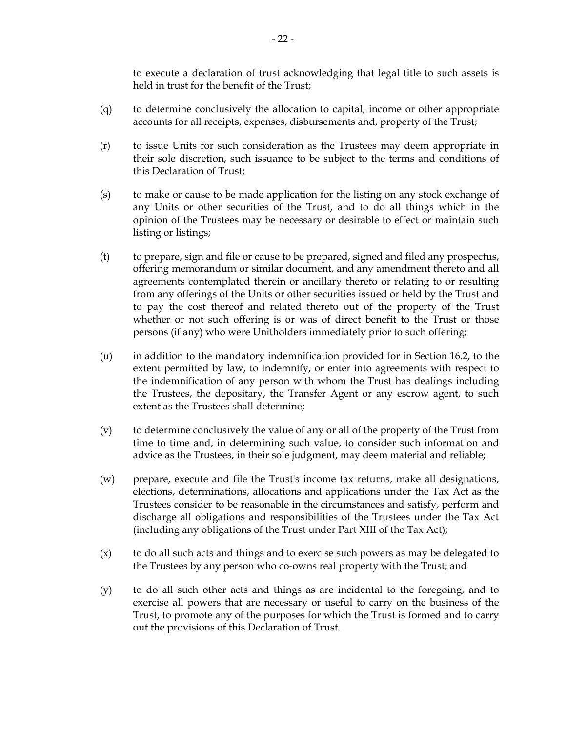to execute a declaration of trust acknowledging that legal title to such assets is held in trust for the benefit of the Trust;

(q) to determine conclusively the allocation to capital, income or other appropriate accounts for all receipts, expenses, disbursements and, property of the Trust;

(r) to issue Units for such consideration as the Trustees may deem appropriate in their sole discretion, such issuance to be subject to the terms and conditions of this Declaration of Trust;

(s) to make or cause to be made application for the listing on any stock exchange of any Units or other securities of the Trust, and to do all things which in the opinion of the Trustees may be necessary or desirable to effect or maintain such listing or listings;

(t) to prepare, sign and file or cause to be prepared, signed and filed any prospectus, offering memorandum or similar document, and any amendment thereto and all agreements contemplated therein or ancillary thereto or relating to or resulting from any offerings of the Units or other securities issued or held by the Trust and to pay the cost thereof and related thereto out of the property of the Trust whether or not such offering is or was of direct benefit to the Trust or those persons (if any) who were Unitholders immediately prior to such offering;

(u) in addition to the mandatory indemnification provided for in Section 16.2, to the extent permitted by law, to indemnify, or enter into agreements with respect to the indemnification of any person with whom the Trust has dealings including the Trustees, the depositary, the Transfer Agent or any escrow agent, to such extent as the Trustees shall determine;

(v) to determine conclusively the value of any or all of the property of the Trust from time to time and, in determining such value, to consider such information and advice as the Trustees, in their sole judgment, may deem material and reliable;

(w) prepare, execute and file the Trust's income tax returns, make all designations, elections, determinations, allocations and applications under the Tax Act as the Trustees consider to be reasonable in the circumstances and satisfy, perform and discharge all obligations and responsibilities of the Trustees under the Tax Act (including any obligations of the Trust under Part XIII of the Tax Act);

(x) to do all such acts and things and to exercise such powers as may be delegated to the Trustees by any person who co-owns real property with the Trust; and

(y) to do all such other acts and things as are incidental to the foregoing, and to exercise all powers that are necessary or useful to carry on the business of the Trust, to promote any of the purposes for which the Trust is formed and to carry out the provisions of this Declaration of Trust.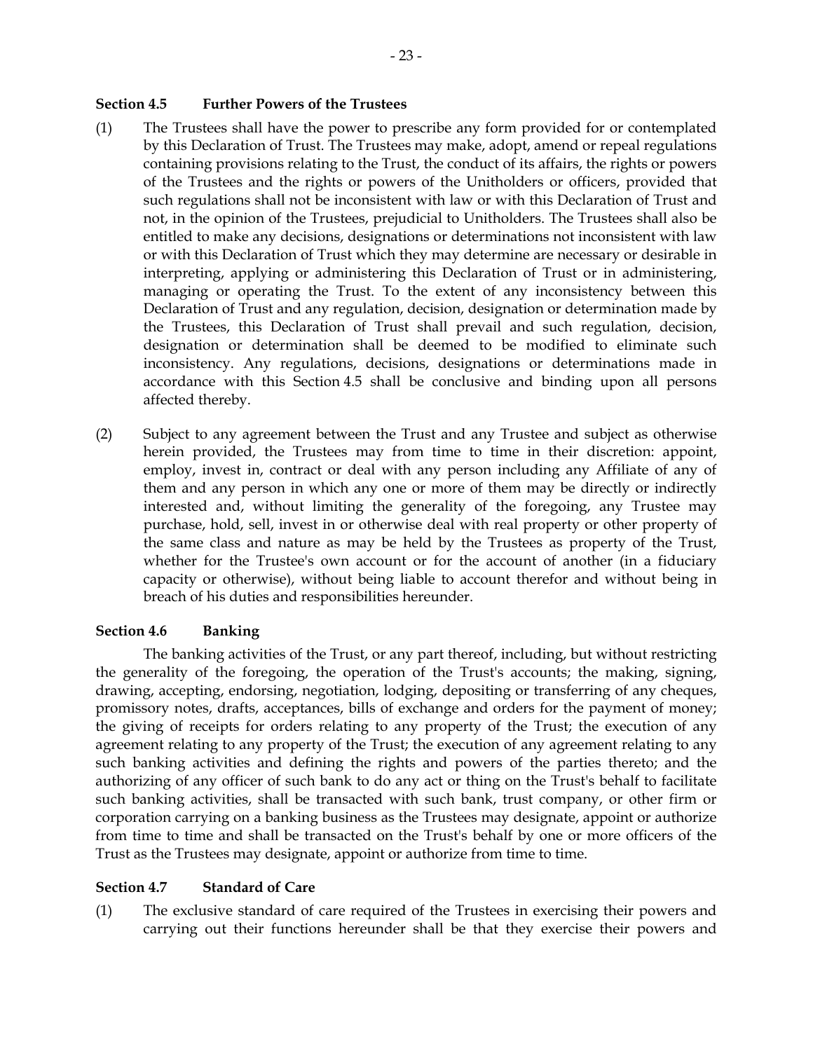### Section 4.5 Further Powers of the Trustees

(1) The Trustees shall have the power to prescribe any form provided for or contemplated by this Declaration of Trust. The Trustees may make, adopt, amend or repeal regulations containing provisions relating to the Trust, the conduct of its affairs, the rights or powers of the Trustees and the rights or powers of the Unitholders or officers, provided that such regulations shall not be inconsistent with law or with this Declaration of Trust and not, in the opinion of the Trustees, prejudicial to Unitholders. The Trustees shall also be entitled to make any decisions, designations or determinations not inconsistent with law or with this Declaration of Trust which they may determine are necessary or desirable in interpreting, applying or administering this Declaration of Trust or in administering, managing or operating the Trust. To the extent of any inconsistency between this Declaration of Trust and any regulation, decision, designation or determination made by the Trustees, this Declaration of Trust shall prevail and such regulation, decision, designation or determination shall be deemed to be modified to eliminate such inconsistency. Any regulations, decisions, designations or determinations made in accordance with this Section 4.5 shall be conclusive and binding upon all persons affected thereby.

(2) Subject to any agreement between the Trust and any Trustee and subject as otherwise herein provided, the Trustees may from time to time in their discretion: appoint, employ, invest in, contract or deal with any person including any Affiliate of any of them and any person in which any one or more of them may be directly or indirectly interested and, without limiting the generality of the foregoing, any Trustee may purchase, hold, sell, invest in or otherwise deal with real property or other property of the same class and nature as may be held by the Trustees as property of the Trust, whether for the Trustee's own account or for the account of another (in a fiduciary capacity or otherwise), without being liable to account therefor and without being in breach of his duties and responsibilities hereunder.

### Section 4.6 Banking

The banking activities of the Trust, or any part thereof, including, but without restricting the generality of the foregoing, the operation of the Trust's accounts; the making, signing, drawing, accepting, endorsing, negotiation, lodging, depositing or transferring of any cheques, promissory notes, drafts, acceptances, bills of exchange and orders for the payment of money; the giving of receipts for orders relating to any property of the Trust; the execution of any agreement relating to any property of the Trust; the execution of any agreement relating to any such banking activities and defining the rights and powers of the parties thereto; and the authorizing of any officer of such bank to do any act or thing on the Trust's behalf to facilitate such banking activities, shall be transacted with such bank, trust company, or other firm or corporation carrying on a banking business as the Trustees may designate, appoint or authorize from time to time and shall be transacted on the Trust's behalf by one or more officers of the Trust as the Trustees may designate, appoint or authorize from time to time.

### Section 4.7 Standard of Care

(1) The exclusive standard of care required of the Trustees in exercising their powers and carrying out their functions hereunder shall be that they exercise their powers and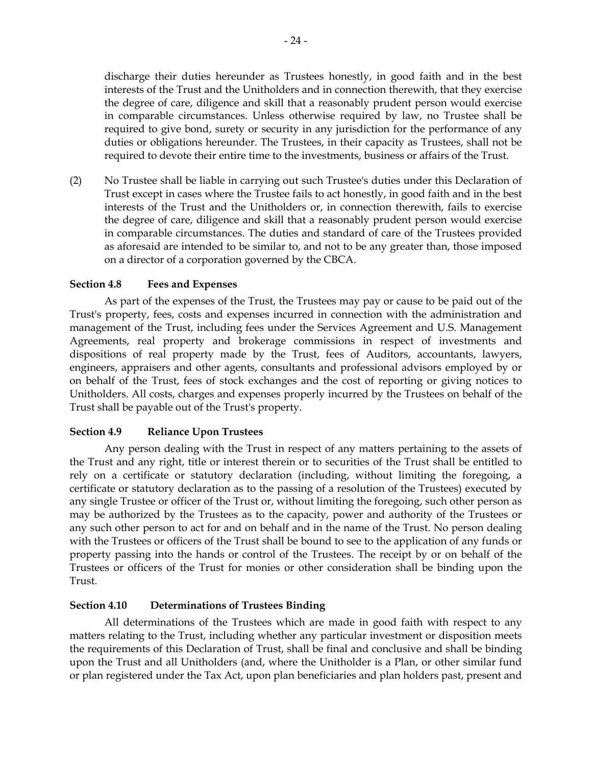discharge their duties hereunder as Trustees honestly, in good faith and in the best interests of the Trust and the Unitholders and in connection therewith, that they exercise the degree of care, diligence and skill that a reasonably prudent person would exercise in comparable circumstances. Unless otherwise required by law, no Trustee shall be required to give bond, surety or security in any jurisdiction for the performance of any duties or obligations hereunder. The Trustees, in their capacity as Trustees, shall not be required to devote their entire time to the investments, business or affairs of the Trust.

(2) No Trustee shall be liable in carrying out such Trustee's duties under this Declaration of Trust except in cases where the Trustee fails to act honestly, in good faith and in the best interests of the Trust and the Unitholders or, in connection therewith, fails to exercise the degree of care, diligence and skill that a reasonably prudent person would exercise in comparable circumstances. The duties and standard of care of the Trustees provided as aforesaid are intended to be similar to, and not to be any greater than, those imposed on a director of a corporation governed by the CBCA.

**Section 4.8 Fees and Expenses**

As part of the expenses of the Trust, the Trustees may pay or cause to be paid out of the Trust's property, fees, costs and expenses incurred in connection with the administration and management of the Trust, including fees under the Services Agreement and U.S. Management Agreements, real property and brokerage commissions in respect of investments and dispositions of real property made by the Trust, fees of Auditors, accountants, lawyers, engineers, appraisers and other agents, consultants and professional advisors employed by or on behalf of the Trust, fees of stock exchanges and the cost of reporting or giving notices to Unitholders. All costs, charges and expenses properly incurred by the Trustees on behalf of the Trust shall be payable out of the Trust's property.

**Section 4.9 Reliance Upon Trustees**

Any person dealing with the Trust in respect of any matters pertaining to the assets of the Trust and any right, title or interest therein or to securities of the Trust shall be entitled to rely on a certificate or statutory declaration (including, without limiting the foregoing, a certificate or statutory declaration as to the passing of a resolution of the Trustees) executed by any single Trustee or officer of the Trust or, without limiting the foregoing, such other person as may be authorized by the Trustees as to the capacity, power and authority of the Trustees or any such other person to act for and on behalf and in the name of the Trust. No person dealing with the Trustees or officers of the Trust shall be bound to see to the application of any funds or property passing into the hands or control of the Trustees. The receipt by or on behalf of the Trustees or officers of the Trust for monies or other consideration shall be binding upon the Trust.

**Section 4.10 Determinations of Trustees Binding**

All determinations of the Trustees which are made in good faith with respect to any matters relating to the Trust, including whether any particular investment or disposition meets the requirements of this Declaration of Trust, shall be final and conclusive and shall be binding upon the Trust and all Unitholders (and, where the Unitholder is a Plan, or other similar fund or plan registered under the Tax Act, upon plan beneficiaries and plan holders past, present and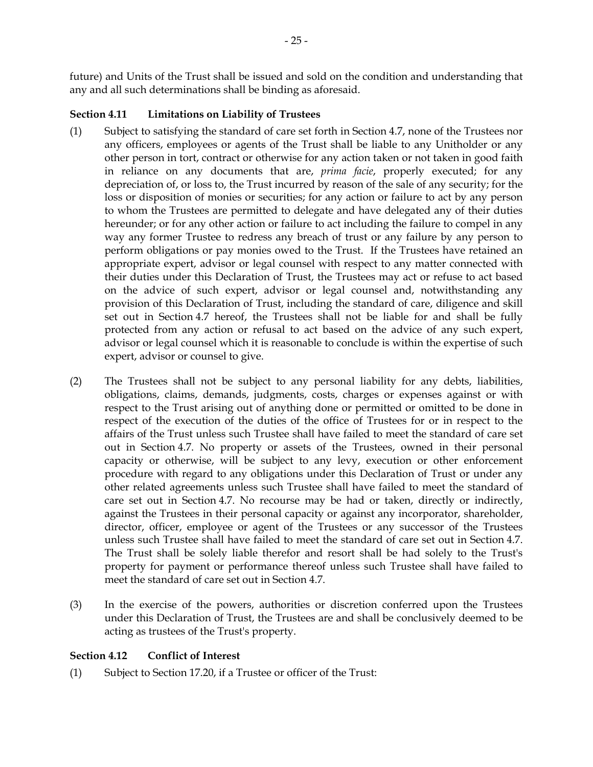future) and Units of the Trust shall be issued and sold on the condition and understanding that any and all such determinations shall be binding as aforesaid.

**Section 4.11 Limitations on Liability of Trustees**

(1) Subject to satisfying the standard of care set forth in Section 4.7, none of the Trustees nor any officers, employees or agents of the Trust shall be liable to any Unitholder or any other person in tort, contract or otherwise for any action taken or not taken in good faith in reliance on any documents that are, *prima facie*, properly executed; for any depreciation of, or loss to, the Trust incurred by reason of the sale of any security; for the loss or disposition of monies or securities; for any action or failure to act by any person to whom the Trustees are permitted to delegate and have delegated any of their duties hereunder; or for any other action or failure to act including the failure to compel in any way any former Trustee to redress any breach of trust or any failure by any person to perform obligations or pay monies owed to the Trust. If the Trustees have retained an appropriate expert, advisor or legal counsel with respect to any matter connected with their duties under this Declaration of Trust, the Trustees may act or refuse to act based on the advice of such expert, advisor or legal counsel and, notwithstanding any provision of this Declaration of Trust, including the standard of care, diligence and skill set out in Section 4.7 hereof, the Trustees shall not be liable for and shall be fully protected from any action or refusal to act based on the advice of any such expert, advisor or legal counsel which it is reasonable to conclude is within the expertise of such expert, advisor or counsel to give.

(2) The Trustees shall not be subject to any personal liability for any debts, liabilities, obligations, claims, demands, judgments, costs, charges or expenses against or with respect to the Trust arising out of anything done or permitted or omitted to be done in respect of the execution of the duties of the office of Trustees for or in respect to the affairs of the Trust unless such Trustee shall have failed to meet the standard of care set out in Section 4.7. No property or assets of the Trustees, owned in their personal capacity or otherwise, will be subject to any levy, execution or other enforcement procedure with regard to any obligations under this Declaration of Trust or under any other related agreements unless such Trustee shall have failed to meet the standard of care set out in Section 4.7. No recourse may be had or taken, directly or indirectly, against the Trustees in their personal capacity or against any incorporator, shareholder, director, officer, employee or agent of the Trustees or any successor of the Trustees unless such Trustee shall have failed to meet the standard of care set out in Section 4.7. The Trust shall be solely liable therefor and resort shall be had solely to the Trust's property for payment or performance thereof unless such Trustee shall have failed to meet the standard of care set out in Section 4.7.

(3) In the exercise of the powers, authorities or discretion conferred upon the Trustees under this Declaration of Trust, the Trustees are and shall be conclusively deemed to be acting as trustees of the Trust's property.

**Section 4.12 Conflict of Interest**

(1) Subject to Section 17.20, if a Trustee or officer of the Trust: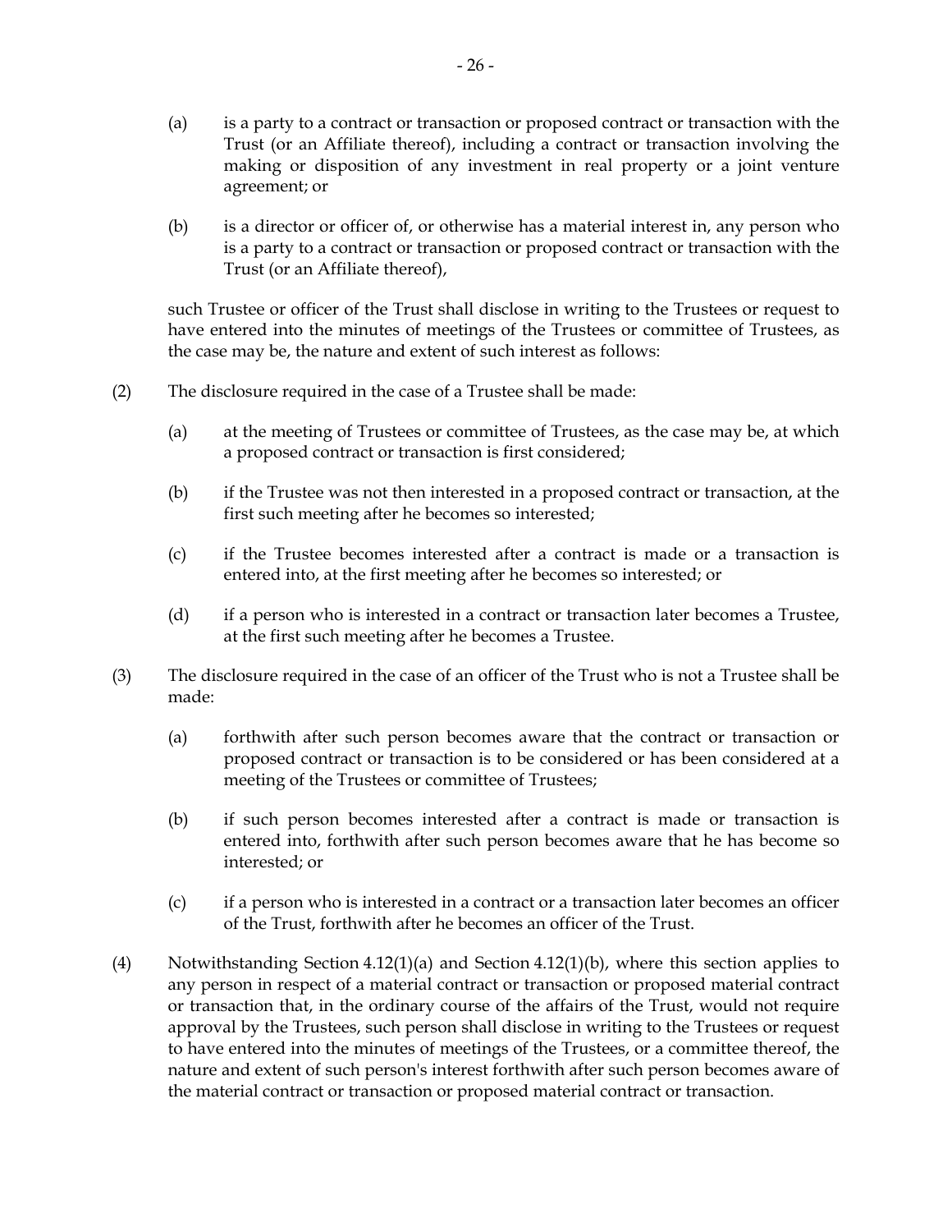(a) is a party to a contract or transaction or proposed contract or transaction with the Trust (or an Affiliate thereof), including a contract or transaction involving the making or disposition of any investment in real property or a joint venture agreement; or

(b) is a director or officer of, or otherwise has a material interest in, any person who is a party to a contract or transaction or proposed contract or transaction with the Trust (or an Affiliate thereof),

such Trustee or officer of the Trust shall disclose in writing to the Trustees or request to have entered into the minutes of meetings of the Trustees or committee of Trustees, as the case may be, the nature and extent of such interest as follows:

(2) The disclosure required in the case of a Trustee shall be made:

(a) at the meeting of Trustees or committee of Trustees, as the case may be, at which a proposed contract or transaction is first considered;

(b) if the Trustee was not then interested in a proposed contract or transaction, at the first such meeting after he becomes so interested;

(c) if the Trustee becomes interested after a contract is made or a transaction is entered into, at the first meeting after he becomes so interested; or

(d) if a person who is interested in a contract or transaction later becomes a Trustee, at the first such meeting after he becomes a Trustee.

(3) The disclosure required in the case of an officer of the Trust who is not a Trustee shall be made:

(a) forthwith after such person becomes aware that the contract or transaction or proposed contract or transaction is to be considered or has been considered at a meeting of the Trustees or committee of Trustees;

(b) if such person becomes interested after a contract is made or transaction is entered into, forthwith after such person becomes aware that he has become so interested; or

(c) if a person who is interested in a contract or a transaction later becomes an officer of the Trust, forthwith after he becomes an officer of the Trust.

(4) Notwithstanding Section 4.12(1)(a) and Section 4.12(1)(b), where this section applies to any person in respect of a material contract or transaction or proposed material contract or transaction that, in the ordinary course of the affairs of the Trust, would not require approval by the Trustees, such person shall disclose in writing to the Trustees or request to have entered into the minutes of meetings of the Trustees, or a committee thereof, the nature and extent of such person's interest forthwith after such person becomes aware of the material contract or transaction or proposed material contract or transaction.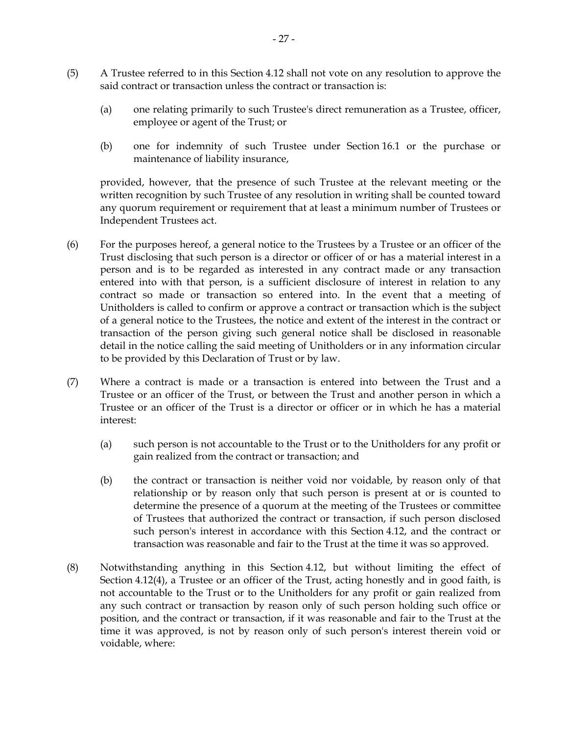(5) A Trustee referred to in this Section 4.12 shall not vote on any resolution to approve the said contract or transaction unless the contract or transaction is:

 (a) one relating primarily to such Trustee's direct remuneration as a Trustee, officer, employee or agent of the Trust; or

 (b) one for indemnity of such Trustee under Section 16.1 or the purchase or maintenance of liability insurance,

 provided, however, that the presence of such Trustee at the relevant meeting or the written recognition by such Trustee of any resolution in writing shall be counted toward any quorum requirement or requirement that at least a minimum number of Trustees or Independent Trustees act.

(6) For the purposes hereof, a general notice to the Trustees by a Trustee or an officer of the Trust disclosing that such person is a director or officer of or has a material interest in a person and is to be regarded as interested in any contract made or any transaction entered into with that person, is a sufficient disclosure of interest in relation to any contract so made or transaction so entered into. In the event that a meeting of Unitholders is called to confirm or approve a contract or transaction which is the subject of a general notice to the Trustees, the notice and extent of the interest in the contract or transaction of the person giving such general notice shall be disclosed in reasonable detail in the notice calling the said meeting of Unitholders or in any information circular to be provided by this Declaration of Trust or by law.

(7) Where a contract is made or a transaction is entered into between the Trust and a Trustee or an officer of the Trust, or between the Trust and another person in which a Trustee or an officer of the Trust is a director or officer or in which he has a material interest:

 (a) such person is not accountable to the Trust or to the Unitholders for any profit or gain realized from the contract or transaction; and

 (b) the contract or transaction is neither void nor voidable, by reason only of that relationship or by reason only that such person is present at or is counted to determine the presence of a quorum at the meeting of the Trustees or committee of Trustees that authorized the contract or transaction, if such person disclosed such person's interest in accordance with this Section 4.12, and the contract or transaction was reasonable and fair to the Trust at the time it was so approved.

(8) Notwithstanding anything in this Section 4.12, but without limiting the effect of Section 4.12(4), a Trustee or an officer of the Trust, acting honestly and in good faith, is not accountable to the Trust or to the Unitholders for any profit or gain realized from any such contract or transaction by reason only of such person holding such office or position, and the contract or transaction, if it was reasonable and fair to the Trust at the time it was approved, is not by reason only of such person's interest therein void or voidable, where: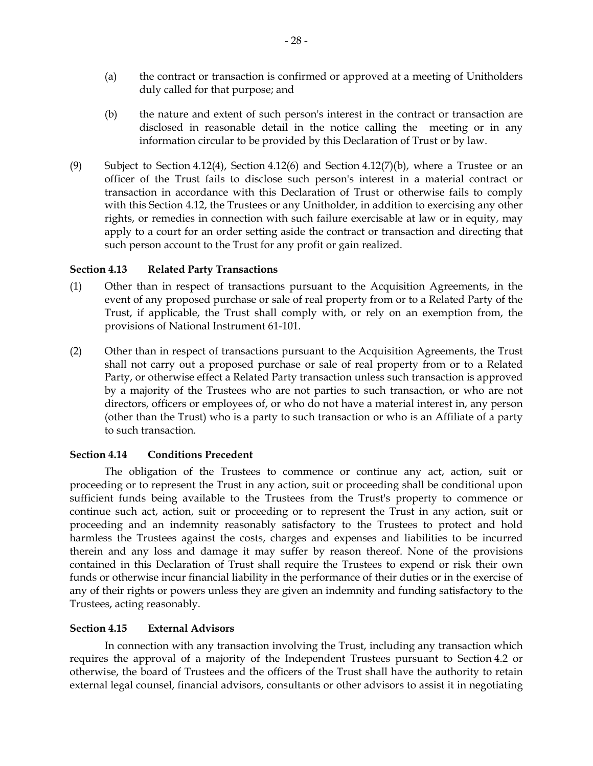(a) the contract or transaction is confirmed or approved at a meeting of Unitholders duly called for that purpose; and

(b) the nature and extent of such person's interest in the contract or transaction are disclosed in reasonable detail in the notice calling the meeting or in any information circular to be provided by this Declaration of Trust or by law.

(9) Subject to Section 4.12(4), Section 4.12(6) and Section 4.12(7)(b), where a Trustee or an officer of the Trust fails to disclose such person's interest in a material contract or transaction in accordance with this Declaration of Trust or otherwise fails to comply with this Section 4.12, the Trustees or any Unitholder, in addition to exercising any other rights, or remedies in connection with such failure exercisable at law or in equity, may apply to a court for an order setting aside the contract or transaction and directing that such person account to the Trust for any profit or gain realized.

**Section 4.13 Related Party Transactions**

(1) Other than in respect of transactions pursuant to the Acquisition Agreements, in the event of any proposed purchase or sale of real property from or to a Related Party of the Trust, if applicable, the Trust shall comply with, or rely on an exemption from, the provisions of National Instrument 61-101.

(2) Other than in respect of transactions pursuant to the Acquisition Agreements, the Trust shall not carry out a proposed purchase or sale of real property from or to a Related Party, or otherwise effect a Related Party transaction unless such transaction is approved by a majority of the Trustees who are not parties to such transaction, or who are not directors, officers or employees of, or who do not have a material interest in, any person (other than the Trust) who is a party to such transaction or who is an Affiliate of a party to such transaction.

**Section 4.14 Conditions Precedent**

The obligation of the Trustees to commence or continue any act, action, suit or proceeding or to represent the Trust in any action, suit or proceeding shall be conditional upon sufficient funds being available to the Trustees from the Trust's property to commence or continue such act, action, suit or proceeding or to represent the Trust in any action, suit or proceeding and an indemnity reasonably satisfactory to the Trustees to protect and hold harmless the Trustees against the costs, charges and expenses and liabilities to be incurred therein and any loss and damage it may suffer by reason thereof. None of the provisions contained in this Declaration of Trust shall require the Trustees to expend or risk their own funds or otherwise incur financial liability in the performance of their duties or in the exercise of any of their rights or powers unless they are given an indemnity and funding satisfactory to the Trustees, acting reasonably.

**Section 4.15 External Advisors**

In connection with any transaction involving the Trust, including any transaction which requires the approval of a majority of the Independent Trustees pursuant to Section 4.2 or otherwise, the board of Trustees and the officers of the Trust shall have the authority to retain external legal counsel, financial advisors, consultants or other advisors to assist it in negotiating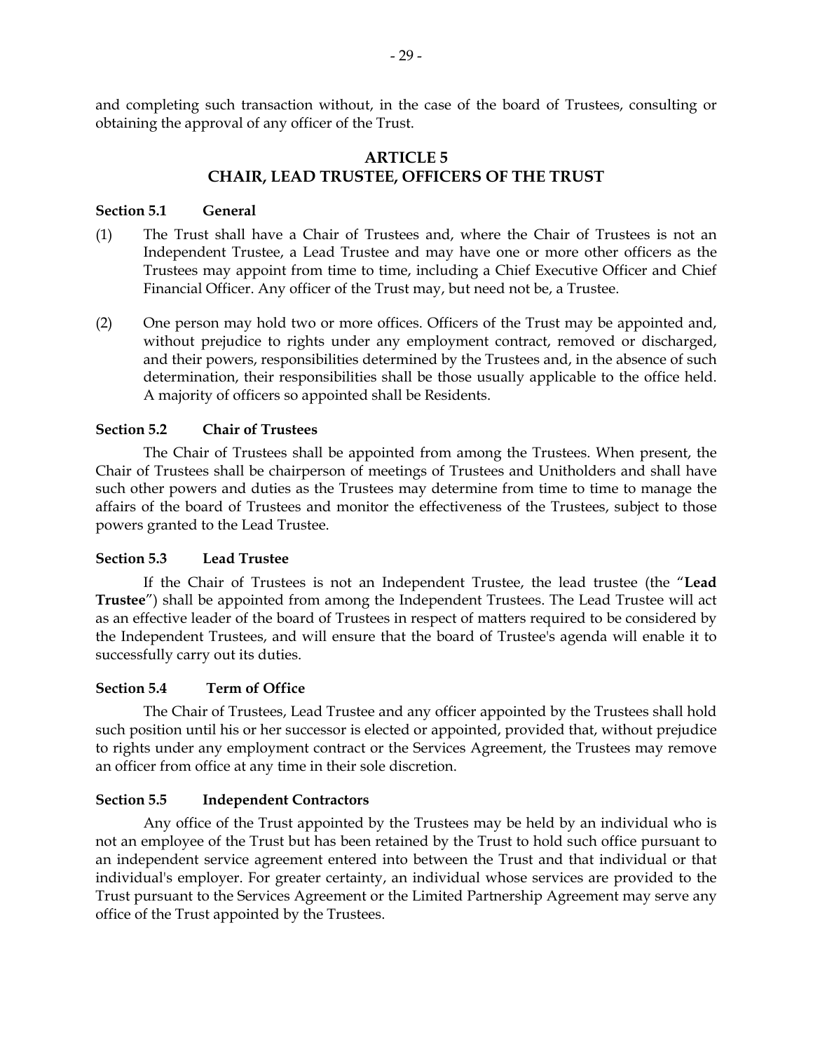and completing such transaction without, in the case of the board of Trustees, consulting or obtaining the approval of any officer of the Trust.

## ARTICLE 5
## CHAIR, LEAD TRUSTEE, OFFICERS OF THE TRUST

**Section 5.1 General**

(1) The Trust shall have a Chair of Trustees and, where the Chair of Trustees is not an Independent Trustee, a Lead Trustee and may have one or more other officers as the Trustees may appoint from time to time, including a Chief Executive Officer and Chief Financial Officer. Any officer of the Trust may, but need not be, a Trustee.

(2) One person may hold two or more offices. Officers of the Trust may be appointed and, without prejudice to rights under any employment contract, removed or discharged, and their powers, responsibilities determined by the Trustees and, in the absence of such determination, their responsibilities shall be those usually applicable to the office held. A majority of officers so appointed shall be Residents.

**Section 5.2 Chair of Trustees**

The Chair of Trustees shall be appointed from among the Trustees. When present, the Chair of Trustees shall be chairperson of meetings of Trustees and Unitholders and shall have such other powers and duties as the Trustees may determine from time to time to manage the affairs of the board of Trustees and monitor the effectiveness of the Trustees, subject to those powers granted to the Lead Trustee.

**Section 5.3 Lead Trustee**

If the Chair of Trustees is not an Independent Trustee, the lead trustee (the "**Lead Trustee**") shall be appointed from among the Independent Trustees. The Lead Trustee will act as an effective leader of the board of Trustees in respect of matters required to be considered by the Independent Trustees, and will ensure that the board of Trustee's agenda will enable it to successfully carry out its duties.

**Section 5.4 Term of Office**

The Chair of Trustees, Lead Trustee and any officer appointed by the Trustees shall hold such position until his or her successor is elected or appointed, provided that, without prejudice to rights under any employment contract or the Services Agreement, the Trustees may remove an officer from office at any time in their sole discretion.

**Section 5.5 Independent Contractors**

Any office of the Trust appointed by the Trustees may be held by an individual who is not an employee of the Trust but has been retained by the Trust to hold such office pursuant to an independent service agreement entered into between the Trust and that individual or that individual's employer. For greater certainty, an individual whose services are provided to the Trust pursuant to the Services Agreement or the Limited Partnership Agreement may serve any office of the Trust appointed by the Trustees.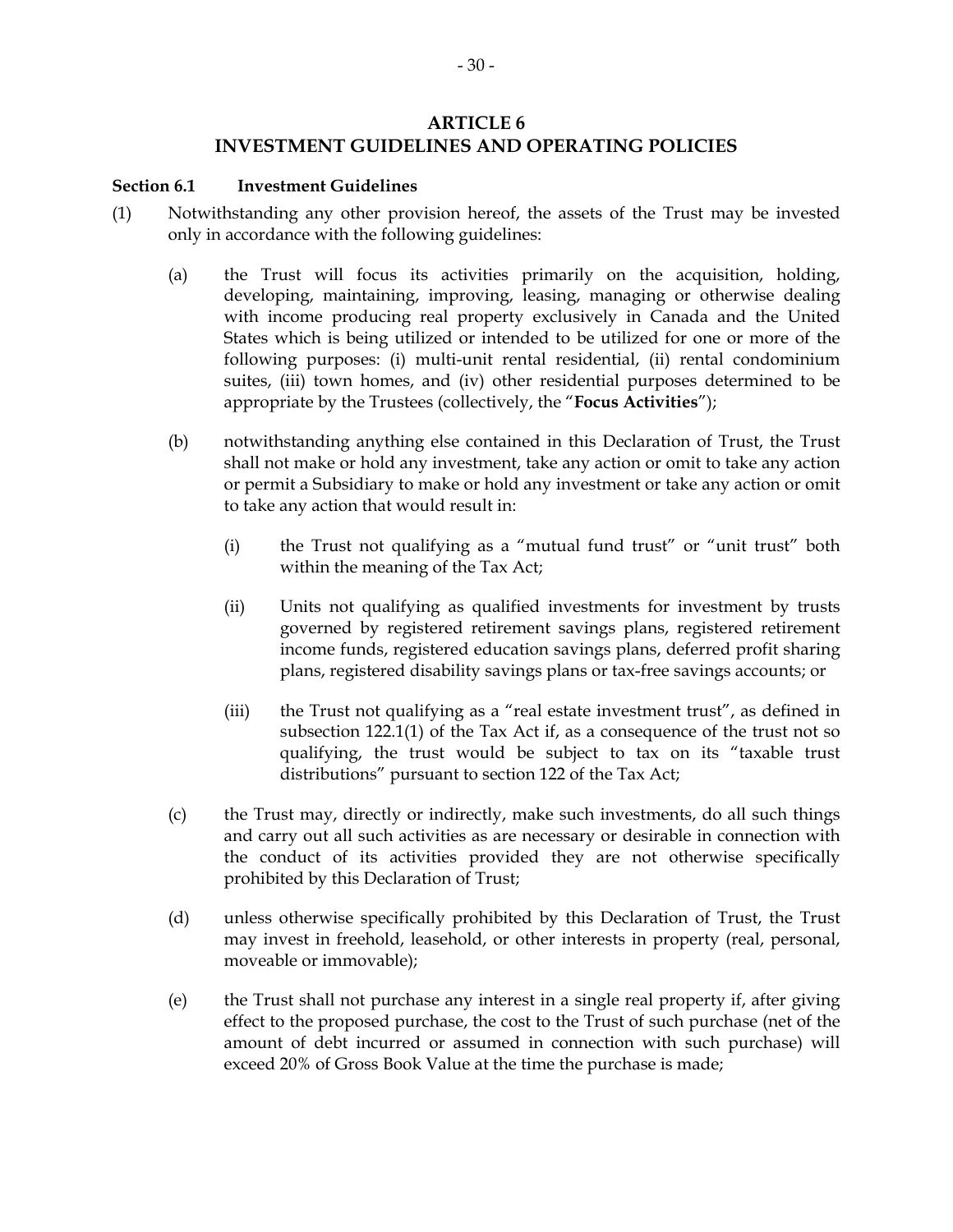# ARTICLE 6
# INVESTMENT GUIDELINES AND OPERATING POLICIES

**Section 6.1 Investment Guidelines**

(1) Notwithstanding any other provision hereof, the assets of the Trust may be invested only in accordance with the following guidelines:

(a) the Trust will focus its activities primarily on the acquisition, holding, developing, maintaining, improving, leasing, managing or otherwise dealing with income producing real property exclusively in Canada and the United States which is being utilized or intended to be utilized for one or more of the following purposes: (i) multi-unit rental residential, (ii) rental condominium suites, (iii) town homes, and (iv) other residential purposes determined to be appropriate by the Trustees (collectively, the "**Focus Activities**");

(b) notwithstanding anything else contained in this Declaration of Trust, the Trust shall not make or hold any investment, take any action or omit to take any action or permit a Subsidiary to make or hold any investment or take any action or omit to take any action that would result in:

(i) the Trust not qualifying as a "mutual fund trust" or "unit trust" both within the meaning of the Tax Act;

(ii) Units not qualifying as qualified investments for investment by trusts governed by registered retirement savings plans, registered retirement income funds, registered education savings plans, deferred profit sharing plans, registered disability savings plans or tax-free savings accounts; or

(iii) the Trust not qualifying as a "real estate investment trust", as defined in subsection 122.1(1) of the Tax Act if, as a consequence of the trust not so qualifying, the trust would be subject to tax on its "taxable trust distributions" pursuant to section 122 of the Tax Act;

(c) the Trust may, directly or indirectly, make such investments, do all such things and carry out all such activities as are necessary or desirable in connection with the conduct of its activities provided they are not otherwise specifically prohibited by this Declaration of Trust;

(d) unless otherwise specifically prohibited by this Declaration of Trust, the Trust may invest in freehold, leasehold, or other interests in property (real, personal, moveable or immovable);

(e) the Trust shall not purchase any interest in a single real property if, after giving effect to the proposed purchase, the cost to the Trust of such purchase (net of the amount of debt incurred or assumed in connection with such purchase) will exceed 20% of Gross Book Value at the time the purchase is made;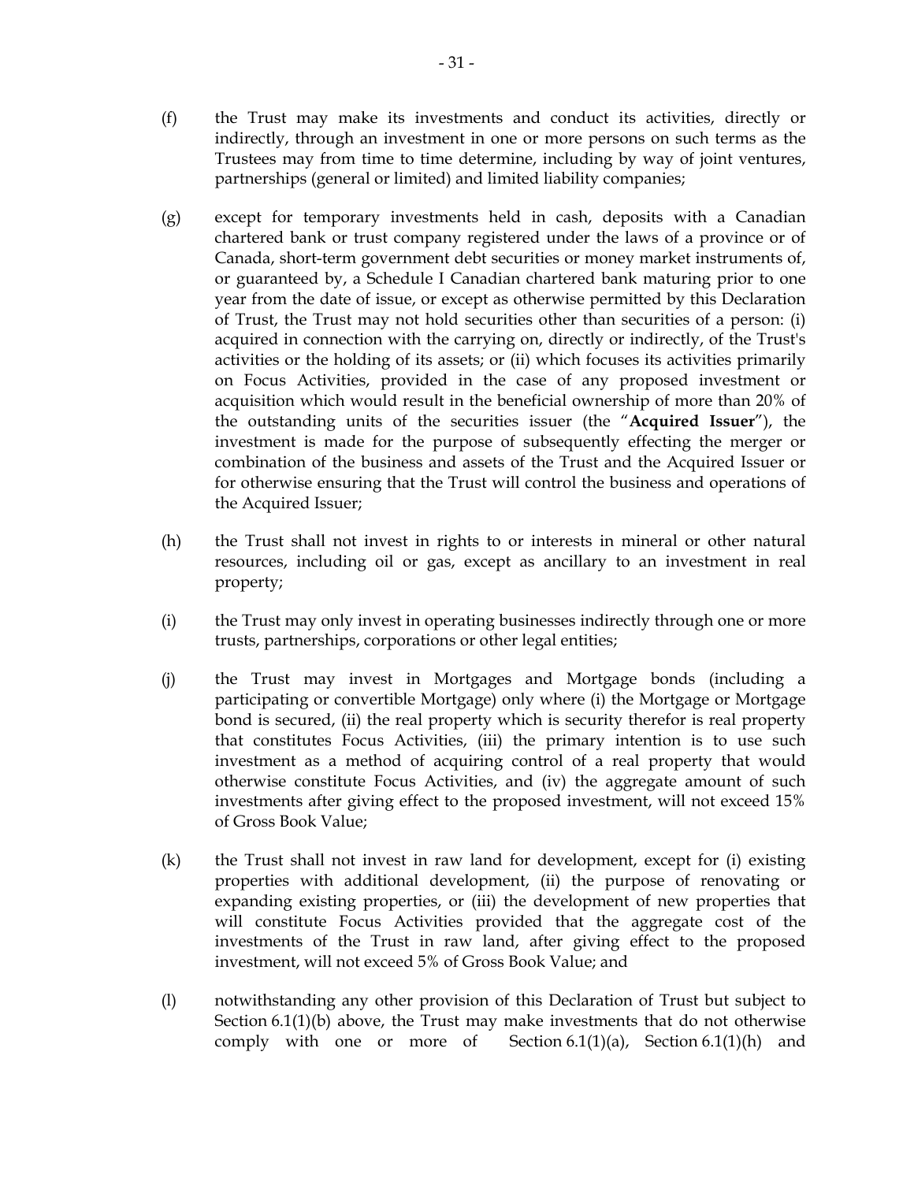(f) the Trust may make its investments and conduct its activities, directly or indirectly, through an investment in one or more persons on such terms as the Trustees may from time to time determine, including by way of joint ventures, partnerships (general or limited) and limited liability companies;

(g) except for temporary investments held in cash, deposits with a Canadian chartered bank or trust company registered under the laws of a province or of Canada, short-term government debt securities or money market instruments of, or guaranteed by, a Schedule I Canadian chartered bank maturing prior to one year from the date of issue, or except as otherwise permitted by this Declaration of Trust, the Trust may not hold securities other than securities of a person: (i) acquired in connection with the carrying on, directly or indirectly, of the Trust's activities or the holding of its assets; or (ii) which focuses its activities primarily on Focus Activities, provided in the case of any proposed investment or acquisition which would result in the beneficial ownership of more than 20% of the outstanding units of the securities issuer (the "**Acquired Issuer**"), the investment is made for the purpose of subsequently effecting the merger or combination of the business and assets of the Trust and the Acquired Issuer or for otherwise ensuring that the Trust will control the business and operations of the Acquired Issuer;

(h) the Trust shall not invest in rights to or interests in mineral or other natural resources, including oil or gas, except as ancillary to an investment in real property;

(i) the Trust may only invest in operating businesses indirectly through one or more trusts, partnerships, corporations or other legal entities;

(j) the Trust may invest in Mortgages and Mortgage bonds (including a participating or convertible Mortgage) only where (i) the Mortgage or Mortgage bond is secured, (ii) the real property which is security therefor is real property that constitutes Focus Activities, (iii) the primary intention is to use such investment as a method of acquiring control of a real property that would otherwise constitute Focus Activities, and (iv) the aggregate amount of such investments after giving effect to the proposed investment, will not exceed 15% of Gross Book Value;

(k) the Trust shall not invest in raw land for development, except for (i) existing properties with additional development, (ii) the purpose of renovating or expanding existing properties, or (iii) the development of new properties that will constitute Focus Activities provided that the aggregate cost of the investments of the Trust in raw land, after giving effect to the proposed investment, will not exceed 5% of Gross Book Value; and

(l) notwithstanding any other provision of this Declaration of Trust but subject to Section 6.1(1)(b) above, the Trust may make investments that do not otherwise comply with one or more of Section 6.1(1)(a), Section 6.1(1)(h) and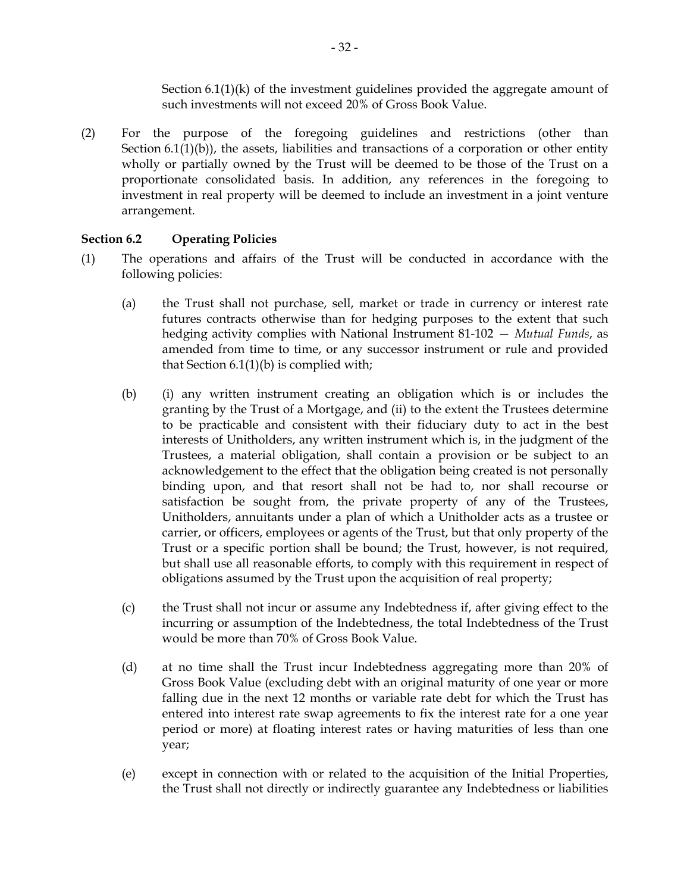Section 6.1(1)(k) of the investment guidelines provided the aggregate amount of such investments will not exceed 20% of Gross Book Value.

(2) For the purpose of the foregoing guidelines and restrictions (other than Section 6.1(1)(b)), the assets, liabilities and transactions of a corporation or other entity wholly or partially owned by the Trust will be deemed to be those of the Trust on a proportionate consolidated basis. In addition, any references in the foregoing to investment in real property will be deemed to include an investment in a joint venture arrangement.

**Section 6.2 Operating Policies**

(1) The operations and affairs of the Trust will be conducted in accordance with the following policies:

(a) the Trust shall not purchase, sell, market or trade in currency or interest rate futures contracts otherwise than for hedging purposes to the extent that such hedging activity complies with National Instrument 81-102 — *Mutual Funds*, as amended from time to time, or any successor instrument or rule and provided that Section 6.1(1)(b) is complied with;

(b) (i) any written instrument creating an obligation which is or includes the granting by the Trust of a Mortgage, and (ii) to the extent the Trustees determine to be practicable and consistent with their fiduciary duty to act in the best interests of Unitholders, any written instrument which is, in the judgment of the Trustees, a material obligation, shall contain a provision or be subject to an acknowledgement to the effect that the obligation being created is not personally binding upon, and that resort shall not be had to, nor shall recourse or satisfaction be sought from, the private property of any of the Trustees, Unitholders, annuitants under a plan of which a Unitholder acts as a trustee or carrier, or officers, employees or agents of the Trust, but that only property of the Trust or a specific portion shall be bound; the Trust, however, is not required, but shall use all reasonable efforts, to comply with this requirement in respect of obligations assumed by the Trust upon the acquisition of real property;

(c) the Trust shall not incur or assume any Indebtedness if, after giving effect to the incurring or assumption of the Indebtedness, the total Indebtedness of the Trust would be more than 70% of Gross Book Value.

(d) at no time shall the Trust incur Indebtedness aggregating more than 20% of Gross Book Value (excluding debt with an original maturity of one year or more falling due in the next 12 months or variable rate debt for which the Trust has entered into interest rate swap agreements to fix the interest rate for a one year period or more) at floating interest rates or having maturities of less than one year;

(e) except in connection with or related to the acquisition of the Initial Properties, the Trust shall not directly or indirectly guarantee any Indebtedness or liabilities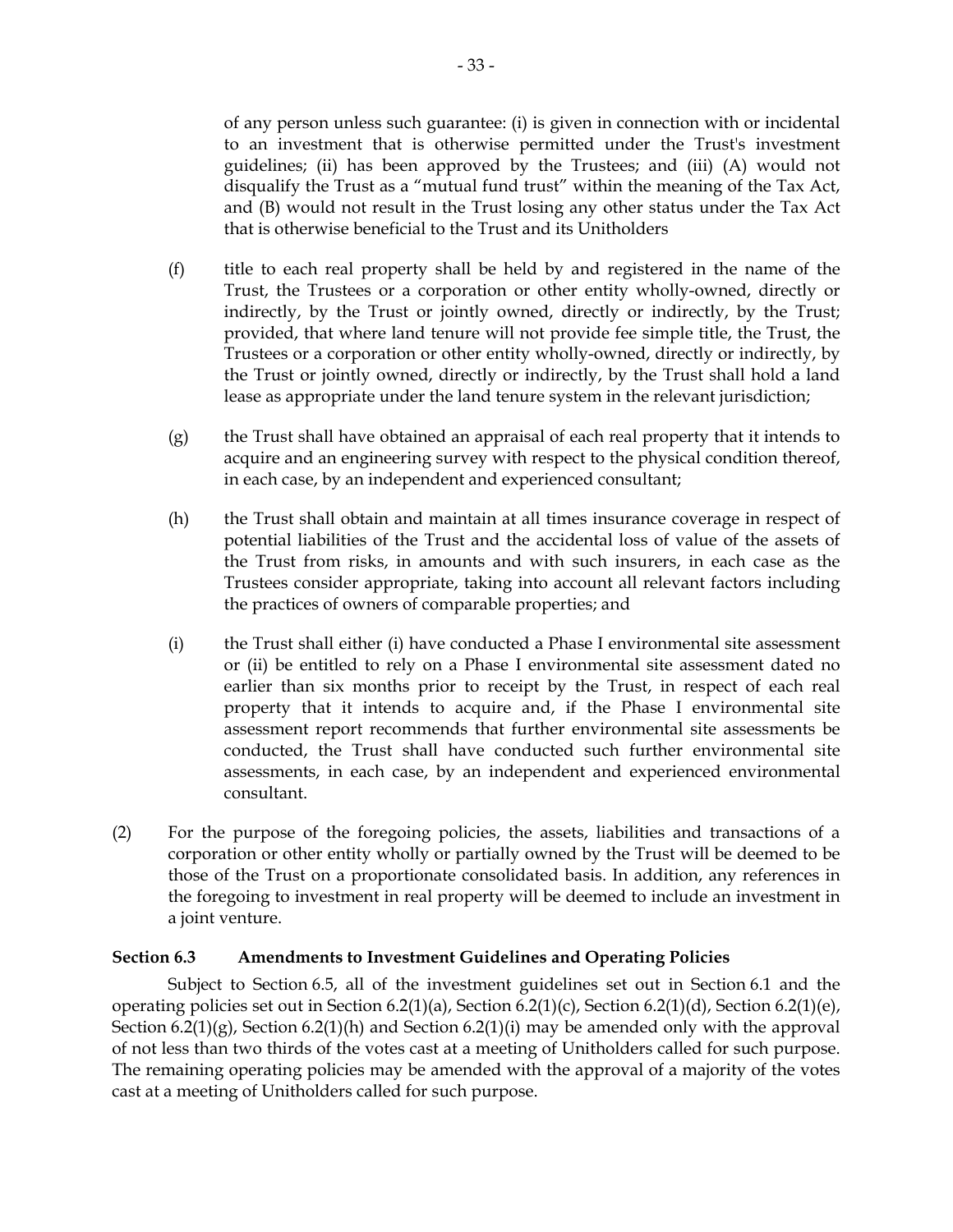of any person unless such guarantee: (i) is given in connection with or incidental to an investment that is otherwise permitted under the Trust's investment guidelines; (ii) has been approved by the Trustees; and (iii) (A) would not disqualify the Trust as a "mutual fund trust" within the meaning of the Tax Act, and (B) would not result in the Trust losing any other status under the Tax Act that is otherwise beneficial to the Trust and its Unitholders

(f) title to each real property shall be held by and registered in the name of the Trust, the Trustees or a corporation or other entity wholly-owned, directly or indirectly, by the Trust or jointly owned, directly or indirectly, by the Trust; provided, that where land tenure will not provide fee simple title, the Trust, the Trustees or a corporation or other entity wholly-owned, directly or indirectly, by the Trust or jointly owned, directly or indirectly, by the Trust shall hold a land lease as appropriate under the land tenure system in the relevant jurisdiction;

(g) the Trust shall have obtained an appraisal of each real property that it intends to acquire and an engineering survey with respect to the physical condition thereof, in each case, by an independent and experienced consultant;

(h) the Trust shall obtain and maintain at all times insurance coverage in respect of potential liabilities of the Trust and the accidental loss of value of the assets of the Trust from risks, in amounts and with such insurers, in each case as the Trustees consider appropriate, taking into account all relevant factors including the practices of owners of comparable properties; and

(i) the Trust shall either (i) have conducted a Phase I environmental site assessment or (ii) be entitled to rely on a Phase I environmental site assessment dated no earlier than six months prior to receipt by the Trust, in respect of each real property that it intends to acquire and, if the Phase I environmental site assessment report recommends that further environmental site assessments be conducted, the Trust shall have conducted such further environmental site assessments, in each case, by an independent and experienced environmental consultant.

(2) For the purpose of the foregoing policies, the assets, liabilities and transactions of a corporation or other entity wholly or partially owned by the Trust will be deemed to be those of the Trust on a proportionate consolidated basis. In addition, any references in the foregoing to investment in real property will be deemed to include an investment in a joint venture.

**Section 6.3 Amendments to Investment Guidelines and Operating Policies**

Subject to Section 6.5, all of the investment guidelines set out in Section 6.1 and the operating policies set out in Section 6.2(1)(a), Section 6.2(1)(c), Section 6.2(1)(d), Section 6.2(1)(e), Section 6.2(1)(g), Section 6.2(1)(h) and Section 6.2(1)(i) may be amended only with the approval of not less than two thirds of the votes cast at a meeting of Unitholders called for such purpose. The remaining operating policies may be amended with the approval of a majority of the votes cast at a meeting of Unitholders called for such purpose.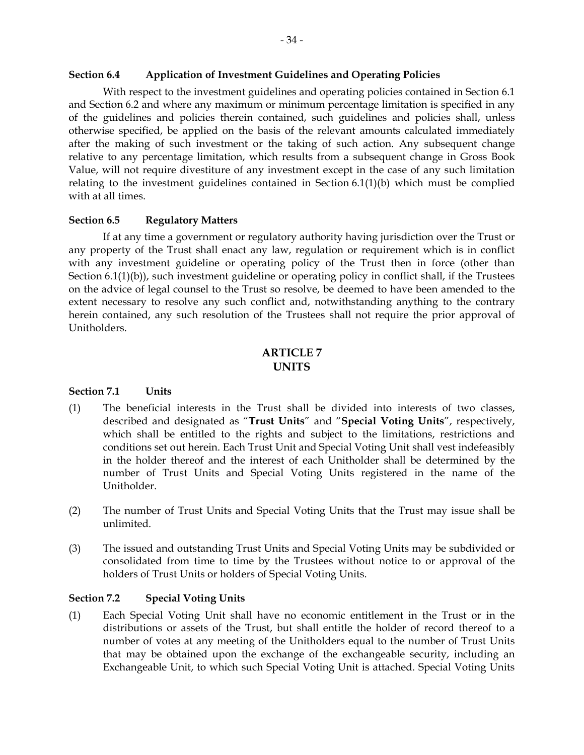**Section 6.4 Application of Investment Guidelines and Operating Policies**

With respect to the investment guidelines and operating policies contained in Section 6.1 and Section 6.2 and where any maximum or minimum percentage limitation is specified in any of the guidelines and policies therein contained, such guidelines and policies shall, unless otherwise specified, be applied on the basis of the relevant amounts calculated immediately after the making of such investment or the taking of such action. Any subsequent change relative to any percentage limitation, which results from a subsequent change in Gross Book Value, will not require divestiture of any investment except in the case of any such limitation relating to the investment guidelines contained in Section 6.1(1)(b) which must be complied with at all times.

**Section 6.5 Regulatory Matters**

If at any time a government or regulatory authority having jurisdiction over the Trust or any property of the Trust shall enact any law, regulation or requirement which is in conflict with any investment guideline or operating policy of the Trust then in force (other than Section 6.1(1)(b)), such investment guideline or operating policy in conflict shall, if the Trustees on the advice of legal counsel to the Trust so resolve, be deemed to have been amended to the extent necessary to resolve any such conflict and, notwithstanding anything to the contrary herein contained, any such resolution of the Trustees shall not require the prior approval of Unitholders.

## ARTICLE 7
## UNITS

**Section 7.1 Units**

(1) The beneficial interests in the Trust shall be divided into interests of two classes, described and designated as "**Trust Units**" and "**Special Voting Units**", respectively, which shall be entitled to the rights and subject to the limitations, restrictions and conditions set out herein. Each Trust Unit and Special Voting Unit shall vest indefeasibly in the holder thereof and the interest of each Unitholder shall be determined by the number of Trust Units and Special Voting Units registered in the name of the Unitholder.

(2) The number of Trust Units and Special Voting Units that the Trust may issue shall be unlimited.

(3) The issued and outstanding Trust Units and Special Voting Units may be subdivided or consolidated from time to time by the Trustees without notice to or approval of the holders of Trust Units or holders of Special Voting Units.

**Section 7.2 Special Voting Units**

(1) Each Special Voting Unit shall have no economic entitlement in the Trust or in the distributions or assets of the Trust, but shall entitle the holder of record thereof to a number of votes at any meeting of the Unitholders equal to the number of Trust Units that may be obtained upon the exchange of the exchangeable security, including an Exchangeable Unit, to which such Special Voting Unit is attached. Special Voting Units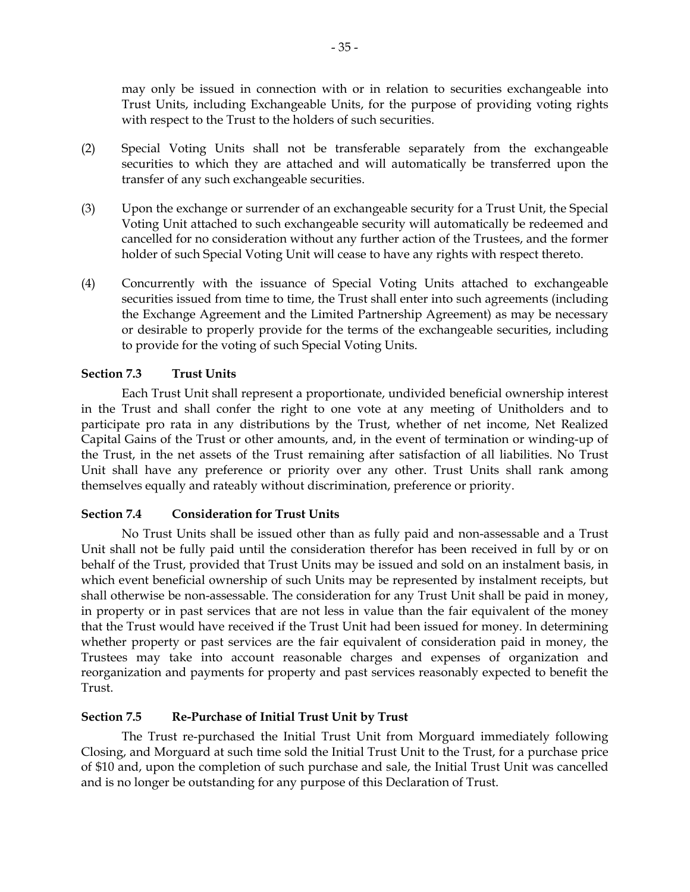may only be issued in connection with or in relation to securities exchangeable into Trust Units, including Exchangeable Units, for the purpose of providing voting rights with respect to the Trust to the holders of such securities.

(2) Special Voting Units shall not be transferable separately from the exchangeable securities to which they are attached and will automatically be transferred upon the transfer of any such exchangeable securities.

(3) Upon the exchange or surrender of an exchangeable security for a Trust Unit, the Special Voting Unit attached to such exchangeable security will automatically be redeemed and cancelled for no consideration without any further action of the Trustees, and the former holder of such Special Voting Unit will cease to have any rights with respect thereto.

(4) Concurrently with the issuance of Special Voting Units attached to exchangeable securities issued from time to time, the Trust shall enter into such agreements (including the Exchange Agreement and the Limited Partnership Agreement) as may be necessary or desirable to properly provide for the terms of the exchangeable securities, including to provide for the voting of such Special Voting Units.

**Section 7.3 Trust Units**

Each Trust Unit shall represent a proportionate, undivided beneficial ownership interest in the Trust and shall confer the right to one vote at any meeting of Unitholders and to participate pro rata in any distributions by the Trust, whether of net income, Net Realized Capital Gains of the Trust or other amounts, and, in the event of termination or winding-up of the Trust, in the net assets of the Trust remaining after satisfaction of all liabilities. No Trust Unit shall have any preference or priority over any other. Trust Units shall rank among themselves equally and rateably without discrimination, preference or priority.

**Section 7.4 Consideration for Trust Units**

No Trust Units shall be issued other than as fully paid and non-assessable and a Trust Unit shall not be fully paid until the consideration therefor has been received in full by or on behalf of the Trust, provided that Trust Units may be issued and sold on an instalment basis, in which event beneficial ownership of such Units may be represented by instalment receipts, but shall otherwise be non-assessable. The consideration for any Trust Unit shall be paid in money, in property or in past services that are not less in value than the fair equivalent of the money that the Trust would have received if the Trust Unit had been issued for money. In determining whether property or past services are the fair equivalent of consideration paid in money, the Trustees may take into account reasonable charges and expenses of organization and reorganization and payments for property and past services reasonably expected to benefit the Trust.

**Section 7.5 Re-Purchase of Initial Trust Unit by Trust**

The Trust re-purchased the Initial Trust Unit from Morguard immediately following Closing, and Morguard at such time sold the Initial Trust Unit to the Trust, for a purchase price of $10 and, upon the completion of such purchase and sale, the Initial Trust Unit was cancelled and is no longer be outstanding for any purpose of this Declaration of Trust.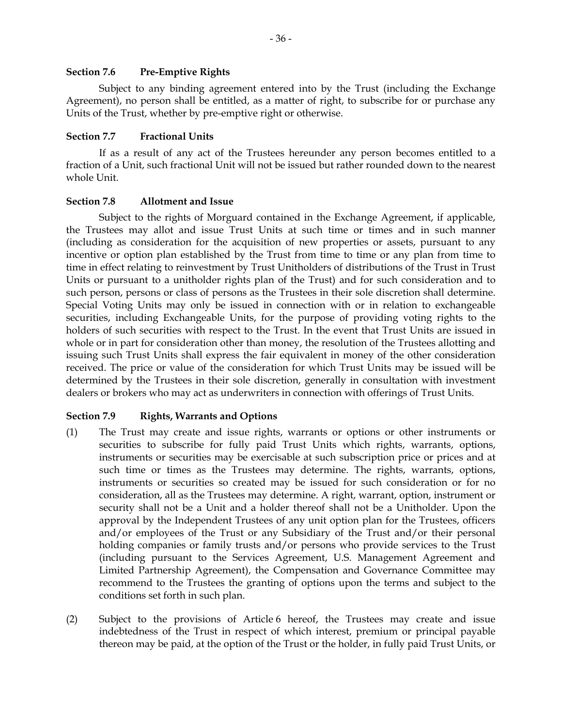### Section 7.6 Pre-Emptive Rights

Subject to any binding agreement entered into by the Trust (including the Exchange Agreement), no person shall be entitled, as a matter of right, to subscribe for or purchase any Units of the Trust, whether by pre-emptive right or otherwise.

### Section 7.7 Fractional Units

If as a result of any act of the Trustees hereunder any person becomes entitled to a fraction of a Unit, such fractional Unit will not be issued but rather rounded down to the nearest whole Unit.

### Section 7.8 Allotment and Issue

Subject to the rights of Morguard contained in the Exchange Agreement, if applicable, the Trustees may allot and issue Trust Units at such time or times and in such manner (including as consideration for the acquisition of new properties or assets, pursuant to any incentive or option plan established by the Trust from time to time or any plan from time to time in effect relating to reinvestment by Trust Unitholders of distributions of the Trust in Trust Units or pursuant to a unitholder rights plan of the Trust) and for such consideration and to such person, persons or class of persons as the Trustees in their sole discretion shall determine. Special Voting Units may only be issued in connection with or in relation to exchangeable securities, including Exchangeable Units, for the purpose of providing voting rights to the holders of such securities with respect to the Trust. In the event that Trust Units are issued in whole or in part for consideration other than money, the resolution of the Trustees allotting and issuing such Trust Units shall express the fair equivalent in money of the other consideration received. The price or value of the consideration for which Trust Units may be issued will be determined by the Trustees in their sole discretion, generally in consultation with investment dealers or brokers who may act as underwriters in connection with offerings of Trust Units.

### Section 7.9 Rights, Warrants and Options

(1) The Trust may create and issue rights, warrants or options or other instruments or securities to subscribe for fully paid Trust Units which rights, warrants, options, instruments or securities may be exercisable at such subscription price or prices and at such time or times as the Trustees may determine. The rights, warrants, options, instruments or securities so created may be issued for such consideration or for no consideration, all as the Trustees may determine. A right, warrant, option, instrument or security shall not be a Unit and a holder thereof shall not be a Unitholder. Upon the approval by the Independent Trustees of any unit option plan for the Trustees, officers and/or employees of the Trust or any Subsidiary of the Trust and/or their personal holding companies or family trusts and/or persons who provide services to the Trust (including pursuant to the Services Agreement, U.S. Management Agreement and Limited Partnership Agreement), the Compensation and Governance Committee may recommend to the Trustees the granting of options upon the terms and subject to the conditions set forth in such plan.

(2) Subject to the provisions of Article 6 hereof, the Trustees may create and issue indebtedness of the Trust in respect of which interest, premium or principal payable thereon may be paid, at the option of the Trust or the holder, in fully paid Trust Units, or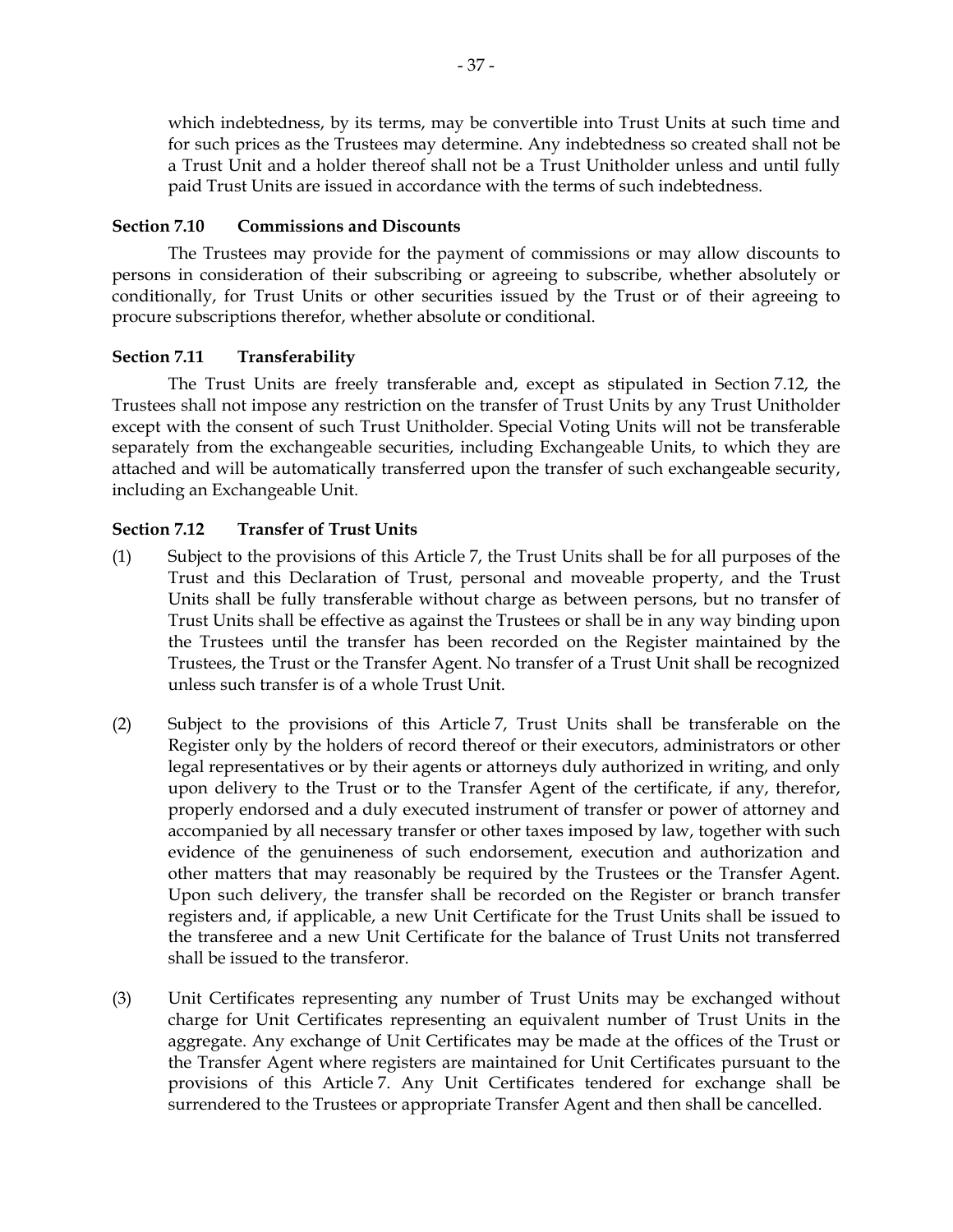which indebtedness, by its terms, may be convertible into Trust Units at such time and for such prices as the Trustees may determine. Any indebtedness so created shall not be a Trust Unit and a holder thereof shall not be a Trust Unitholder unless and until fully paid Trust Units are issued in accordance with the terms of such indebtedness.

**Section 7.10 Commissions and Discounts**

The Trustees may provide for the payment of commissions or may allow discounts to persons in consideration of their subscribing or agreeing to subscribe, whether absolutely or conditionally, for Trust Units or other securities issued by the Trust or of their agreeing to procure subscriptions therefor, whether absolute or conditional.

**Section 7.11 Transferability**

The Trust Units are freely transferable and, except as stipulated in Section 7.12, the Trustees shall not impose any restriction on the transfer of Trust Units by any Trust Unitholder except with the consent of such Trust Unitholder. Special Voting Units will not be transferable separately from the exchangeable securities, including Exchangeable Units, to which they are attached and will be automatically transferred upon the transfer of such exchangeable security, including an Exchangeable Unit.

**Section 7.12 Transfer of Trust Units**

(1) Subject to the provisions of this Article 7, the Trust Units shall be for all purposes of the Trust and this Declaration of Trust, personal and moveable property, and the Trust Units shall be fully transferable without charge as between persons, but no transfer of Trust Units shall be effective as against the Trustees or shall be in any way binding upon the Trustees until the transfer has been recorded on the Register maintained by the Trustees, the Trust or the Transfer Agent. No transfer of a Trust Unit shall be recognized unless such transfer is of a whole Trust Unit.

(2) Subject to the provisions of this Article 7, Trust Units shall be transferable on the Register only by the holders of record thereof or their executors, administrators or other legal representatives or by their agents or attorneys duly authorized in writing, and only upon delivery to the Trust or to the Transfer Agent of the certificate, if any, therefor, properly endorsed and a duly executed instrument of transfer or power of attorney and accompanied by all necessary transfer or other taxes imposed by law, together with such evidence of the genuineness of such endorsement, execution and authorization and other matters that may reasonably be required by the Trustees or the Transfer Agent. Upon such delivery, the transfer shall be recorded on the Register or branch transfer registers and, if applicable, a new Unit Certificate for the Trust Units shall be issued to the transferee and a new Unit Certificate for the balance of Trust Units not transferred shall be issued to the transferor.

(3) Unit Certificates representing any number of Trust Units may be exchanged without charge for Unit Certificates representing an equivalent number of Trust Units in the aggregate. Any exchange of Unit Certificates may be made at the offices of the Trust or the Transfer Agent where registers are maintained for Unit Certificates pursuant to the provisions of this Article 7. Any Unit Certificates tendered for exchange shall be surrendered to the Trustees or appropriate Transfer Agent and then shall be cancelled.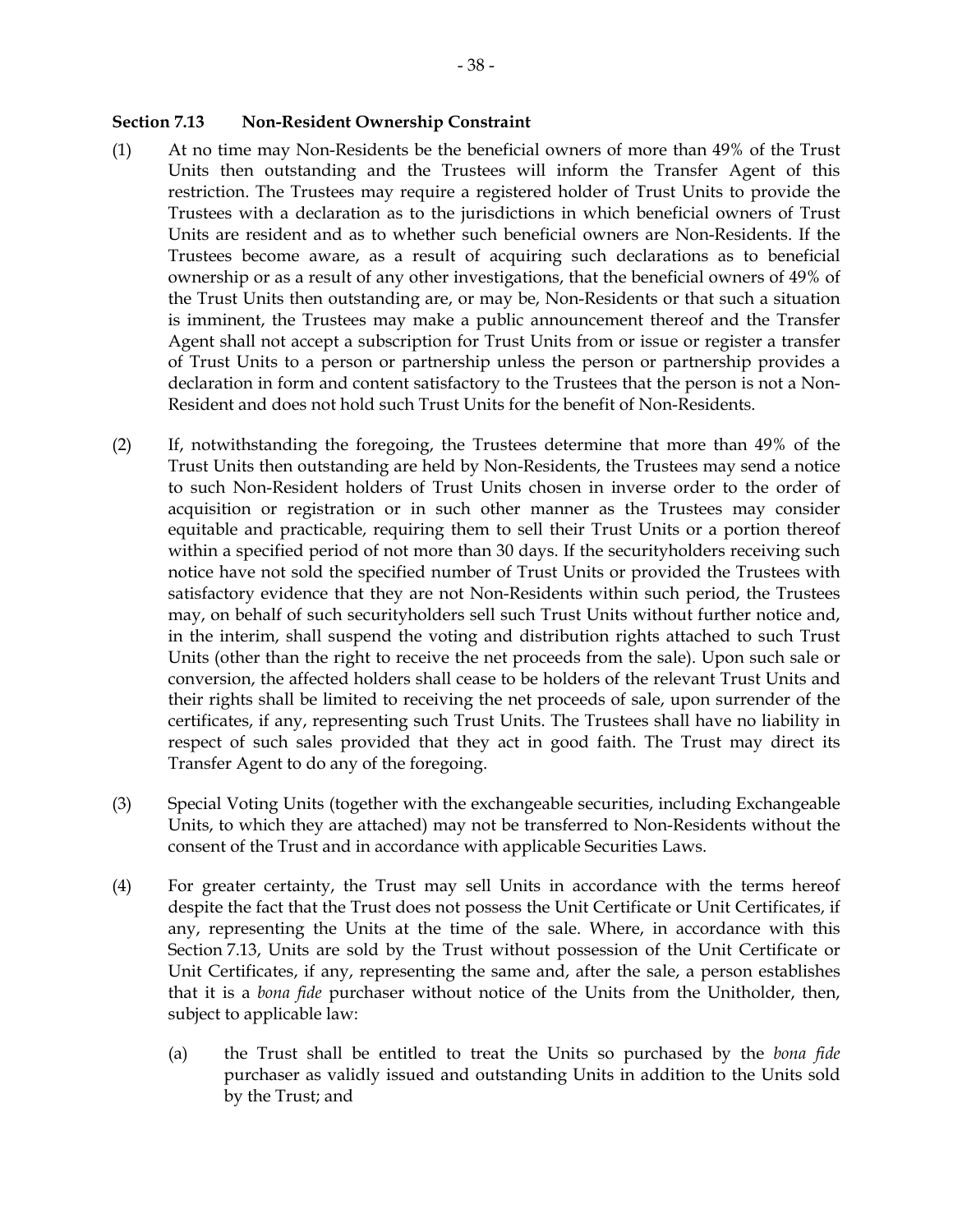### Section 7.13 Non-Resident Ownership Constraint

(1) At no time may Non-Residents be the beneficial owners of more than 49% of the Trust Units then outstanding and the Trustees will inform the Transfer Agent of this restriction. The Trustees may require a registered holder of Trust Units to provide the Trustees with a declaration as to the jurisdictions in which beneficial owners of Trust Units are resident and as to whether such beneficial owners are Non-Residents. If the Trustees become aware, as a result of acquiring such declarations as to beneficial ownership or as a result of any other investigations, that the beneficial owners of 49% of the Trust Units then outstanding are, or may be, Non-Residents or that such a situation is imminent, the Trustees may make a public announcement thereof and the Transfer Agent shall not accept a subscription for Trust Units from or issue or register a transfer of Trust Units to a person or partnership unless the person or partnership provides a declaration in form and content satisfactory to the Trustees that the person is not a Non-Resident and does not hold such Trust Units for the benefit of Non-Residents.

(2) If, notwithstanding the foregoing, the Trustees determine that more than 49% of the Trust Units then outstanding are held by Non-Residents, the Trustees may send a notice to such Non-Resident holders of Trust Units chosen in inverse order to the order of acquisition or registration or in such other manner as the Trustees may consider equitable and practicable, requiring them to sell their Trust Units or a portion thereof within a specified period of not more than 30 days. If the securityholders receiving such notice have not sold the specified number of Trust Units or provided the Trustees with satisfactory evidence that they are not Non-Residents within such period, the Trustees may, on behalf of such securityholders sell such Trust Units without further notice and, in the interim, shall suspend the voting and distribution rights attached to such Trust Units (other than the right to receive the net proceeds from the sale). Upon such sale or conversion, the affected holders shall cease to be holders of the relevant Trust Units and their rights shall be limited to receiving the net proceeds of sale, upon surrender of the certificates, if any, representing such Trust Units. The Trustees shall have no liability in respect of such sales provided that they act in good faith. The Trust may direct its Transfer Agent to do any of the foregoing.

(3) Special Voting Units (together with the exchangeable securities, including Exchangeable Units, to which they are attached) may not be transferred to Non-Residents without the consent of the Trust and in accordance with applicable Securities Laws.

(4) For greater certainty, the Trust may sell Units in accordance with the terms hereof despite the fact that the Trust does not possess the Unit Certificate or Unit Certificates, if any, representing the Units at the time of the sale. Where, in accordance with this Section 7.13, Units are sold by the Trust without possession of the Unit Certificate or Unit Certificates, if any, representing the same and, after the sale, a person establishes that it is a *bona fide* purchaser without notice of the Units from the Unitholder, then, subject to applicable law:

   (a) the Trust shall be entitled to treat the Units so purchased by the *bona fide* purchaser as validly issued and outstanding Units in addition to the Units sold by the Trust; and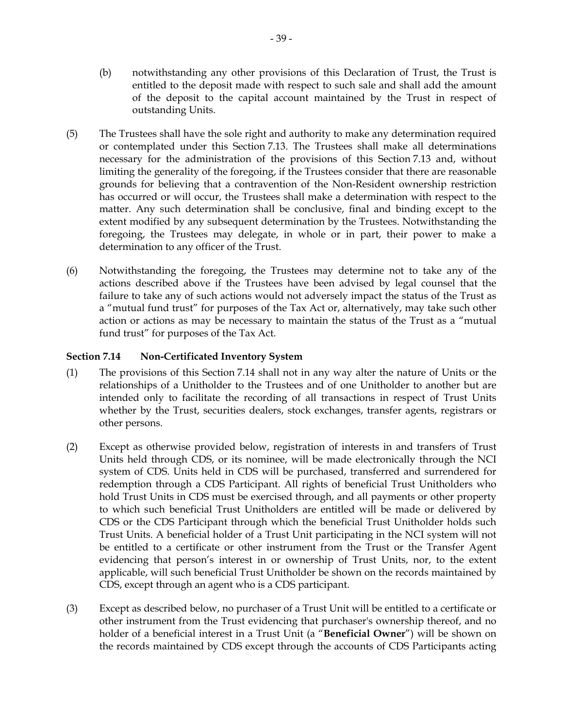(b) notwithstanding any other provisions of this Declaration of Trust, the Trust is entitled to the deposit made with respect to such sale and shall add the amount of the deposit to the capital account maintained by the Trust in respect of outstanding Units.

(5) The Trustees shall have the sole right and authority to make any determination required or contemplated under this Section 7.13. The Trustees shall make all determinations necessary for the administration of the provisions of this Section 7.13 and, without limiting the generality of the foregoing, if the Trustees consider that there are reasonable grounds for believing that a contravention of the Non-Resident ownership restriction has occurred or will occur, the Trustees shall make a determination with respect to the matter. Any such determination shall be conclusive, final and binding except to the extent modified by any subsequent determination by the Trustees. Notwithstanding the foregoing, the Trustees may delegate, in whole or in part, their power to make a determination to any officer of the Trust.

(6) Notwithstanding the foregoing, the Trustees may determine not to take any of the actions described above if the Trustees have been advised by legal counsel that the failure to take any of such actions would not adversely impact the status of the Trust as a "mutual fund trust" for purposes of the Tax Act or, alternatively, may take such other action or actions as may be necessary to maintain the status of the Trust as a "mutual fund trust" for purposes of the Tax Act.

**Section 7.14 Non-Certificated Inventory System**

(1) The provisions of this Section 7.14 shall not in any way alter the nature of Units or the relationships of a Unitholder to the Trustees and of one Unitholder to another but are intended only to facilitate the recording of all transactions in respect of Trust Units whether by the Trust, securities dealers, stock exchanges, transfer agents, registrars or other persons.

(2) Except as otherwise provided below, registration of interests in and transfers of Trust Units held through CDS, or its nominee, will be made electronically through the NCI system of CDS. Units held in CDS will be purchased, transferred and surrendered for redemption through a CDS Participant. All rights of beneficial Trust Unitholders who hold Trust Units in CDS must be exercised through, and all payments or other property to which such beneficial Trust Unitholders are entitled will be made or delivered by CDS or the CDS Participant through which the beneficial Trust Unitholder holds such Trust Units. A beneficial holder of a Trust Unit participating in the NCI system will not be entitled to a certificate or other instrument from the Trust or the Transfer Agent evidencing that person's interest in or ownership of Trust Units, nor, to the extent applicable, will such beneficial Trust Unitholder be shown on the records maintained by CDS, except through an agent who is a CDS participant.

(3) Except as described below, no purchaser of a Trust Unit will be entitled to a certificate or other instrument from the Trust evidencing that purchaser's ownership thereof, and no holder of a beneficial interest in a Trust Unit (a "**Beneficial Owner**") will be shown on the records maintained by CDS except through the accounts of CDS Participants acting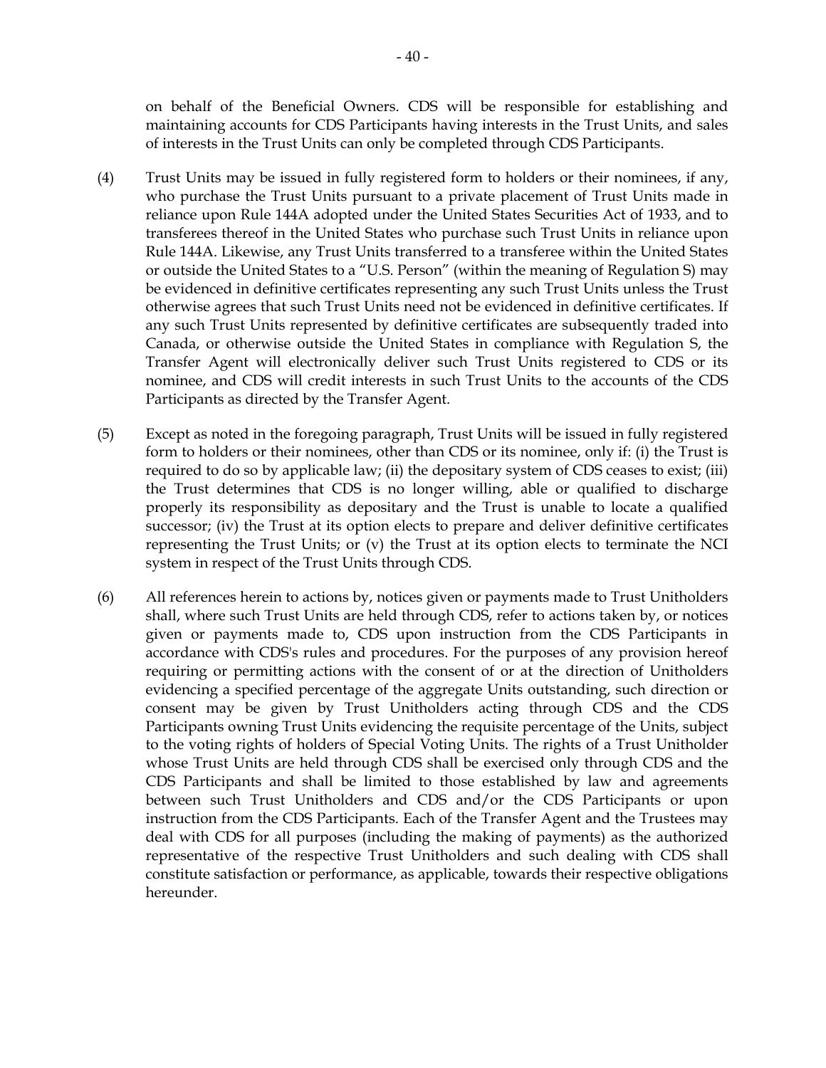on behalf of the Beneficial Owners. CDS will be responsible for establishing and maintaining accounts for CDS Participants having interests in the Trust Units, and sales of interests in the Trust Units can only be completed through CDS Participants.

(4) Trust Units may be issued in fully registered form to holders or their nominees, if any, who purchase the Trust Units pursuant to a private placement of Trust Units made in reliance upon Rule 144A adopted under the United States Securities Act of 1933, and to transferees thereof in the United States who purchase such Trust Units in reliance upon Rule 144A. Likewise, any Trust Units transferred to a transferee within the United States or outside the United States to a "U.S. Person" (within the meaning of Regulation S) may be evidenced in definitive certificates representing any such Trust Units unless the Trust otherwise agrees that such Trust Units need not be evidenced in definitive certificates. If any such Trust Units represented by definitive certificates are subsequently traded into Canada, or otherwise outside the United States in compliance with Regulation S, the Transfer Agent will electronically deliver such Trust Units registered to CDS or its nominee, and CDS will credit interests in such Trust Units to the accounts of the CDS Participants as directed by the Transfer Agent.

(5) Except as noted in the foregoing paragraph, Trust Units will be issued in fully registered form to holders or their nominees, other than CDS or its nominee, only if: (i) the Trust is required to do so by applicable law; (ii) the depositary system of CDS ceases to exist; (iii) the Trust determines that CDS is no longer willing, able or qualified to discharge properly its responsibility as depositary and the Trust is unable to locate a qualified successor; (iv) the Trust at its option elects to prepare and deliver definitive certificates representing the Trust Units; or (v) the Trust at its option elects to terminate the NCI system in respect of the Trust Units through CDS.

(6) All references herein to actions by, notices given or payments made to Trust Unitholders shall, where such Trust Units are held through CDS, refer to actions taken by, or notices given or payments made to, CDS upon instruction from the CDS Participants in accordance with CDS's rules and procedures. For the purposes of any provision hereof requiring or permitting actions with the consent of or at the direction of Unitholders evidencing a specified percentage of the aggregate Units outstanding, such direction or consent may be given by Trust Unitholders acting through CDS and the CDS Participants owning Trust Units evidencing the requisite percentage of the Units, subject to the voting rights of holders of Special Voting Units. The rights of a Trust Unitholder whose Trust Units are held through CDS shall be exercised only through CDS and the CDS Participants and shall be limited to those established by law and agreements between such Trust Unitholders and CDS and/or the CDS Participants or upon instruction from the CDS Participants. Each of the Transfer Agent and the Trustees may deal with CDS for all purposes (including the making of payments) as the authorized representative of the respective Trust Unitholders and such dealing with CDS shall constitute satisfaction or performance, as applicable, towards their respective obligations hereunder.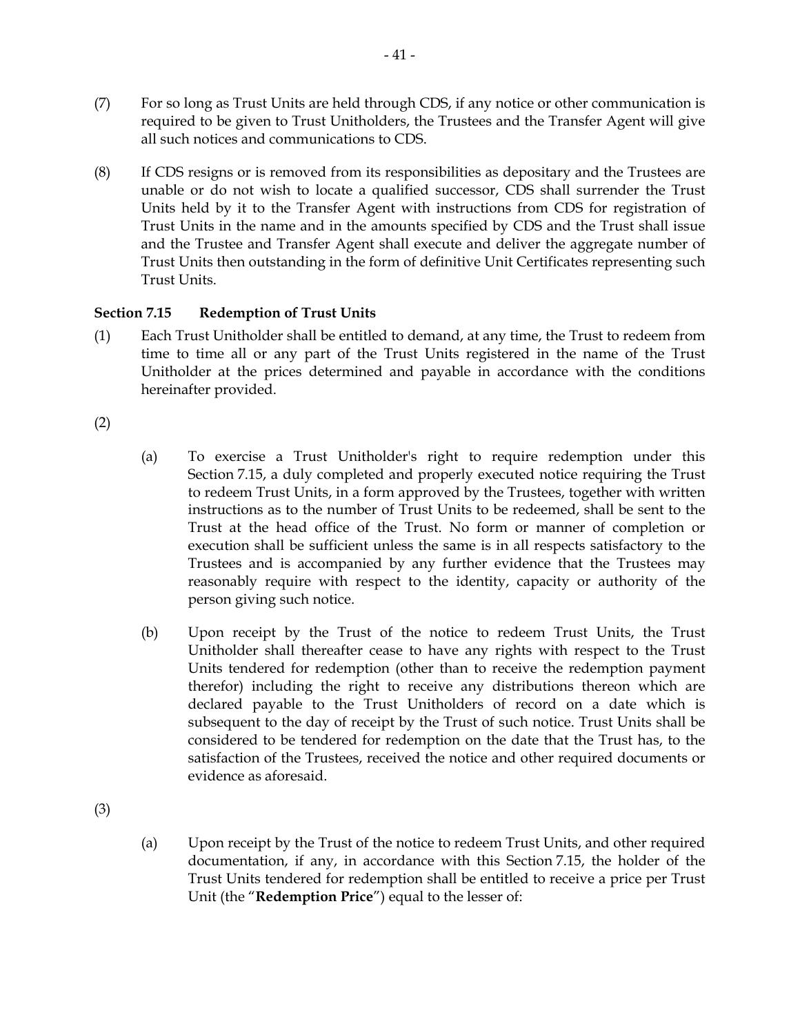(7) For so long as Trust Units are held through CDS, if any notice or other communication is required to be given to Trust Unitholders, the Trustees and the Transfer Agent will give all such notices and communications to CDS.

(8) If CDS resigns or is removed from its responsibilities as depositary and the Trustees are unable or do not wish to locate a qualified successor, CDS shall surrender the Trust Units held by it to the Transfer Agent with instructions from CDS for registration of Trust Units in the name and in the amounts specified by CDS and the Trust shall issue and the Trustee and Transfer Agent shall execute and deliver the aggregate number of Trust Units then outstanding in the form of definitive Unit Certificates representing such Trust Units.

**Section 7.15 Redemption of Trust Units**

(1) Each Trust Unitholder shall be entitled to demand, at any time, the Trust to redeem from time to time all or any part of the Trust Units registered in the name of the Trust Unitholder at the prices determined and payable in accordance with the conditions hereinafter provided.

(2)

(a) To exercise a Trust Unitholder's right to require redemption under this Section 7.15, a duly completed and properly executed notice requiring the Trust to redeem Trust Units, in a form approved by the Trustees, together with written instructions as to the number of Trust Units to be redeemed, shall be sent to the Trust at the head office of the Trust. No form or manner of completion or execution shall be sufficient unless the same is in all respects satisfactory to the Trustees and is accompanied by any further evidence that the Trustees may reasonably require with respect to the identity, capacity or authority of the person giving such notice.

(b) Upon receipt by the Trust of the notice to redeem Trust Units, the Trust Unitholder shall thereafter cease to have any rights with respect to the Trust Units tendered for redemption (other than to receive the redemption payment therefor) including the right to receive any distributions thereon which are declared payable to the Trust Unitholders of record on a date which is subsequent to the day of receipt by the Trust of such notice. Trust Units shall be considered to be tendered for redemption on the date that the Trust has, to the satisfaction of the Trustees, received the notice and other required documents or evidence as aforesaid.

(3)

(a) Upon receipt by the Trust of the notice to redeem Trust Units, and other required documentation, if any, in accordance with this Section 7.15, the holder of the Trust Units tendered for redemption shall be entitled to receive a price per Trust Unit (the "**Redemption Price**") equal to the lesser of: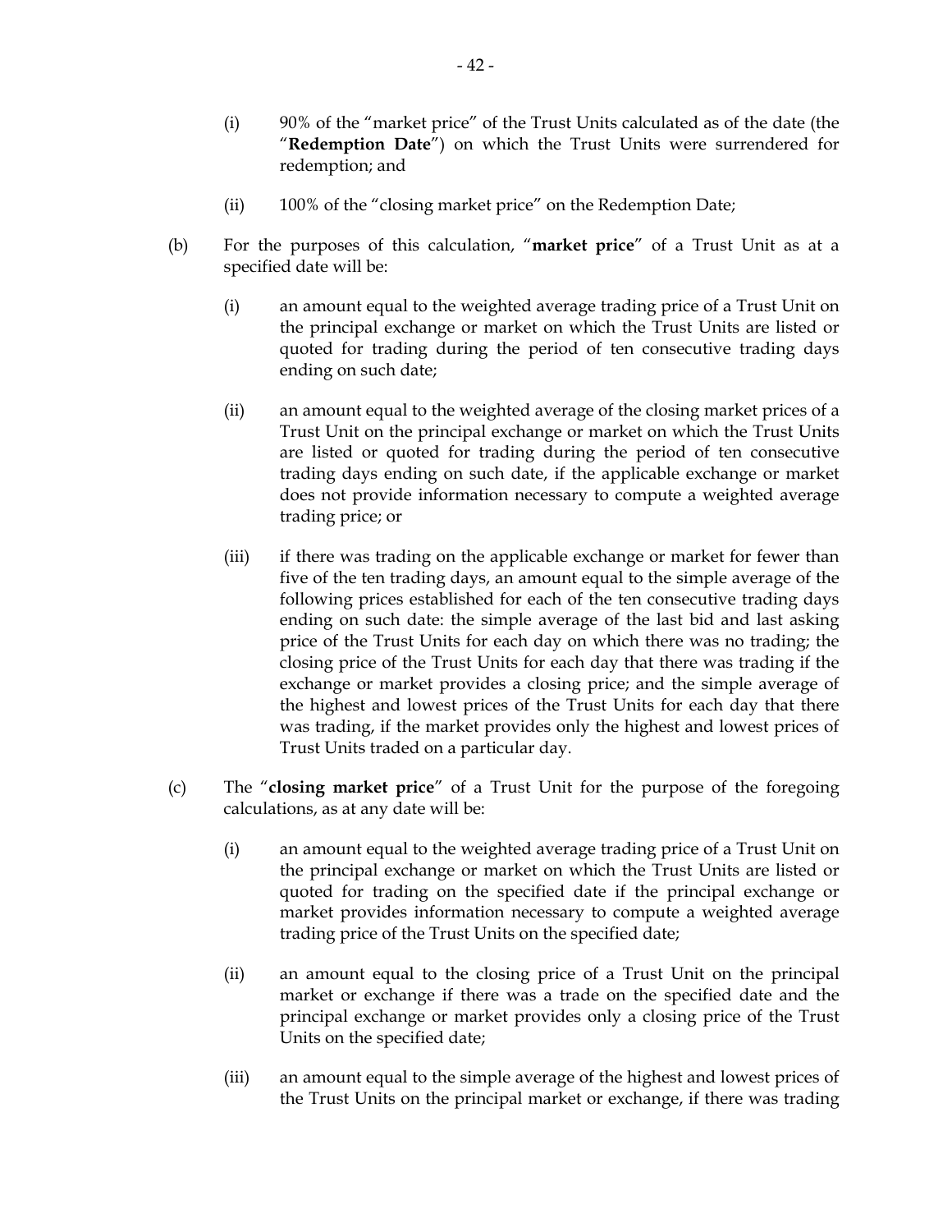(i) 90% of the "market price" of the Trust Units calculated as of the date (the "**Redemption Date**") on which the Trust Units were surrendered for redemption; and

(ii) 100% of the "closing market price" on the Redemption Date;

(b) For the purposes of this calculation, "**market price**" of a Trust Unit as at a specified date will be:

(i) an amount equal to the weighted average trading price of a Trust Unit on the principal exchange or market on which the Trust Units are listed or quoted for trading during the period of ten consecutive trading days ending on such date;

(ii) an amount equal to the weighted average of the closing market prices of a Trust Unit on the principal exchange or market on which the Trust Units are listed or quoted for trading during the period of ten consecutive trading days ending on such date, if the applicable exchange or market does not provide information necessary to compute a weighted average trading price; or

(iii) if there was trading on the applicable exchange or market for fewer than five of the ten trading days, an amount equal to the simple average of the following prices established for each of the ten consecutive trading days ending on such date: the simple average of the last bid and last asking price of the Trust Units for each day on which there was no trading; the closing price of the Trust Units for each day that there was trading if the exchange or market provides a closing price; and the simple average of the highest and lowest prices of the Trust Units for each day that there was trading, if the market provides only the highest and lowest prices of Trust Units traded on a particular day.

(c) The "**closing market price**" of a Trust Unit for the purpose of the foregoing calculations, as at any date will be:

(i) an amount equal to the weighted average trading price of a Trust Unit on the principal exchange or market on which the Trust Units are listed or quoted for trading on the specified date if the principal exchange or market provides information necessary to compute a weighted average trading price of the Trust Units on the specified date;

(ii) an amount equal to the closing price of a Trust Unit on the principal market or exchange if there was a trade on the specified date and the principal exchange or market provides only a closing price of the Trust Units on the specified date;

(iii) an amount equal to the simple average of the highest and lowest prices of the Trust Units on the principal market or exchange, if there was trading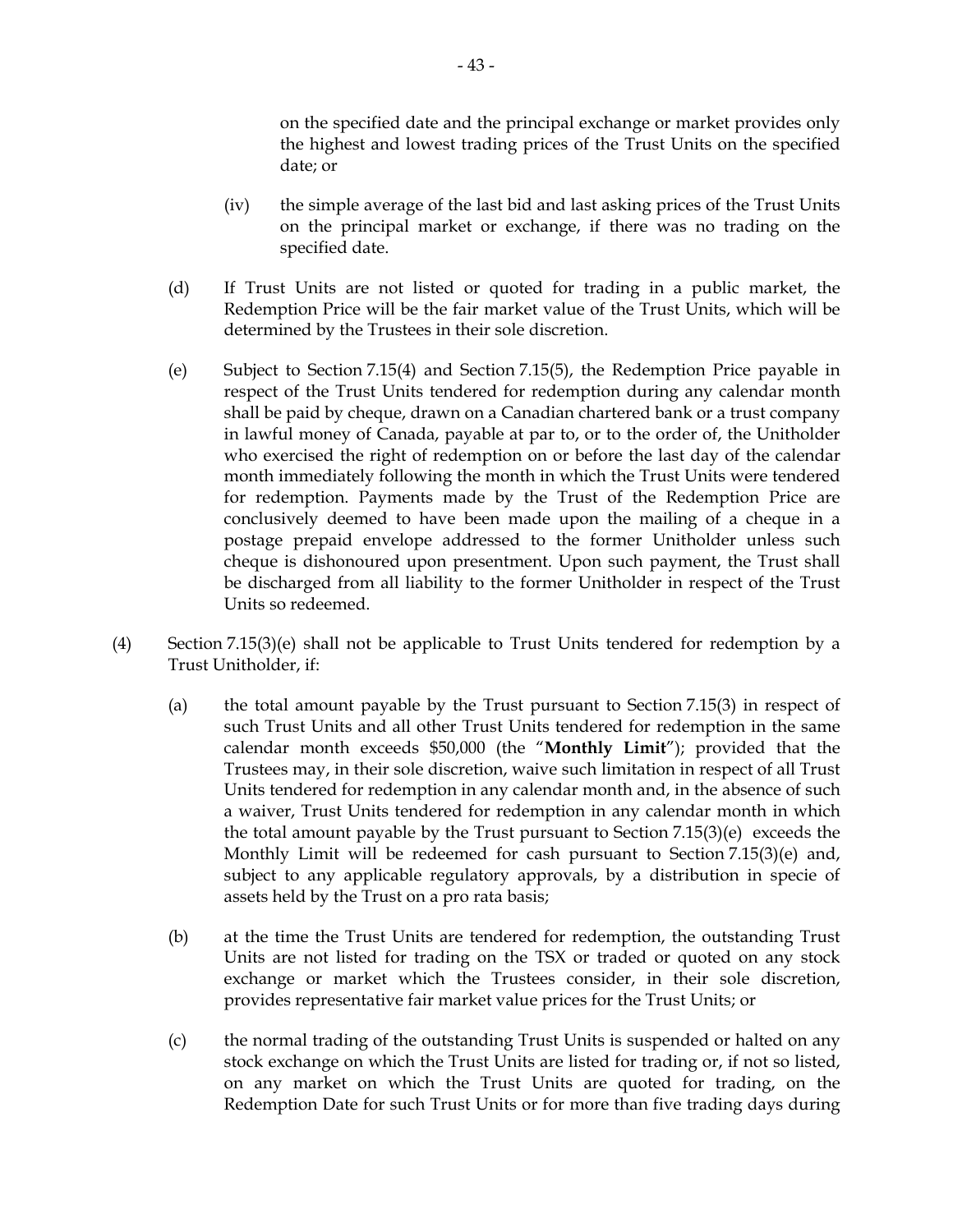on the specified date and the principal exchange or market provides only the highest and lowest trading prices of the Trust Units on the specified date; or

(iv) the simple average of the last bid and last asking prices of the Trust Units on the principal market or exchange, if there was no trading on the specified date.

(d) If Trust Units are not listed or quoted for trading in a public market, the Redemption Price will be the fair market value of the Trust Units, which will be determined by the Trustees in their sole discretion.

(e) Subject to Section 7.15(4) and Section 7.15(5), the Redemption Price payable in respect of the Trust Units tendered for redemption during any calendar month shall be paid by cheque, drawn on a Canadian chartered bank or a trust company in lawful money of Canada, payable at par to, or to the order of, the Unitholder who exercised the right of redemption on or before the last day of the calendar month immediately following the month in which the Trust Units were tendered for redemption. Payments made by the Trust of the Redemption Price are conclusively deemed to have been made upon the mailing of a cheque in a postage prepaid envelope addressed to the former Unitholder unless such cheque is dishonoured upon presentment. Upon such payment, the Trust shall be discharged from all liability to the former Unitholder in respect of the Trust Units so redeemed.

(4) Section 7.15(3)(e) shall not be applicable to Trust Units tendered for redemption by a Trust Unitholder, if:

(a) the total amount payable by the Trust pursuant to Section 7.15(3) in respect of such Trust Units and all other Trust Units tendered for redemption in the same calendar month exceeds $50,000 (the "**Monthly Limit**"); provided that the Trustees may, in their sole discretion, waive such limitation in respect of all Trust Units tendered for redemption in any calendar month and, in the absence of such a waiver, Trust Units tendered for redemption in any calendar month in which the total amount payable by the Trust pursuant to Section 7.15(3)(e) exceeds the Monthly Limit will be redeemed for cash pursuant to Section 7.15(3)(e) and, subject to any applicable regulatory approvals, by a distribution in specie of assets held by the Trust on a pro rata basis;

(b) at the time the Trust Units are tendered for redemption, the outstanding Trust Units are not listed for trading on the TSX or traded or quoted on any stock exchange or market which the Trustees consider, in their sole discretion, provides representative fair market value prices for the Trust Units; or

(c) the normal trading of the outstanding Trust Units is suspended or halted on any stock exchange on which the Trust Units are listed for trading or, if not so listed, on any market on which the Trust Units are quoted for trading, on the Redemption Date for such Trust Units or for more than five trading days during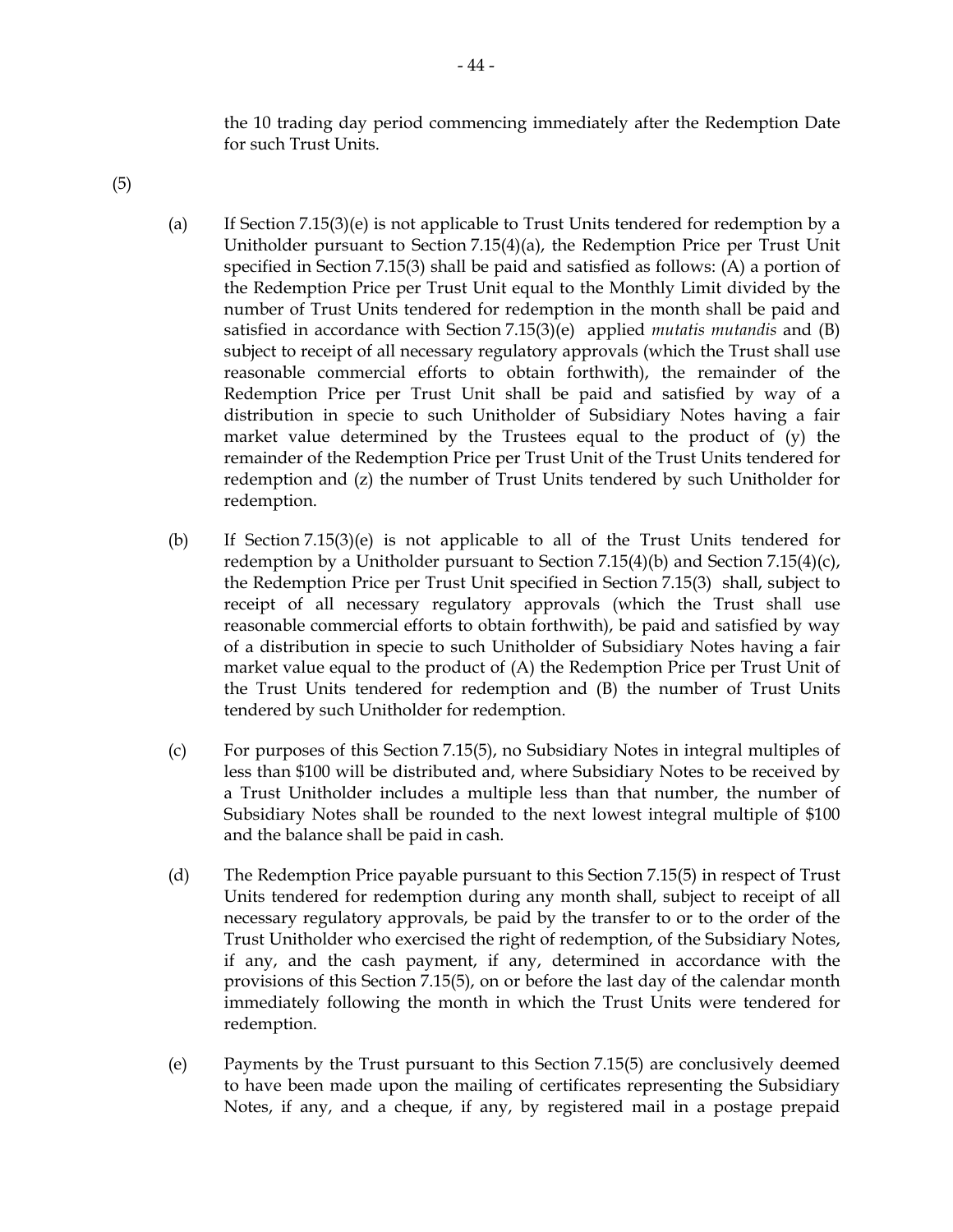the 10 trading day period commencing immediately after the Redemption Date for such Trust Units.

(5)

(a) If Section 7.15(3)(e) is not applicable to Trust Units tendered for redemption by a Unitholder pursuant to Section 7.15(4)(a), the Redemption Price per Trust Unit specified in Section 7.15(3) shall be paid and satisfied as follows: (A) a portion of the Redemption Price per Trust Unit equal to the Monthly Limit divided by the number of Trust Units tendered for redemption in the month shall be paid and satisfied in accordance with Section 7.15(3)(e) applied *mutatis mutandis* and (B) subject to receipt of all necessary regulatory approvals (which the Trust shall use reasonable commercial efforts to obtain forthwith), the remainder of the Redemption Price per Trust Unit shall be paid and satisfied by way of a distribution in specie to such Unitholder of Subsidiary Notes having a fair market value determined by the Trustees equal to the product of (y) the remainder of the Redemption Price per Trust Unit of the Trust Units tendered for redemption and (z) the number of Trust Units tendered by such Unitholder for redemption.

(b) If Section 7.15(3)(e) is not applicable to all of the Trust Units tendered for redemption by a Unitholder pursuant to Section 7.15(4)(b) and Section 7.15(4)(c), the Redemption Price per Trust Unit specified in Section 7.15(3) shall, subject to receipt of all necessary regulatory approvals (which the Trust shall use reasonable commercial efforts to obtain forthwith), be paid and satisfied by way of a distribution in specie to such Unitholder of Subsidiary Notes having a fair market value equal to the product of (A) the Redemption Price per Trust Unit of the Trust Units tendered for redemption and (B) the number of Trust Units tendered by such Unitholder for redemption.

(c) For purposes of this Section 7.15(5), no Subsidiary Notes in integral multiples of less than $100 will be distributed and, where Subsidiary Notes to be received by a Trust Unitholder includes a multiple less than that number, the number of Subsidiary Notes shall be rounded to the next lowest integral multiple of $100 and the balance shall be paid in cash.

(d) The Redemption Price payable pursuant to this Section 7.15(5) in respect of Trust Units tendered for redemption during any month shall, subject to receipt of all necessary regulatory approvals, be paid by the transfer to or to the order of the Trust Unitholder who exercised the right of redemption, of the Subsidiary Notes, if any, and the cash payment, if any, determined in accordance with the provisions of this Section 7.15(5), on or before the last day of the calendar month immediately following the month in which the Trust Units were tendered for redemption.

(e) Payments by the Trust pursuant to this Section 7.15(5) are conclusively deemed to have been made upon the mailing of certificates representing the Subsidiary Notes, if any, and a cheque, if any, by registered mail in a postage prepaid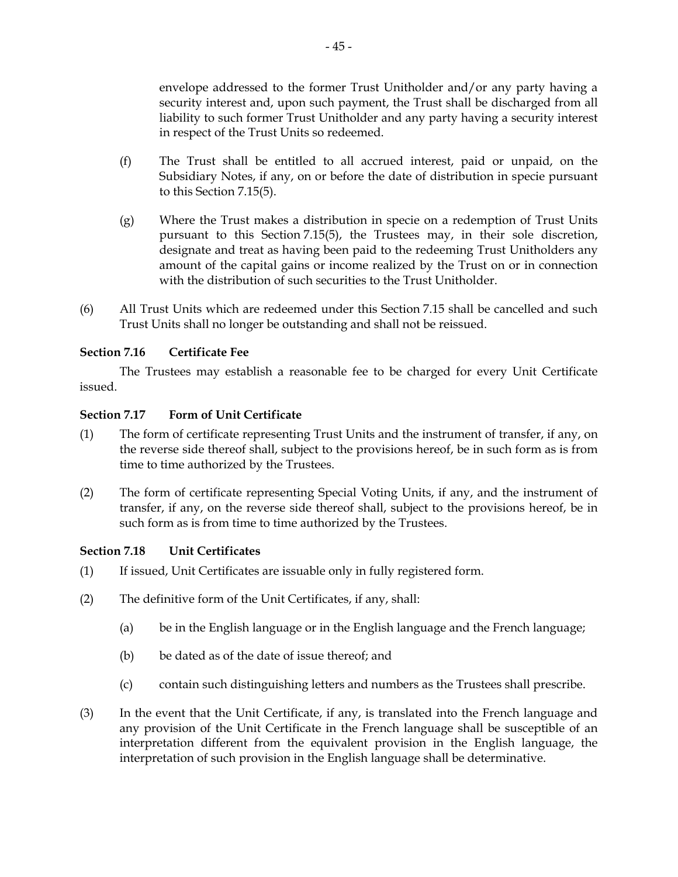envelope addressed to the former Trust Unitholder and/or any party having a security interest and, upon such payment, the Trust shall be discharged from all liability to such former Trust Unitholder and any party having a security interest in respect of the Trust Units so redeemed.

(f) The Trust shall be entitled to all accrued interest, paid or unpaid, on the Subsidiary Notes, if any, on or before the date of distribution in specie pursuant to this Section 7.15(5).

(g) Where the Trust makes a distribution in specie on a redemption of Trust Units pursuant to this Section 7.15(5), the Trustees may, in their sole discretion, designate and treat as having been paid to the redeeming Trust Unitholders any amount of the capital gains or income realized by the Trust on or in connection with the distribution of such securities to the Trust Unitholder.

(6) All Trust Units which are redeemed under this Section 7.15 shall be cancelled and such Trust Units shall no longer be outstanding and shall not be reissued.

**Section 7.16 Certificate Fee**

The Trustees may establish a reasonable fee to be charged for every Unit Certificate issued.

**Section 7.17 Form of Unit Certificate**

(1) The form of certificate representing Trust Units and the instrument of transfer, if any, on the reverse side thereof shall, subject to the provisions hereof, be in such form as is from time to time authorized by the Trustees.

(2) The form of certificate representing Special Voting Units, if any, and the instrument of transfer, if any, on the reverse side thereof shall, subject to the provisions hereof, be in such form as is from time to time authorized by the Trustees.

**Section 7.18 Unit Certificates**

(1) If issued, Unit Certificates are issuable only in fully registered form.

(2) The definitive form of the Unit Certificates, if any, shall:

(a) be in the English language or in the English language and the French language;

(b) be dated as of the date of issue thereof; and

(c) contain such distinguishing letters and numbers as the Trustees shall prescribe.

(3) In the event that the Unit Certificate, if any, is translated into the French language and any provision of the Unit Certificate in the French language shall be susceptible of an interpretation different from the equivalent provision in the English language, the interpretation of such provision in the English language shall be determinative.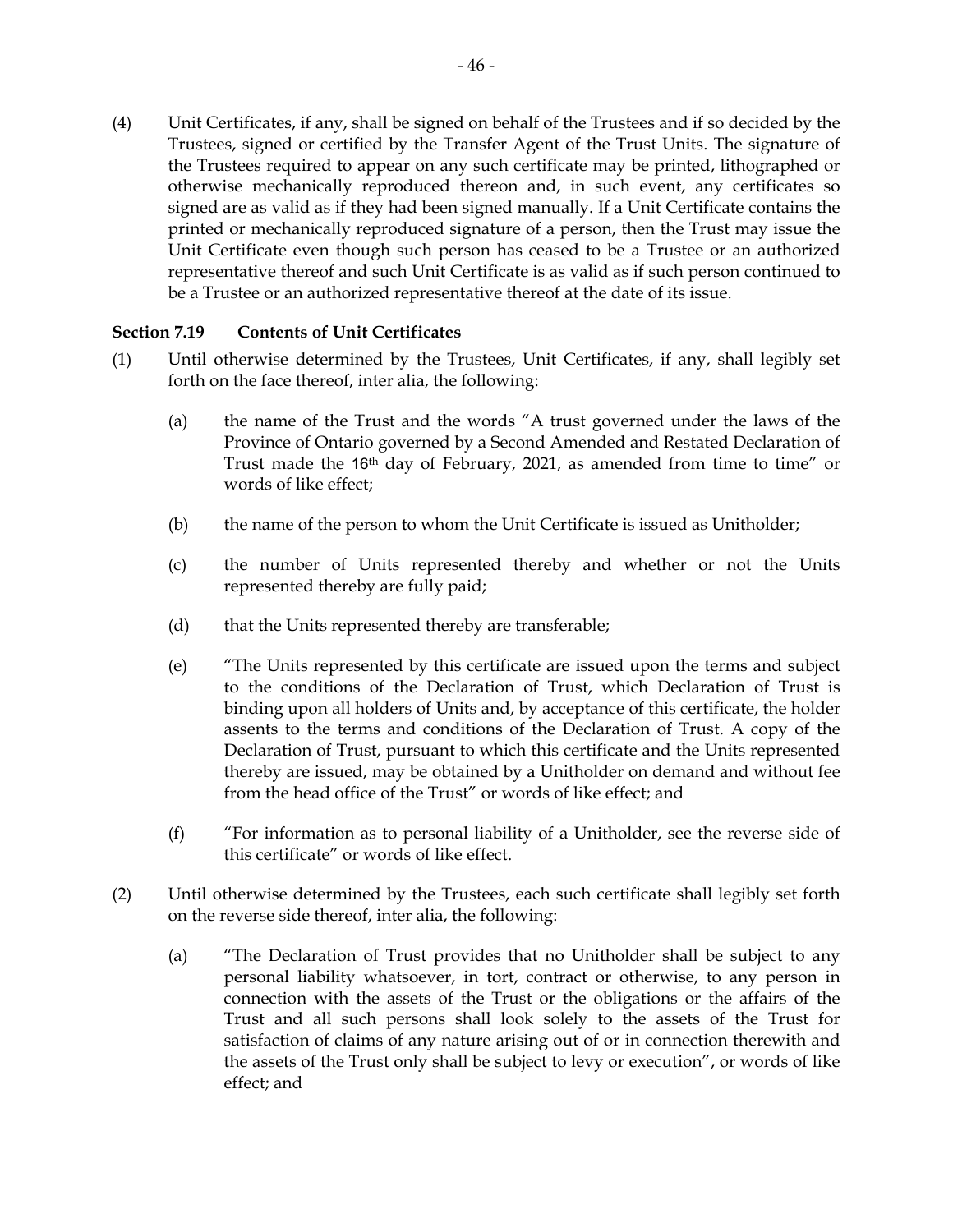(4) Unit Certificates, if any, shall be signed on behalf of the Trustees and if so decided by the Trustees, signed or certified by the Transfer Agent of the Trust Units. The signature of the Trustees required to appear on any such certificate may be printed, lithographed or otherwise mechanically reproduced thereon and, in such event, any certificates so signed are as valid as if they had been signed manually. If a Unit Certificate contains the printed or mechanically reproduced signature of a person, then the Trust may issue the Unit Certificate even though such person has ceased to be a Trustee or an authorized representative thereof and such Unit Certificate is as valid as if such person continued to be a Trustee or an authorized representative thereof at the date of its issue.

**Section 7.19 Contents of Unit Certificates**

(1) Until otherwise determined by the Trustees, Unit Certificates, if any, shall legibly set forth on the face thereof, inter alia, the following:

(a) the name of the Trust and the words "A trust governed under the laws of the Province of Ontario governed by a Second Amended and Restated Declaration of Trust made the 16th day of February, 2021, as amended from time to time" or words of like effect;

(b) the name of the person to whom the Unit Certificate is issued as Unitholder;

(c) the number of Units represented thereby and whether or not the Units represented thereby are fully paid;

(d) that the Units represented thereby are transferable;

(e) "The Units represented by this certificate are issued upon the terms and subject to the conditions of the Declaration of Trust, which Declaration of Trust is binding upon all holders of Units and, by acceptance of this certificate, the holder assents to the terms and conditions of the Declaration of Trust. A copy of the Declaration of Trust, pursuant to which this certificate and the Units represented thereby are issued, may be obtained by a Unitholder on demand and without fee from the head office of the Trust" or words of like effect; and

(f) "For information as to personal liability of a Unitholder, see the reverse side of this certificate" or words of like effect.

(2) Until otherwise determined by the Trustees, each such certificate shall legibly set forth on the reverse side thereof, inter alia, the following:

(a) "The Declaration of Trust provides that no Unitholder shall be subject to any personal liability whatsoever, in tort, contract or otherwise, to any person in connection with the assets of the Trust or the obligations or the affairs of the Trust and all such persons shall look solely to the assets of the Trust for satisfaction of claims of any nature arising out of or in connection therewith and the assets of the Trust only shall be subject to levy or execution", or words of like effect; and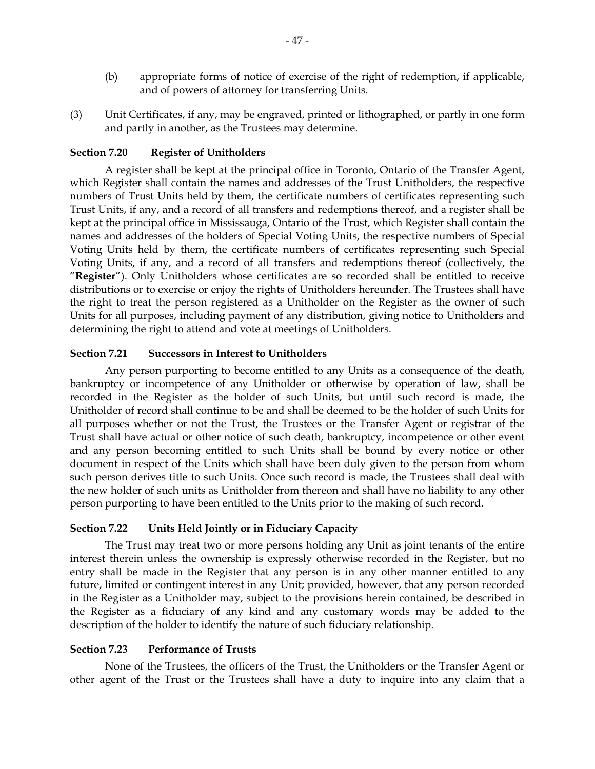(b) appropriate forms of notice of exercise of the right of redemption, if applicable, and of powers of attorney for transferring Units.

(3) Unit Certificates, if any, may be engraved, printed or lithographed, or partly in one form and partly in another, as the Trustees may determine.

**Section 7.20 Register of Unitholders**

A register shall be kept at the principal office in Toronto, Ontario of the Transfer Agent, which Register shall contain the names and addresses of the Trust Unitholders, the respective numbers of Trust Units held by them, the certificate numbers of certificates representing such Trust Units, if any, and a record of all transfers and redemptions thereof, and a register shall be kept at the principal office in Mississauga, Ontario of the Trust, which Register shall contain the names and addresses of the holders of Special Voting Units, the respective numbers of Special Voting Units held by them, the certificate numbers of certificates representing such Special Voting Units, if any, and a record of all transfers and redemptions thereof (collectively, the "**Register**"). Only Unitholders whose certificates are so recorded shall be entitled to receive distributions or to exercise or enjoy the rights of Unitholders hereunder. The Trustees shall have the right to treat the person registered as a Unitholder on the Register as the owner of such Units for all purposes, including payment of any distribution, giving notice to Unitholders and determining the right to attend and vote at meetings of Unitholders.

**Section 7.21 Successors in Interest to Unitholders**

Any person purporting to become entitled to any Units as a consequence of the death, bankruptcy or incompetence of any Unitholder or otherwise by operation of law, shall be recorded in the Register as the holder of such Units, but until such record is made, the Unitholder of record shall continue to be and shall be deemed to be the holder of such Units for all purposes whether or not the Trust, the Trustees or the Transfer Agent or registrar of the Trust shall have actual or other notice of such death, bankruptcy, incompetence or other event and any person becoming entitled to such Units shall be bound by every notice or other document in respect of the Units which shall have been duly given to the person from whom such person derives title to such Units. Once such record is made, the Trustees shall deal with the new holder of such units as Unitholder from thereon and shall have no liability to any other person purporting to have been entitled to the Units prior to the making of such record.

**Section 7.22 Units Held Jointly or in Fiduciary Capacity**

The Trust may treat two or more persons holding any Unit as joint tenants of the entire interest therein unless the ownership is expressly otherwise recorded in the Register, but no entry shall be made in the Register that any person is in any other manner entitled to any future, limited or contingent interest in any Unit; provided, however, that any person recorded in the Register as a Unitholder may, subject to the provisions herein contained, be described in the Register as a fiduciary of any kind and any customary words may be added to the description of the holder to identify the nature of such fiduciary relationship.

**Section 7.23 Performance of Trusts**

None of the Trustees, the officers of the Trust, the Unitholders or the Transfer Agent or other agent of the Trust or the Trustees shall have a duty to inquire into any claim that a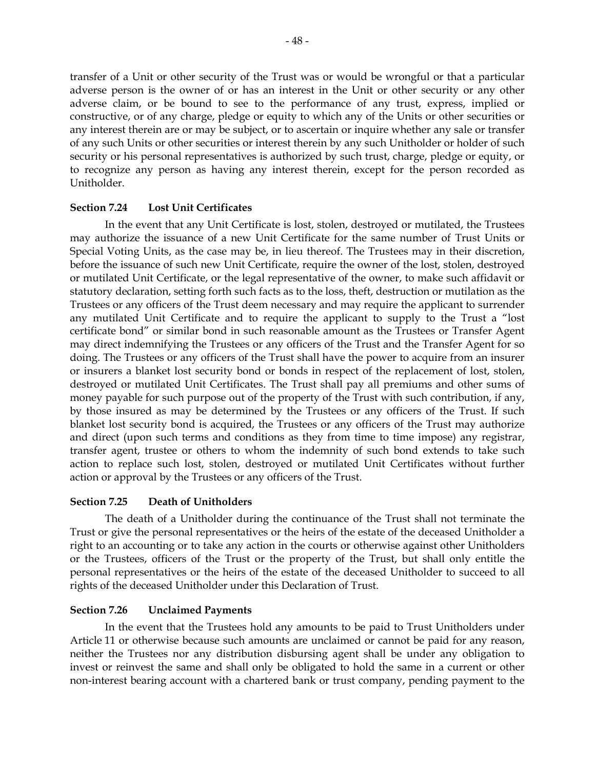transfer of a Unit or other security of the Trust was or would be wrongful or that a particular adverse person is the owner of or has an interest in the Unit or other security or any other adverse claim, or be bound to see to the performance of any trust, express, implied or constructive, or of any charge, pledge or equity to which any of the Units or other securities or any interest therein are or may be subject, or to ascertain or inquire whether any sale or transfer of any such Units or other securities or interest therein by any such Unitholder or holder of such security or his personal representatives is authorized by such trust, charge, pledge or equity, or to recognize any person as having any interest therein, except for the person recorded as Unitholder.

**Section 7.24 Lost Unit Certificates**

In the event that any Unit Certificate is lost, stolen, destroyed or mutilated, the Trustees may authorize the issuance of a new Unit Certificate for the same number of Trust Units or Special Voting Units, as the case may be, in lieu thereof. The Trustees may in their discretion, before the issuance of such new Unit Certificate, require the owner of the lost, stolen, destroyed or mutilated Unit Certificate, or the legal representative of the owner, to make such affidavit or statutory declaration, setting forth such facts as to the loss, theft, destruction or mutilation as the Trustees or any officers of the Trust deem necessary and may require the applicant to surrender any mutilated Unit Certificate and to require the applicant to supply to the Trust a "lost certificate bond" or similar bond in such reasonable amount as the Trustees or Transfer Agent may direct indemnifying the Trustees or any officers of the Trust and the Transfer Agent for so doing. The Trustees or any officers of the Trust shall have the power to acquire from an insurer or insurers a blanket lost security bond or bonds in respect of the replacement of lost, stolen, destroyed or mutilated Unit Certificates. The Trust shall pay all premiums and other sums of money payable for such purpose out of the property of the Trust with such contribution, if any, by those insured as may be determined by the Trustees or any officers of the Trust. If such blanket lost security bond is acquired, the Trustees or any officers of the Trust may authorize and direct (upon such terms and conditions as they from time to time impose) any registrar, transfer agent, trustee or others to whom the indemnity of such bond extends to take such action to replace such lost, stolen, destroyed or mutilated Unit Certificates without further action or approval by the Trustees or any officers of the Trust.

**Section 7.25 Death of Unitholders**

The death of a Unitholder during the continuance of the Trust shall not terminate the Trust or give the personal representatives or the heirs of the estate of the deceased Unitholder a right to an accounting or to take any action in the courts or otherwise against other Unitholders or the Trustees, officers of the Trust or the property of the Trust, but shall only entitle the personal representatives or the heirs of the estate of the deceased Unitholder to succeed to all rights of the deceased Unitholder under this Declaration of Trust.

**Section 7.26 Unclaimed Payments**

In the event that the Trustees hold any amounts to be paid to Trust Unitholders under Article 11 or otherwise because such amounts are unclaimed or cannot be paid for any reason, neither the Trustees nor any distribution disbursing agent shall be under any obligation to invest or reinvest the same and shall only be obligated to hold the same in a current or other non-interest bearing account with a chartered bank or trust company, pending payment to the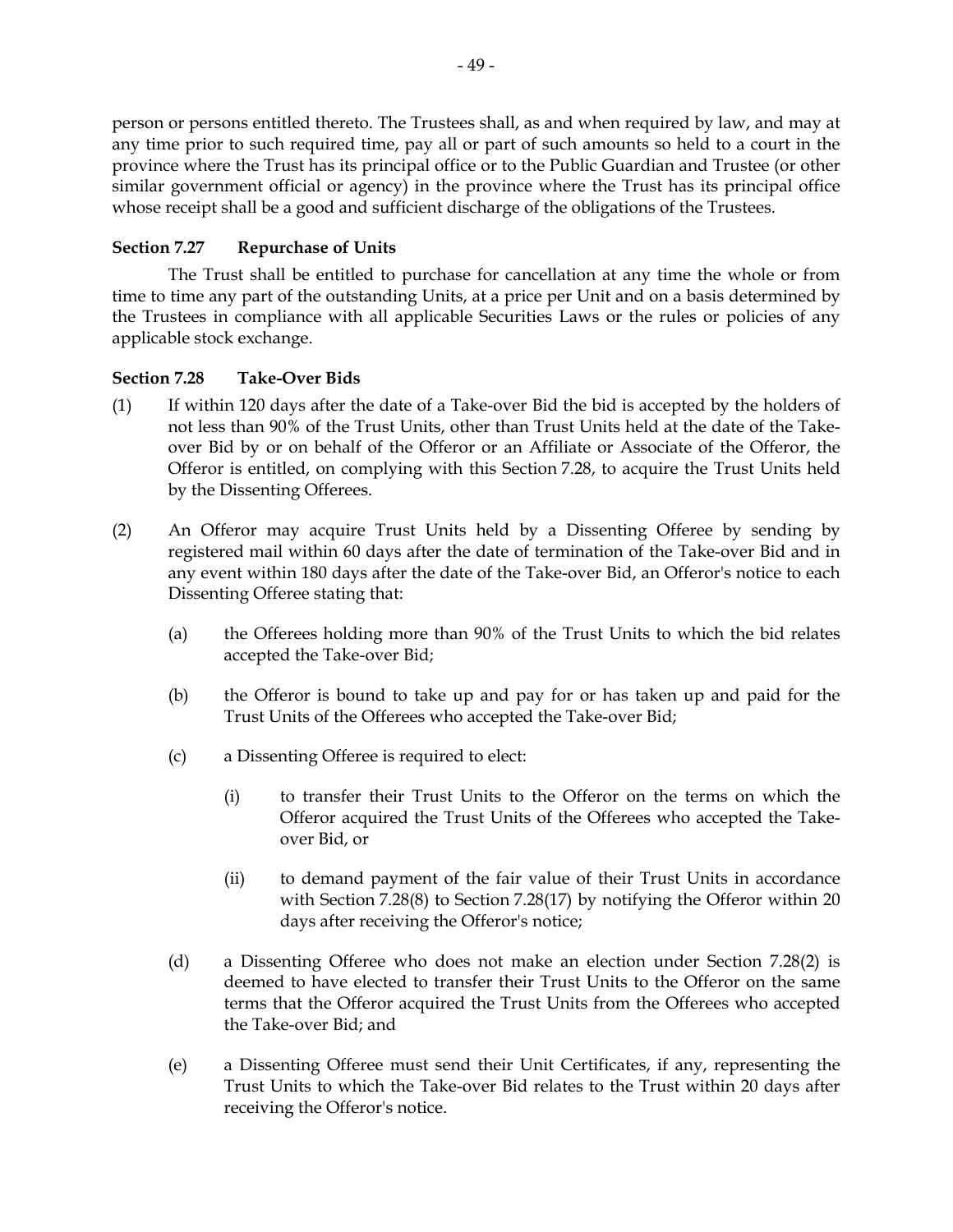person or persons entitled thereto. The Trustees shall, as and when required by law, and may at any time prior to such required time, pay all or part of such amounts so held to a court in the province where the Trust has its principal office or to the Public Guardian and Trustee (or other similar government official or agency) in the province where the Trust has its principal office whose receipt shall be a good and sufficient discharge of the obligations of the Trustees.

**Section 7.27 Repurchase of Units**

The Trust shall be entitled to purchase for cancellation at any time the whole or from time to time any part of the outstanding Units, at a price per Unit and on a basis determined by the Trustees in compliance with all applicable Securities Laws or the rules or policies of any applicable stock exchange.

**Section 7.28 Take-Over Bids**

(1) If within 120 days after the date of a Take-over Bid the bid is accepted by the holders of not less than 90% of the Trust Units, other than Trust Units held at the date of the Take-over Bid by or on behalf of the Offeror or an Affiliate or Associate of the Offeror, the Offeror is entitled, on complying with this Section 7.28, to acquire the Trust Units held by the Dissenting Offerees.

(2) An Offeror may acquire Trust Units held by a Dissenting Offeree by sending by registered mail within 60 days after the date of termination of the Take-over Bid and in any event within 180 days after the date of the Take-over Bid, an Offeror's notice to each Dissenting Offeree stating that:

(a) the Offerees holding more than 90% of the Trust Units to which the bid relates accepted the Take-over Bid;

(b) the Offeror is bound to take up and pay for or has taken up and paid for the Trust Units of the Offerees who accepted the Take-over Bid;

(c) a Dissenting Offeree is required to elect:

(i) to transfer their Trust Units to the Offeror on the terms on which the Offeror acquired the Trust Units of the Offerees who accepted the Take-over Bid, or

(ii) to demand payment of the fair value of their Trust Units in accordance with Section 7.28(8) to Section 7.28(17) by notifying the Offeror within 20 days after receiving the Offeror's notice;

(d) a Dissenting Offeree who does not make an election under Section 7.28(2) is deemed to have elected to transfer their Trust Units to the Offeror on the same terms that the Offeror acquired the Trust Units from the Offerees who accepted the Take-over Bid; and

(e) a Dissenting Offeree must send their Unit Certificates, if any, representing the Trust Units to which the Take-over Bid relates to the Trust within 20 days after receiving the Offeror's notice.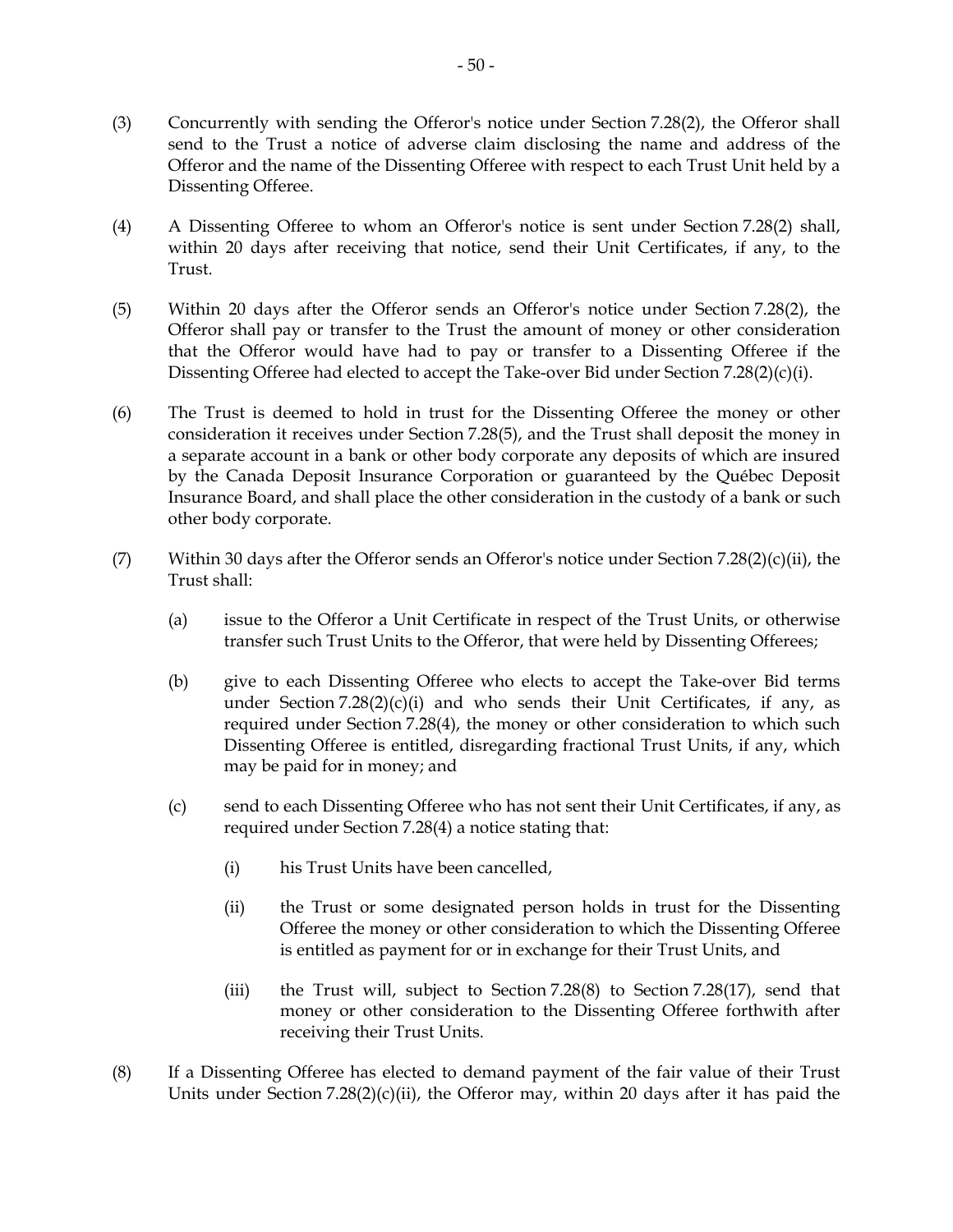(3) Concurrently with sending the Offeror's notice under Section 7.28(2), the Offeror shall send to the Trust a notice of adverse claim disclosing the name and address of the Offeror and the name of the Dissenting Offeree with respect to each Trust Unit held by a Dissenting Offeree.

(4) A Dissenting Offeree to whom an Offeror's notice is sent under Section 7.28(2) shall, within 20 days after receiving that notice, send their Unit Certificates, if any, to the Trust.

(5) Within 20 days after the Offeror sends an Offeror's notice under Section 7.28(2), the Offeror shall pay or transfer to the Trust the amount of money or other consideration that the Offeror would have had to pay or transfer to a Dissenting Offeree if the Dissenting Offeree had elected to accept the Take-over Bid under Section 7.28(2)(c)(i).

(6) The Trust is deemed to hold in trust for the Dissenting Offeree the money or other consideration it receives under Section 7.28(5), and the Trust shall deposit the money in a separate account in a bank or other body corporate any deposits of which are insured by the Canada Deposit Insurance Corporation or guaranteed by the Québec Deposit Insurance Board, and shall place the other consideration in the custody of a bank or such other body corporate.

(7) Within 30 days after the Offeror sends an Offeror's notice under Section 7.28(2)(c)(ii), the Trust shall:

   (a) issue to the Offeror a Unit Certificate in respect of the Trust Units, or otherwise transfer such Trust Units to the Offeror, that were held by Dissenting Offerees;

   (b) give to each Dissenting Offeree who elects to accept the Take-over Bid terms under Section 7.28(2)(c)(i) and who sends their Unit Certificates, if any, as required under Section 7.28(4), the money or other consideration to which such Dissenting Offeree is entitled, disregarding fractional Trust Units, if any, which may be paid for in money; and

   (c) send to each Dissenting Offeree who has not sent their Unit Certificates, if any, as required under Section 7.28(4) a notice stating that:

      (i) his Trust Units have been cancelled,

      (ii) the Trust or some designated person holds in trust for the Dissenting Offeree the money or other consideration to which the Dissenting Offeree is entitled as payment for or in exchange for their Trust Units, and

      (iii) the Trust will, subject to Section 7.28(8) to Section 7.28(17), send that money or other consideration to the Dissenting Offeree forthwith after receiving their Trust Units.

(8) If a Dissenting Offeree has elected to demand payment of the fair value of their Trust Units under Section 7.28(2)(c)(ii), the Offeror may, within 20 days after it has paid the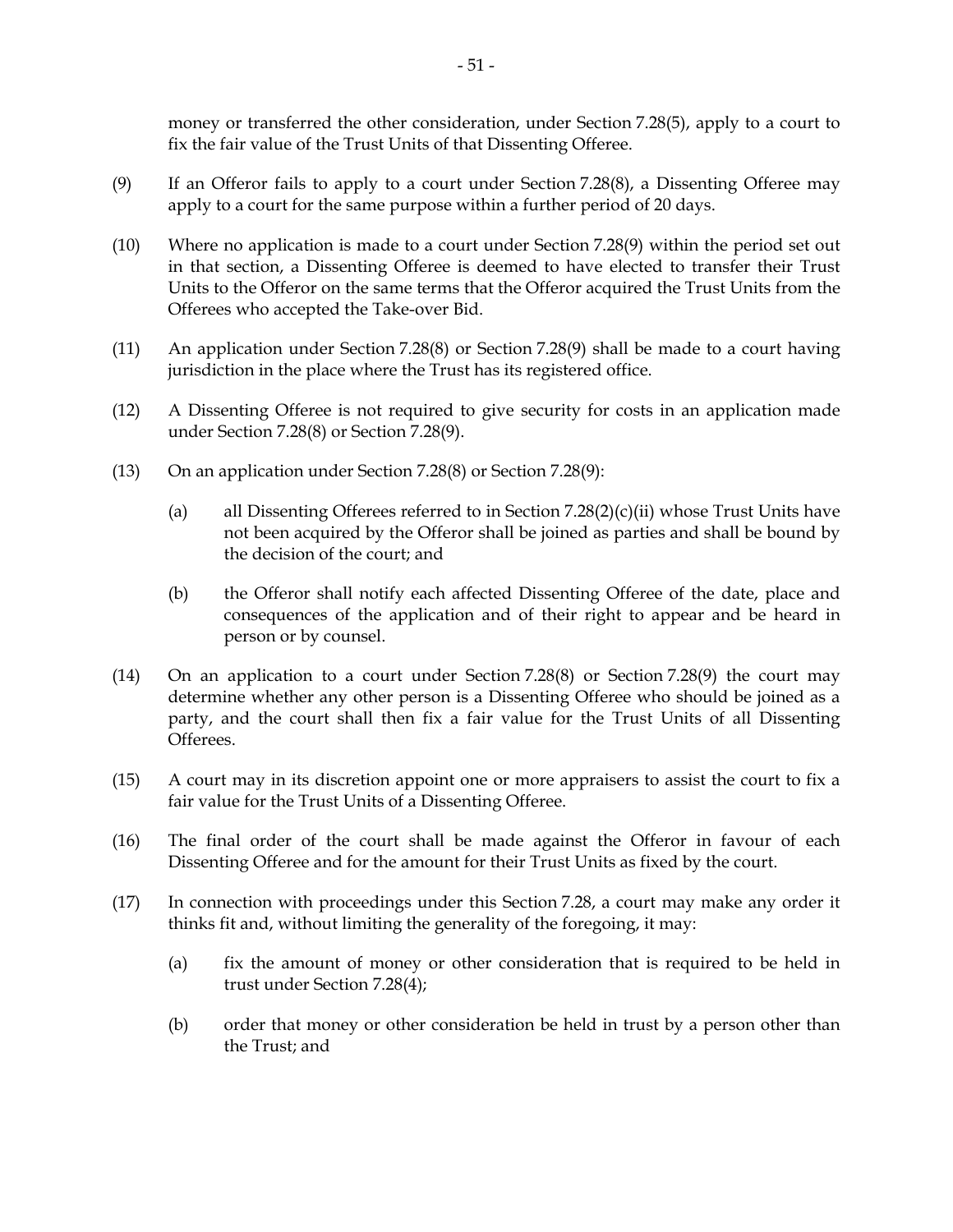money or transferred the other consideration, under Section 7.28(5), apply to a court to fix the fair value of the Trust Units of that Dissenting Offeree.

(9) If an Offeror fails to apply to a court under Section 7.28(8), a Dissenting Offeree may apply to a court for the same purpose within a further period of 20 days.

(10) Where no application is made to a court under Section 7.28(9) within the period set out in that section, a Dissenting Offeree is deemed to have elected to transfer their Trust Units to the Offeror on the same terms that the Offeror acquired the Trust Units from the Offerees who accepted the Take-over Bid.

(11) An application under Section 7.28(8) or Section 7.28(9) shall be made to a court having jurisdiction in the place where the Trust has its registered office.

(12) A Dissenting Offeree is not required to give security for costs in an application made under Section 7.28(8) or Section 7.28(9).

(13) On an application under Section 7.28(8) or Section 7.28(9):

(a) all Dissenting Offerees referred to in Section 7.28(2)(c)(ii) whose Trust Units have not been acquired by the Offeror shall be joined as parties and shall be bound by the decision of the court; and

(b) the Offeror shall notify each affected Dissenting Offeree of the date, place and consequences of the application and of their right to appear and be heard in person or by counsel.

(14) On an application to a court under Section 7.28(8) or Section 7.28(9) the court may determine whether any other person is a Dissenting Offeree who should be joined as a party, and the court shall then fix a fair value for the Trust Units of all Dissenting Offerees.

(15) A court may in its discretion appoint one or more appraisers to assist the court to fix a fair value for the Trust Units of a Dissenting Offeree.

(16) The final order of the court shall be made against the Offeror in favour of each Dissenting Offeree and for the amount for their Trust Units as fixed by the court.

(17) In connection with proceedings under this Section 7.28, a court may make any order it thinks fit and, without limiting the generality of the foregoing, it may:

(a) fix the amount of money or other consideration that is required to be held in trust under Section 7.28(4);

(b) order that money or other consideration be held in trust by a person other than the Trust; and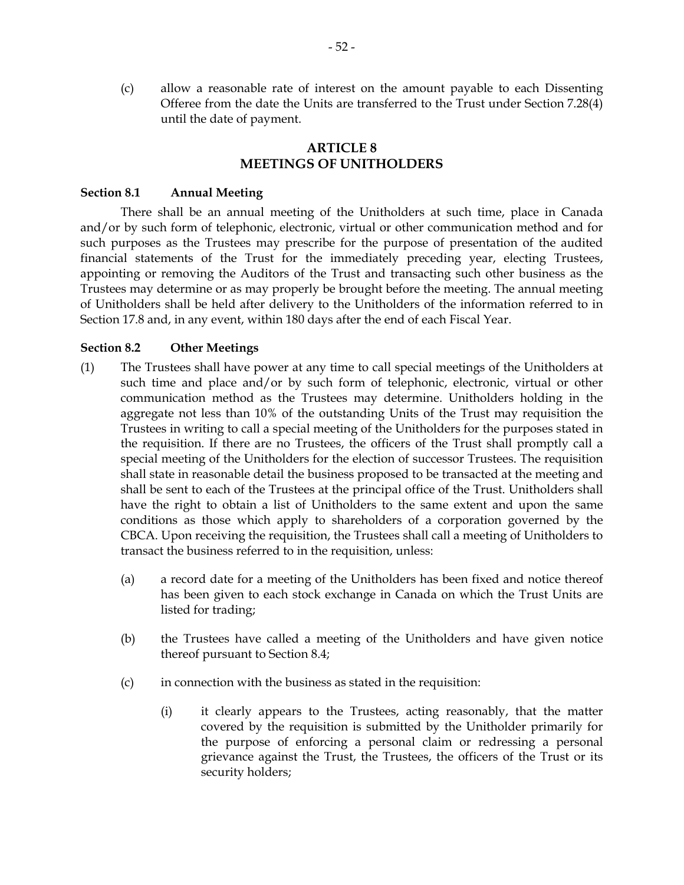(c) allow a reasonable rate of interest on the amount payable to each Dissenting Offeree from the date the Units are transferred to the Trust under Section 7.28(4) until the date of payment.

## ARTICLE 8
## MEETINGS OF UNITHOLDERS

**Section 8.1 Annual Meeting**

There shall be an annual meeting of the Unitholders at such time, place in Canada and/or by such form of telephonic, electronic, virtual or other communication method and for such purposes as the Trustees may prescribe for the purpose of presentation of the audited financial statements of the Trust for the immediately preceding year, electing Trustees, appointing or removing the Auditors of the Trust and transacting such other business as the Trustees may determine or as may properly be brought before the meeting. The annual meeting of Unitholders shall be held after delivery to the Unitholders of the information referred to in Section 17.8 and, in any event, within 180 days after the end of each Fiscal Year.

**Section 8.2 Other Meetings**

(1) The Trustees shall have power at any time to call special meetings of the Unitholders at such time and place and/or by such form of telephonic, electronic, virtual or other communication method as the Trustees may determine. Unitholders holding in the aggregate not less than 10% of the outstanding Units of the Trust may requisition the Trustees in writing to call a special meeting of the Unitholders for the purposes stated in the requisition. If there are no Trustees, the officers of the Trust shall promptly call a special meeting of the Unitholders for the election of successor Trustees. The requisition shall state in reasonable detail the business proposed to be transacted at the meeting and shall be sent to each of the Trustees at the principal office of the Trust. Unitholders shall have the right to obtain a list of Unitholders to the same extent and upon the same conditions as those which apply to shareholders of a corporation governed by the CBCA. Upon receiving the requisition, the Trustees shall call a meeting of Unitholders to transact the business referred to in the requisition, unless:

(a) a record date for a meeting of the Unitholders has been fixed and notice thereof has been given to each stock exchange in Canada on which the Trust Units are listed for trading;

(b) the Trustees have called a meeting of the Unitholders and have given notice thereof pursuant to Section 8.4;

(c) in connection with the business as stated in the requisition:

(i) it clearly appears to the Trustees, acting reasonably, that the matter covered by the requisition is submitted by the Unitholder primarily for the purpose of enforcing a personal claim or redressing a personal grievance against the Trust, the Trustees, the officers of the Trust or its security holders;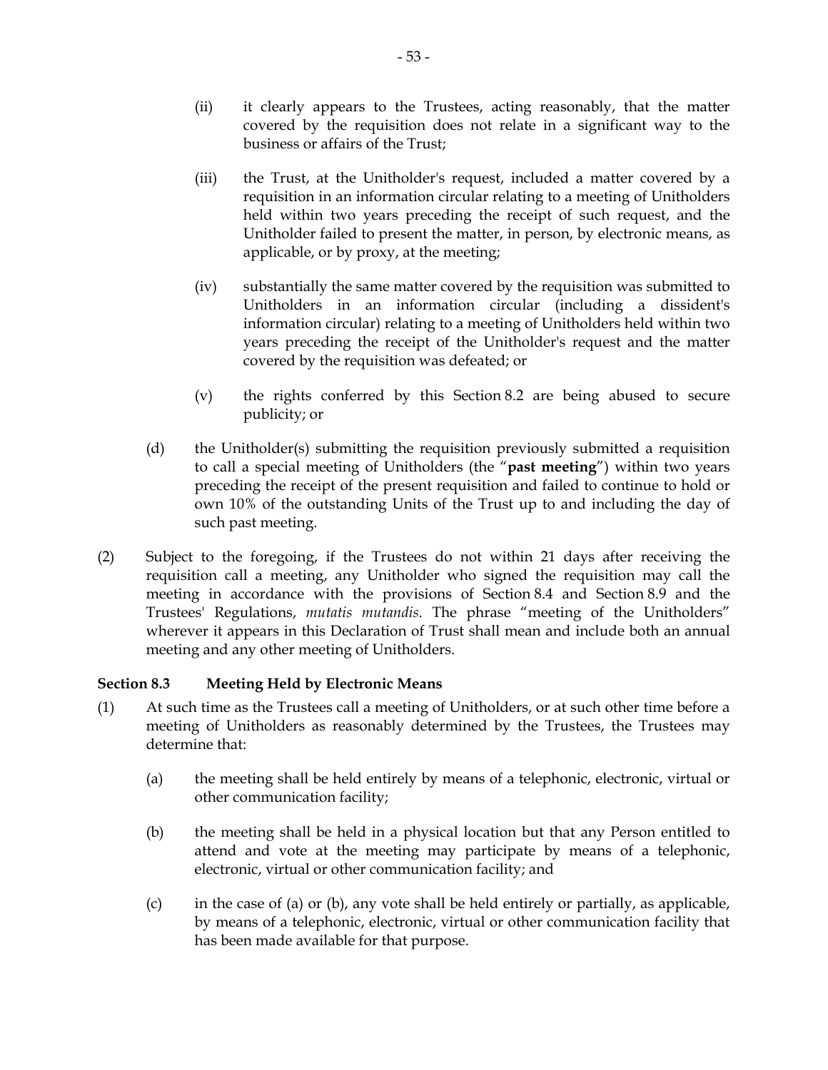(ii) it clearly appears to the Trustees, acting reasonably, that the matter covered by the requisition does not relate in a significant way to the business or affairs of the Trust;

(iii) the Trust, at the Unitholder's request, included a matter covered by a requisition in an information circular relating to a meeting of Unitholders held within two years preceding the receipt of such request, and the Unitholder failed to present the matter, in person, by electronic means, as applicable, or by proxy, at the meeting;

(iv) substantially the same matter covered by the requisition was submitted to Unitholders in an information circular (including a dissident's information circular) relating to a meeting of Unitholders held within two years preceding the receipt of the Unitholder's request and the matter covered by the requisition was defeated; or

(v) the rights conferred by this Section 8.2 are being abused to secure publicity; or

(d) the Unitholder(s) submitting the requisition previously submitted a requisition to call a special meeting of Unitholders (the "**past meeting**") within two years preceding the receipt of the present requisition and failed to continue to hold or own 10% of the outstanding Units of the Trust up to and including the day of such past meeting.

(2) Subject to the foregoing, if the Trustees do not within 21 days after receiving the requisition call a meeting, any Unitholder who signed the requisition may call the meeting in accordance with the provisions of Section 8.4 and Section 8.9 and the Trustees' Regulations, *mutatis mutandis*. The phrase "meeting of the Unitholders" wherever it appears in this Declaration of Trust shall mean and include both an annual meeting and any other meeting of Unitholders.

### Section 8.3 Meeting Held by Electronic Means

(1) At such time as the Trustees call a meeting of Unitholders, or at such other time before a meeting of Unitholders as reasonably determined by the Trustees, the Trustees may determine that:

(a) the meeting shall be held entirely by means of a telephonic, electronic, virtual or other communication facility;

(b) the meeting shall be held in a physical location but that any Person entitled to attend and vote at the meeting may participate by means of a telephonic, electronic, virtual or other communication facility; and

(c) in the case of (a) or (b), any vote shall be held entirely or partially, as applicable, by means of a telephonic, electronic, virtual or other communication facility that has been made available for that purpose.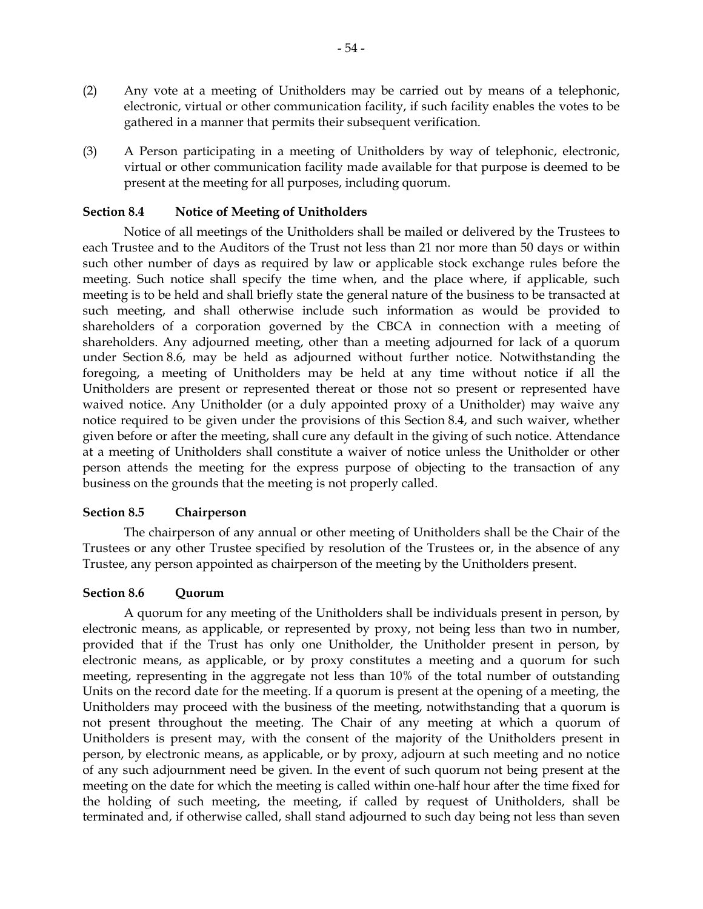(2) Any vote at a meeting of Unitholders may be carried out by means of a telephonic, electronic, virtual or other communication facility, if such facility enables the votes to be gathered in a manner that permits their subsequent verification.

(3) A Person participating in a meeting of Unitholders by way of telephonic, electronic, virtual or other communication facility made available for that purpose is deemed to be present at the meeting for all purposes, including quorum.

**Section 8.4 Notice of Meeting of Unitholders**

Notice of all meetings of the Unitholders shall be mailed or delivered by the Trustees to each Trustee and to the Auditors of the Trust not less than 21 nor more than 50 days or within such other number of days as required by law or applicable stock exchange rules before the meeting. Such notice shall specify the time when, and the place where, if applicable, such meeting is to be held and shall briefly state the general nature of the business to be transacted at such meeting, and shall otherwise include such information as would be provided to shareholders of a corporation governed by the CBCA in connection with a meeting of shareholders. Any adjourned meeting, other than a meeting adjourned for lack of a quorum under Section 8.6, may be held as adjourned without further notice. Notwithstanding the foregoing, a meeting of Unitholders may be held at any time without notice if all the Unitholders are present or represented thereat or those not so present or represented have waived notice. Any Unitholder (or a duly appointed proxy of a Unitholder) may waive any notice required to be given under the provisions of this Section 8.4, and such waiver, whether given before or after the meeting, shall cure any default in the giving of such notice. Attendance at a meeting of Unitholders shall constitute a waiver of notice unless the Unitholder or other person attends the meeting for the express purpose of objecting to the transaction of any business on the grounds that the meeting is not properly called.

**Section 8.5 Chairperson**

The chairperson of any annual or other meeting of Unitholders shall be the Chair of the Trustees or any other Trustee specified by resolution of the Trustees or, in the absence of any Trustee, any person appointed as chairperson of the meeting by the Unitholders present.

**Section 8.6 Quorum**

A quorum for any meeting of the Unitholders shall be individuals present in person, by electronic means, as applicable, or represented by proxy, not being less than two in number, provided that if the Trust has only one Unitholder, the Unitholder present in person, by electronic means, as applicable, or by proxy constitutes a meeting and a quorum for such meeting, representing in the aggregate not less than 10% of the total number of outstanding Units on the record date for the meeting. If a quorum is present at the opening of a meeting, the Unitholders may proceed with the business of the meeting, notwithstanding that a quorum is not present throughout the meeting. The Chair of any meeting at which a quorum of Unitholders is present may, with the consent of the majority of the Unitholders present in person, by electronic means, as applicable, or by proxy, adjourn at such meeting and no notice of any such adjournment need be given. In the event of such quorum not being present at the meeting on the date for which the meeting is called within one-half hour after the time fixed for the holding of such meeting, the meeting, if called by request of Unitholders, shall be terminated and, if otherwise called, shall stand adjourned to such day being not less than seven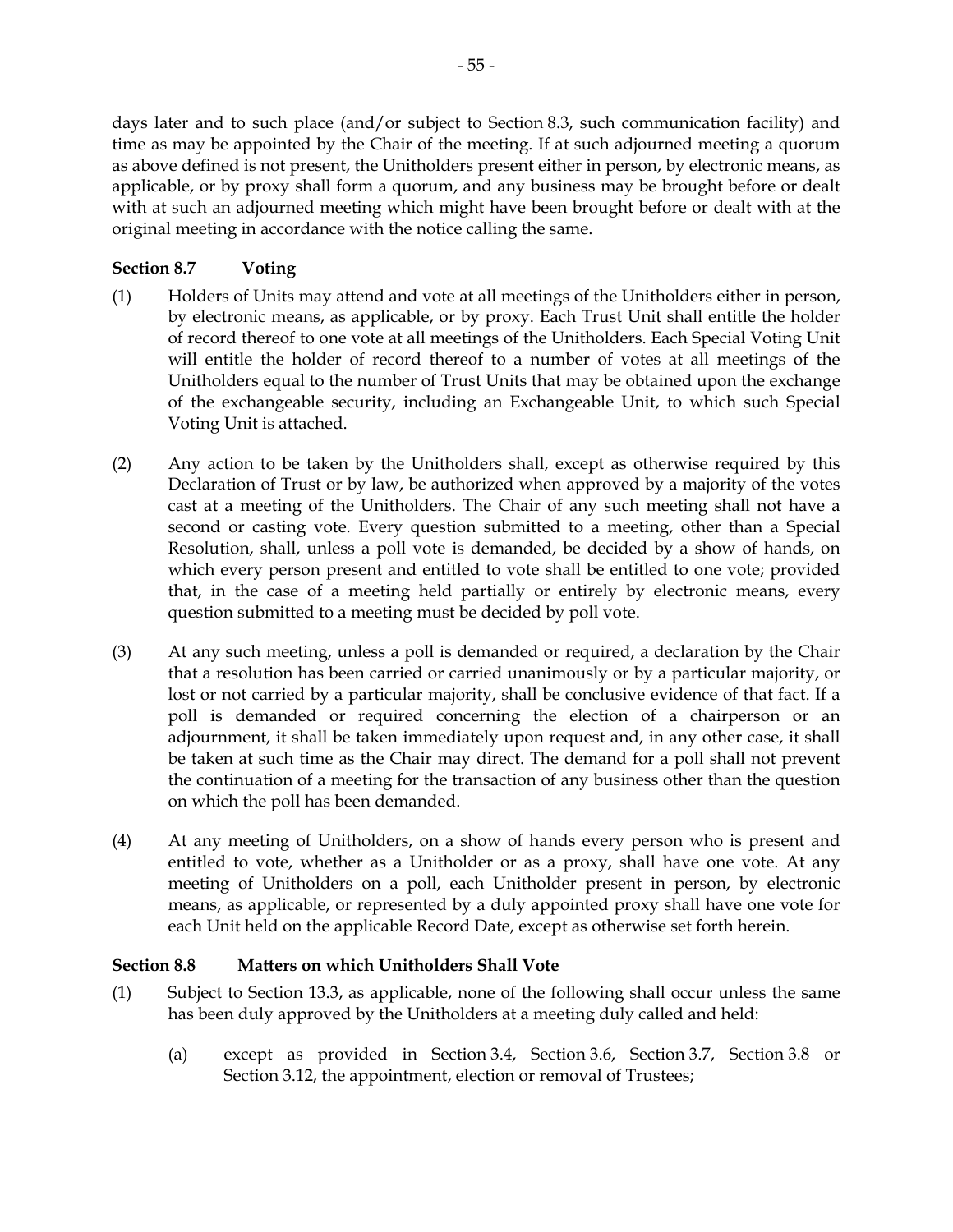days later and to such place (and/or subject to Section 8.3, such communication facility) and time as may be appointed by the Chair of the meeting. If at such adjourned meeting a quorum as above defined is not present, the Unitholders present either in person, by electronic means, as applicable, or by proxy shall form a quorum, and any business may be brought before or dealt with at such an adjourned meeting which might have been brought before or dealt with at the original meeting in accordance with the notice calling the same.

**Section 8.7 Voting**

(1) Holders of Units may attend and vote at all meetings of the Unitholders either in person, by electronic means, as applicable, or by proxy. Each Trust Unit shall entitle the holder of record thereof to one vote at all meetings of the Unitholders. Each Special Voting Unit will entitle the holder of record thereof to a number of votes at all meetings of the Unitholders equal to the number of Trust Units that may be obtained upon the exchange of the exchangeable security, including an Exchangeable Unit, to which such Special Voting Unit is attached.

(2) Any action to be taken by the Unitholders shall, except as otherwise required by this Declaration of Trust or by law, be authorized when approved by a majority of the votes cast at a meeting of the Unitholders. The Chair of any such meeting shall not have a second or casting vote. Every question submitted to a meeting, other than a Special Resolution, shall, unless a poll vote is demanded, be decided by a show of hands, on which every person present and entitled to vote shall be entitled to one vote; provided that, in the case of a meeting held partially or entirely by electronic means, every question submitted to a meeting must be decided by poll vote.

(3) At any such meeting, unless a poll is demanded or required, a declaration by the Chair that a resolution has been carried or carried unanimously or by a particular majority, or lost or not carried by a particular majority, shall be conclusive evidence of that fact. If a poll is demanded or required concerning the election of a chairperson or an adjournment, it shall be taken immediately upon request and, in any other case, it shall be taken at such time as the Chair may direct. The demand for a poll shall not prevent the continuation of a meeting for the transaction of any business other than the question on which the poll has been demanded.

(4) At any meeting of Unitholders, on a show of hands every person who is present and entitled to vote, whether as a Unitholder or as a proxy, shall have one vote. At any meeting of Unitholders on a poll, each Unitholder present in person, by electronic means, as applicable, or represented by a duly appointed proxy shall have one vote for each Unit held on the applicable Record Date, except as otherwise set forth herein.

**Section 8.8 Matters on which Unitholders Shall Vote**

(1) Subject to Section 13.3, as applicable, none of the following shall occur unless the same has been duly approved by the Unitholders at a meeting duly called and held:

(a) except as provided in Section 3.4, Section 3.6, Section 3.7, Section 3.8 or Section 3.12, the appointment, election or removal of Trustees;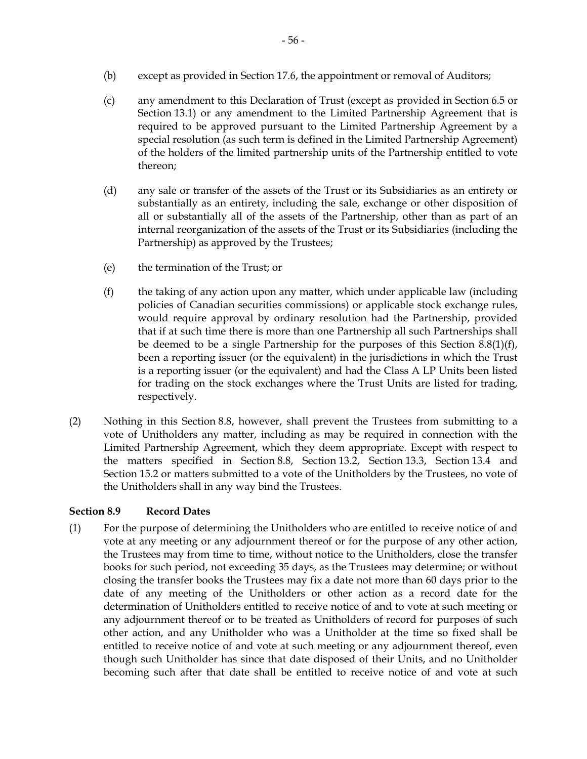(b) except as provided in Section 17.6, the appointment or removal of Auditors;

(c) any amendment to this Declaration of Trust (except as provided in Section 6.5 or Section 13.1) or any amendment to the Limited Partnership Agreement that is required to be approved pursuant to the Limited Partnership Agreement by a special resolution (as such term is defined in the Limited Partnership Agreement) of the holders of the limited partnership units of the Partnership entitled to vote thereon;

(d) any sale or transfer of the assets of the Trust or its Subsidiaries as an entirety or substantially as an entirety, including the sale, exchange or other disposition of all or substantially all of the assets of the Partnership, other than as part of an internal reorganization of the assets of the Trust or its Subsidiaries (including the Partnership) as approved by the Trustees;

(e) the termination of the Trust; or

(f) the taking of any action upon any matter, which under applicable law (including policies of Canadian securities commissions) or applicable stock exchange rules, would require approval by ordinary resolution had the Partnership, provided that if at such time there is more than one Partnership all such Partnerships shall be deemed to be a single Partnership for the purposes of this Section 8.8(1)(f), been a reporting issuer (or the equivalent) in the jurisdictions in which the Trust is a reporting issuer (or the equivalent) and had the Class A LP Units been listed for trading on the stock exchanges where the Trust Units are listed for trading, respectively.

(2) Nothing in this Section 8.8, however, shall prevent the Trustees from submitting to a vote of Unitholders any matter, including as may be required in connection with the Limited Partnership Agreement, which they deem appropriate. Except with respect to the matters specified in Section 8.8, Section 13.2, Section 13.3, Section 13.4 and Section 15.2 or matters submitted to a vote of the Unitholders by the Trustees, no vote of the Unitholders shall in any way bind the Trustees.

**Section 8.9 Record Dates**

(1) For the purpose of determining the Unitholders who are entitled to receive notice of and vote at any meeting or any adjournment thereof or for the purpose of any other action, the Trustees may from time to time, without notice to the Unitholders, close the transfer books for such period, not exceeding 35 days, as the Trustees may determine; or without closing the transfer books the Trustees may fix a date not more than 60 days prior to the date of any meeting of the Unitholders or other action as a record date for the determination of Unitholders entitled to receive notice of and to vote at such meeting or any adjournment thereof or to be treated as Unitholders of record for purposes of such other action, and any Unitholder who was a Unitholder at the time so fixed shall be entitled to receive notice of and vote at such meeting or any adjournment thereof, even though such Unitholder has since that date disposed of their Units, and no Unitholder becoming such after that date shall be entitled to receive notice of and vote at such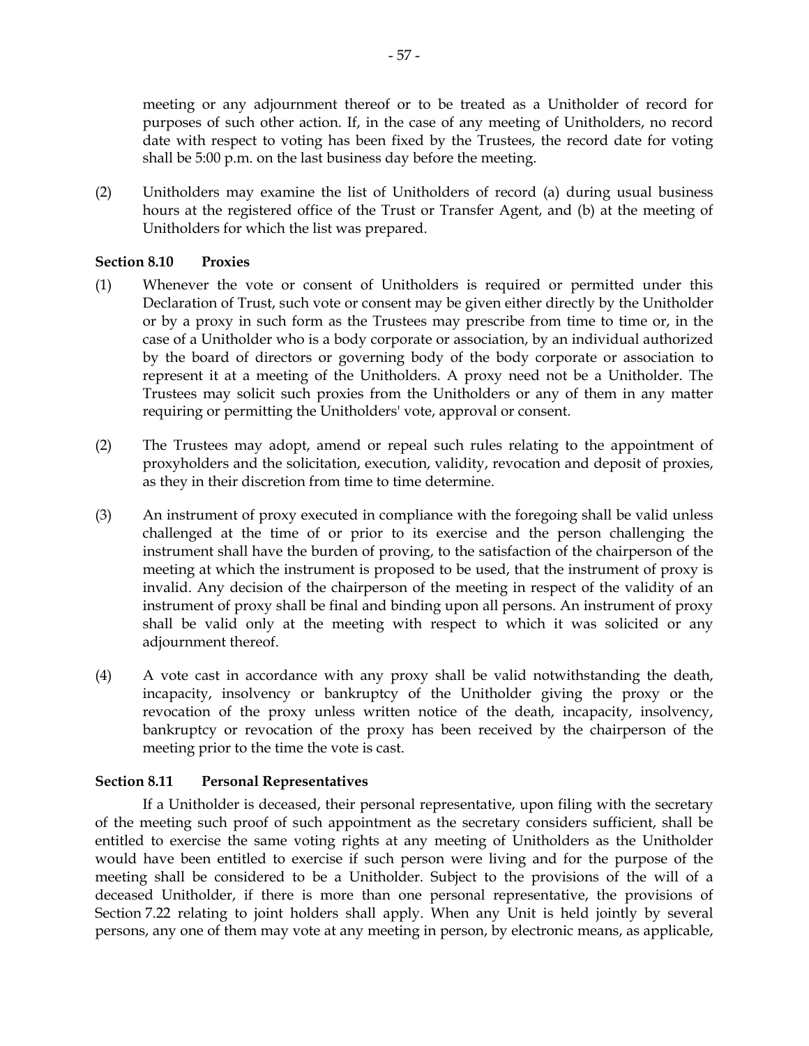meeting or any adjournment thereof or to be treated as a Unitholder of record for purposes of such other action. If, in the case of any meeting of Unitholders, no record date with respect to voting has been fixed by the Trustees, the record date for voting shall be 5:00 p.m. on the last business day before the meeting.

(2) Unitholders may examine the list of Unitholders of record (a) during usual business hours at the registered office of the Trust or Transfer Agent, and (b) at the meeting of Unitholders for which the list was prepared.

**Section 8.10 Proxies**

(1) Whenever the vote or consent of Unitholders is required or permitted under this Declaration of Trust, such vote or consent may be given either directly by the Unitholder or by a proxy in such form as the Trustees may prescribe from time to time or, in the case of a Unitholder who is a body corporate or association, by an individual authorized by the board of directors or governing body of the body corporate or association to represent it at a meeting of the Unitholders. A proxy need not be a Unitholder. The Trustees may solicit such proxies from the Unitholders or any of them in any matter requiring or permitting the Unitholders' vote, approval or consent.

(2) The Trustees may adopt, amend or repeal such rules relating to the appointment of proxyholders and the solicitation, execution, validity, revocation and deposit of proxies, as they in their discretion from time to time determine.

(3) An instrument of proxy executed in compliance with the foregoing shall be valid unless challenged at the time of or prior to its exercise and the person challenging the instrument shall have the burden of proving, to the satisfaction of the chairperson of the meeting at which the instrument is proposed to be used, that the instrument of proxy is invalid. Any decision of the chairperson of the meeting in respect of the validity of an instrument of proxy shall be final and binding upon all persons. An instrument of proxy shall be valid only at the meeting with respect to which it was solicited or any adjournment thereof.

(4) A vote cast in accordance with any proxy shall be valid notwithstanding the death, incapacity, insolvency or bankruptcy of the Unitholder giving the proxy or the revocation of the proxy unless written notice of the death, incapacity, insolvency, bankruptcy or revocation of the proxy has been received by the chairperson of the meeting prior to the time the vote is cast.

**Section 8.11 Personal Representatives**

If a Unitholder is deceased, their personal representative, upon filing with the secretary of the meeting such proof of such appointment as the secretary considers sufficient, shall be entitled to exercise the same voting rights at any meeting of Unitholders as the Unitholder would have been entitled to exercise if such person were living and for the purpose of the meeting shall be considered to be a Unitholder. Subject to the provisions of the will of a deceased Unitholder, if there is more than one personal representative, the provisions of Section 7.22 relating to joint holders shall apply. When any Unit is held jointly by several persons, any one of them may vote at any meeting in person, by electronic means, as applicable,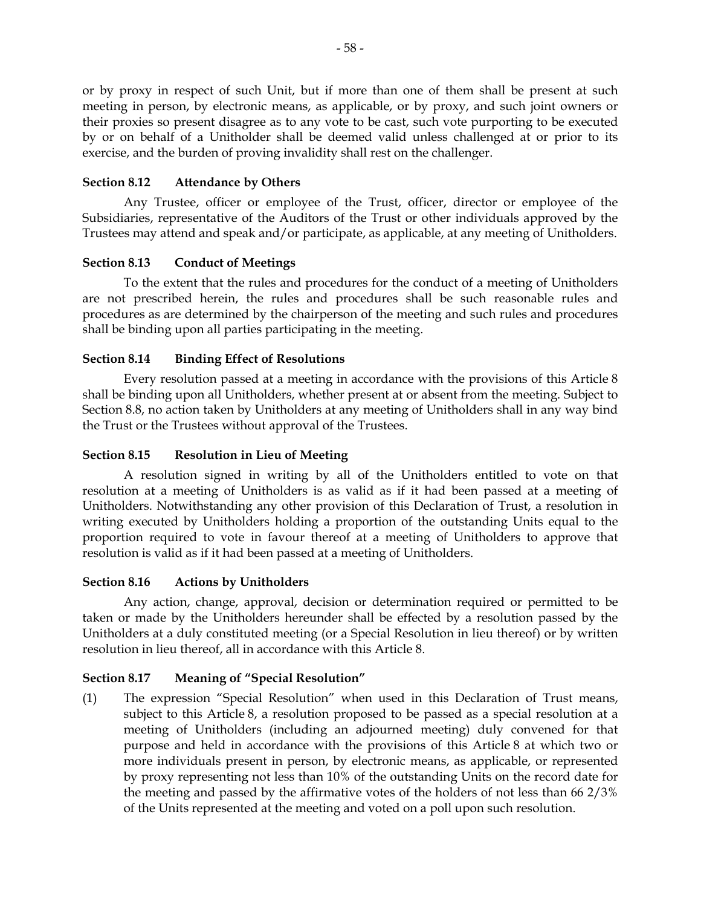or by proxy in respect of such Unit, but if more than one of them shall be present at such meeting in person, by electronic means, as applicable, or by proxy, and such joint owners or their proxies so present disagree as to any vote to be cast, such vote purporting to be executed by or on behalf of a Unitholder shall be deemed valid unless challenged at or prior to its exercise, and the burden of proving invalidity shall rest on the challenger.

### Section 8.12 Attendance by Others

Any Trustee, officer or employee of the Trust, officer, director or employee of the Subsidiaries, representative of the Auditors of the Trust or other individuals approved by the Trustees may attend and speak and/or participate, as applicable, at any meeting of Unitholders.

### Section 8.13 Conduct of Meetings

To the extent that the rules and procedures for the conduct of a meeting of Unitholders are not prescribed herein, the rules and procedures shall be such reasonable rules and procedures as are determined by the chairperson of the meeting and such rules and procedures shall be binding upon all parties participating in the meeting.

### Section 8.14 Binding Effect of Resolutions

Every resolution passed at a meeting in accordance with the provisions of this Article 8 shall be binding upon all Unitholders, whether present at or absent from the meeting. Subject to Section 8.8, no action taken by Unitholders at any meeting of Unitholders shall in any way bind the Trust or the Trustees without approval of the Trustees.

### Section 8.15 Resolution in Lieu of Meeting

A resolution signed in writing by all of the Unitholders entitled to vote on that resolution at a meeting of Unitholders is as valid as if it had been passed at a meeting of Unitholders. Notwithstanding any other provision of this Declaration of Trust, a resolution in writing executed by Unitholders holding a proportion of the outstanding Units equal to the proportion required to vote in favour thereof at a meeting of Unitholders to approve that resolution is valid as if it had been passed at a meeting of Unitholders.

### Section 8.16 Actions by Unitholders

Any action, change, approval, decision or determination required or permitted to be taken or made by the Unitholders hereunder shall be effected by a resolution passed by the Unitholders at a duly constituted meeting (or a Special Resolution in lieu thereof) or by written resolution in lieu thereof, all in accordance with this Article 8.

### Section 8.17 Meaning of "Special Resolution"

(1) The expression "Special Resolution" when used in this Declaration of Trust means, subject to this Article 8, a resolution proposed to be passed as a special resolution at a meeting of Unitholders (including an adjourned meeting) duly convened for that purpose and held in accordance with the provisions of this Article 8 at which two or more individuals present in person, by electronic means, as applicable, or represented by proxy representing not less than 10% of the outstanding Units on the record date for the meeting and passed by the affirmative votes of the holders of not less than 66 2/3% of the Units represented at the meeting and voted on a poll upon such resolution.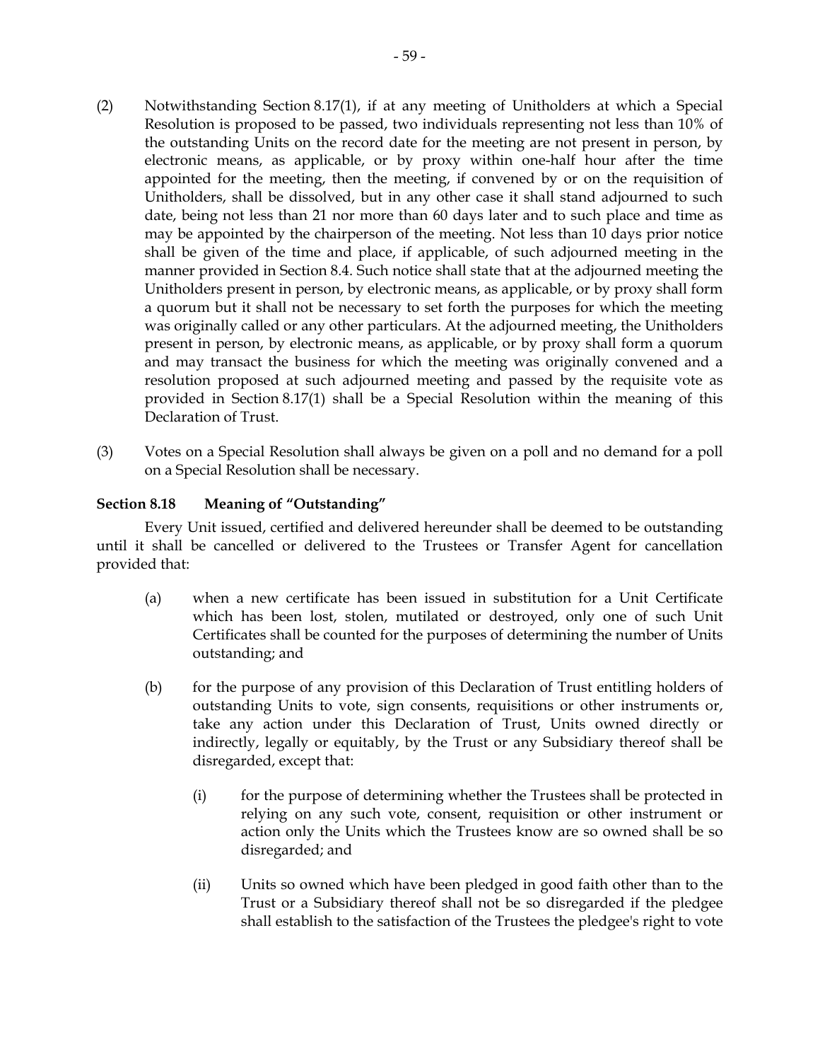(2) Notwithstanding Section 8.17(1), if at any meeting of Unitholders at which a Special Resolution is proposed to be passed, two individuals representing not less than 10% of the outstanding Units on the record date for the meeting are not present in person, by electronic means, as applicable, or by proxy within one-half hour after the time appointed for the meeting, then the meeting, if convened by or on the requisition of Unitholders, shall be dissolved, but in any other case it shall stand adjourned to such date, being not less than 21 nor more than 60 days later and to such place and time as may be appointed by the chairperson of the meeting. Not less than 10 days prior notice shall be given of the time and place, if applicable, of such adjourned meeting in the manner provided in Section 8.4. Such notice shall state that at the adjourned meeting the Unitholders present in person, by electronic means, as applicable, or by proxy shall form a quorum but it shall not be necessary to set forth the purposes for which the meeting was originally called or any other particulars. At the adjourned meeting, the Unitholders present in person, by electronic means, as applicable, or by proxy shall form a quorum and may transact the business for which the meeting was originally convened and a resolution proposed at such adjourned meeting and passed by the requisite vote as provided in Section 8.17(1) shall be a Special Resolution within the meaning of this Declaration of Trust.

(3) Votes on a Special Resolution shall always be given on a poll and no demand for a poll on a Special Resolution shall be necessary.

**Section 8.18 Meaning of "Outstanding"**

Every Unit issued, certified and delivered hereunder shall be deemed to be outstanding until it shall be cancelled or delivered to the Trustees or Transfer Agent for cancellation provided that:

(a) when a new certificate has been issued in substitution for a Unit Certificate which has been lost, stolen, mutilated or destroyed, only one of such Unit Certificates shall be counted for the purposes of determining the number of Units outstanding; and

(b) for the purpose of any provision of this Declaration of Trust entitling holders of outstanding Units to vote, sign consents, requisitions or other instruments or, take any action under this Declaration of Trust, Units owned directly or indirectly, legally or equitably, by the Trust or any Subsidiary thereof shall be disregarded, except that:

(i) for the purpose of determining whether the Trustees shall be protected in relying on any such vote, consent, requisition or other instrument or action only the Units which the Trustees know are so owned shall be so disregarded; and

(ii) Units so owned which have been pledged in good faith other than to the Trust or a Subsidiary thereof shall not be so disregarded if the pledgee shall establish to the satisfaction of the Trustees the pledgee's right to vote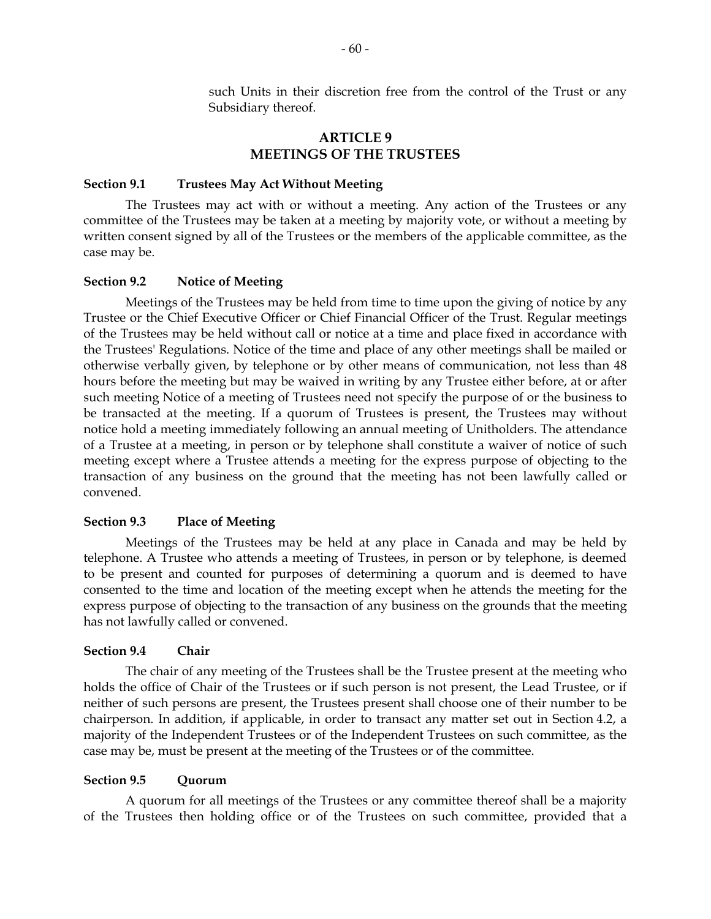such Units in their discretion free from the control of the Trust or any Subsidiary thereof.

## ARTICLE 9
## MEETINGS OF THE TRUSTEES

### Section 9.1 Trustees May Act Without Meeting

The Trustees may act with or without a meeting. Any action of the Trustees or any committee of the Trustees may be taken at a meeting by majority vote, or without a meeting by written consent signed by all of the Trustees or the members of the applicable committee, as the case may be.

### Section 9.2 Notice of Meeting

Meetings of the Trustees may be held from time to time upon the giving of notice by any Trustee or the Chief Executive Officer or Chief Financial Officer of the Trust. Regular meetings of the Trustees may be held without call or notice at a time and place fixed in accordance with the Trustees' Regulations. Notice of the time and place of any other meetings shall be mailed or otherwise verbally given, by telephone or by other means of communication, not less than 48 hours before the meeting but may be waived in writing by any Trustee either before, at or after such meeting Notice of a meeting of Trustees need not specify the purpose of or the business to be transacted at the meeting. If a quorum of Trustees is present, the Trustees may without notice hold a meeting immediately following an annual meeting of Unitholders. The attendance of a Trustee at a meeting, in person or by telephone shall constitute a waiver of notice of such meeting except where a Trustee attends a meeting for the express purpose of objecting to the transaction of any business on the ground that the meeting has not been lawfully called or convened.

### Section 9.3 Place of Meeting

Meetings of the Trustees may be held at any place in Canada and may be held by telephone. A Trustee who attends a meeting of Trustees, in person or by telephone, is deemed to be present and counted for purposes of determining a quorum and is deemed to have consented to the time and location of the meeting except when he attends the meeting for the express purpose of objecting to the transaction of any business on the grounds that the meeting has not lawfully called or convened.

### Section 9.4 Chair

The chair of any meeting of the Trustees shall be the Trustee present at the meeting who holds the office of Chair of the Trustees or if such person is not present, the Lead Trustee, or if neither of such persons are present, the Trustees present shall choose one of their number to be chairperson. In addition, if applicable, in order to transact any matter set out in Section 4.2, a majority of the Independent Trustees or of the Independent Trustees on such committee, as the case may be, must be present at the meeting of the Trustees or of the committee.

### Section 9.5 Quorum

A quorum for all meetings of the Trustees or any committee thereof shall be a majority of the Trustees then holding office or of the Trustees on such committee, provided that a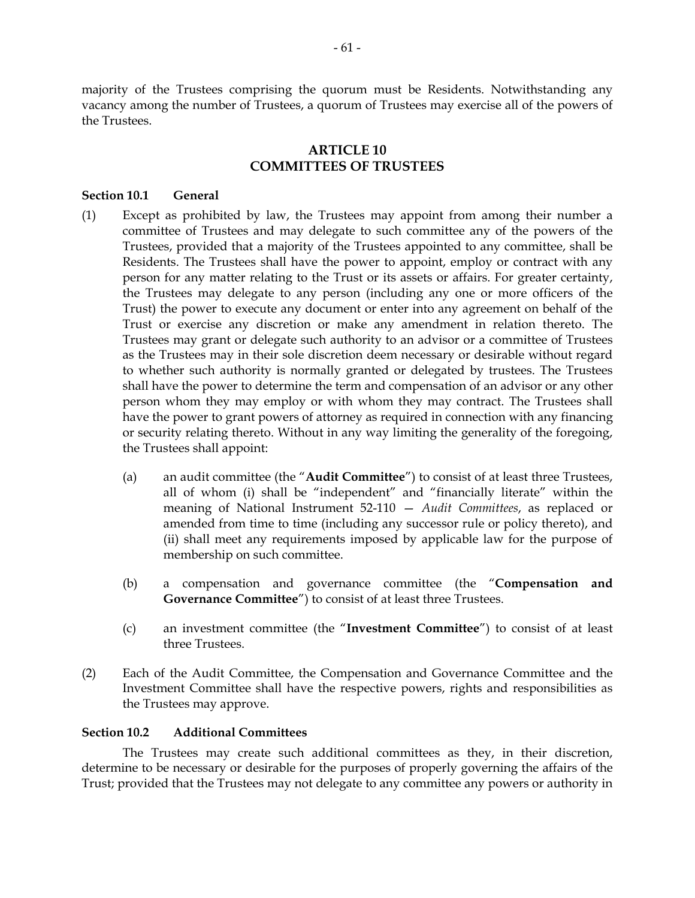majority of the Trustees comprising the quorum must be Residents. Notwithstanding any vacancy among the number of Trustees, a quorum of Trustees may exercise all of the powers of the Trustees.

## ARTICLE 10
## COMMITTEES OF TRUSTEES

**Section 10.1 General**

(1) Except as prohibited by law, the Trustees may appoint from among their number a committee of Trustees and may delegate to such committee any of the powers of the Trustees, provided that a majority of the Trustees appointed to any committee, shall be Residents. The Trustees shall have the power to appoint, employ or contract with any person for any matter relating to the Trust or its assets or affairs. For greater certainty, the Trustees may delegate to any person (including any one or more officers of the Trust) the power to execute any document or enter into any agreement on behalf of the Trust or exercise any discretion or make any amendment in relation thereto. The Trustees may grant or delegate such authority to an advisor or a committee of Trustees as the Trustees may in their sole discretion deem necessary or desirable without regard to whether such authority is normally granted or delegated by trustees. The Trustees shall have the power to determine the term and compensation of an advisor or any other person whom they may employ or with whom they may contract. The Trustees shall have the power to grant powers of attorney as required in connection with any financing or security relating thereto. Without in any way limiting the generality of the foregoing, the Trustees shall appoint:

   (a) an audit committee (the "**Audit Committee**") to consist of at least three Trustees, all of whom (i) shall be "independent" and "financially literate" within the meaning of National Instrument 52-110 — *Audit Committees*, as replaced or amended from time to time (including any successor rule or policy thereto), and (ii) shall meet any requirements imposed by applicable law for the purpose of membership on such committee.

   (b) a compensation and governance committee (the "**Compensation and Governance Committee**") to consist of at least three Trustees.

   (c) an investment committee (the "**Investment Committee**") to consist of at least three Trustees.

(2) Each of the Audit Committee, the Compensation and Governance Committee and the Investment Committee shall have the respective powers, rights and responsibilities as the Trustees may approve.

**Section 10.2 Additional Committees**

The Trustees may create such additional committees as they, in their discretion, determine to be necessary or desirable for the purposes of properly governing the affairs of the Trust; provided that the Trustees may not delegate to any committee any powers or authority in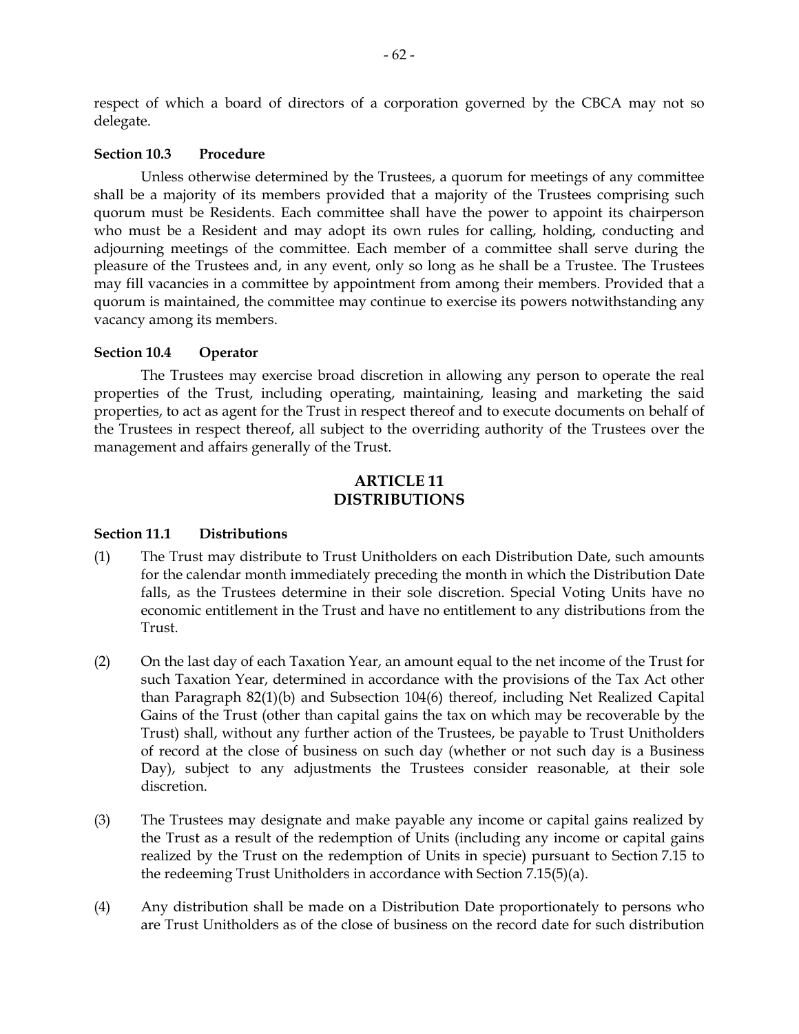respect of which a board of directors of a corporation governed by the CBCA may not so delegate.

#### Section 10.3 Procedure

Unless otherwise determined by the Trustees, a quorum for meetings of any committee shall be a majority of its members provided that a majority of the Trustees comprising such quorum must be Residents. Each committee shall have the power to appoint its chairperson who must be a Resident and may adopt its own rules for calling, holding, conducting and adjourning meetings of the committee. Each member of a committee shall serve during the pleasure of the Trustees and, in any event, only so long as he shall be a Trustee. The Trustees may fill vacancies in a committee by appointment from among their members. Provided that a quorum is maintained, the committee may continue to exercise its powers notwithstanding any vacancy among its members.

#### Section 10.4 Operator

The Trustees may exercise broad discretion in allowing any person to operate the real properties of the Trust, including operating, maintaining, leasing and marketing the said properties, to act as agent for the Trust in respect thereof and to execute documents on behalf of the Trustees in respect thereof, all subject to the overriding authority of the Trustees over the management and affairs generally of the Trust.

## ARTICLE 11
## DISTRIBUTIONS

#### Section 11.1 Distributions

(1) The Trust may distribute to Trust Unitholders on each Distribution Date, such amounts for the calendar month immediately preceding the month in which the Distribution Date falls, as the Trustees determine in their sole discretion. Special Voting Units have no economic entitlement in the Trust and have no entitlement to any distributions from the Trust.

(2) On the last day of each Taxation Year, an amount equal to the net income of the Trust for such Taxation Year, determined in accordance with the provisions of the Tax Act other than Paragraph 82(1)(b) and Subsection 104(6) thereof, including Net Realized Capital Gains of the Trust (other than capital gains the tax on which may be recoverable by the Trust) shall, without any further action of the Trustees, be payable to Trust Unitholders of record at the close of business on such day (whether or not such day is a Business Day), subject to any adjustments the Trustees consider reasonable, at their sole discretion.

(3) The Trustees may designate and make payable any income or capital gains realized by the Trust as a result of the redemption of Units (including any income or capital gains realized by the Trust on the redemption of Units in specie) pursuant to Section 7.15 to the redeeming Trust Unitholders in accordance with Section 7.15(5)(a).

(4) Any distribution shall be made on a Distribution Date proportionately to persons who are Trust Unitholders as of the close of business on the record date for such distribution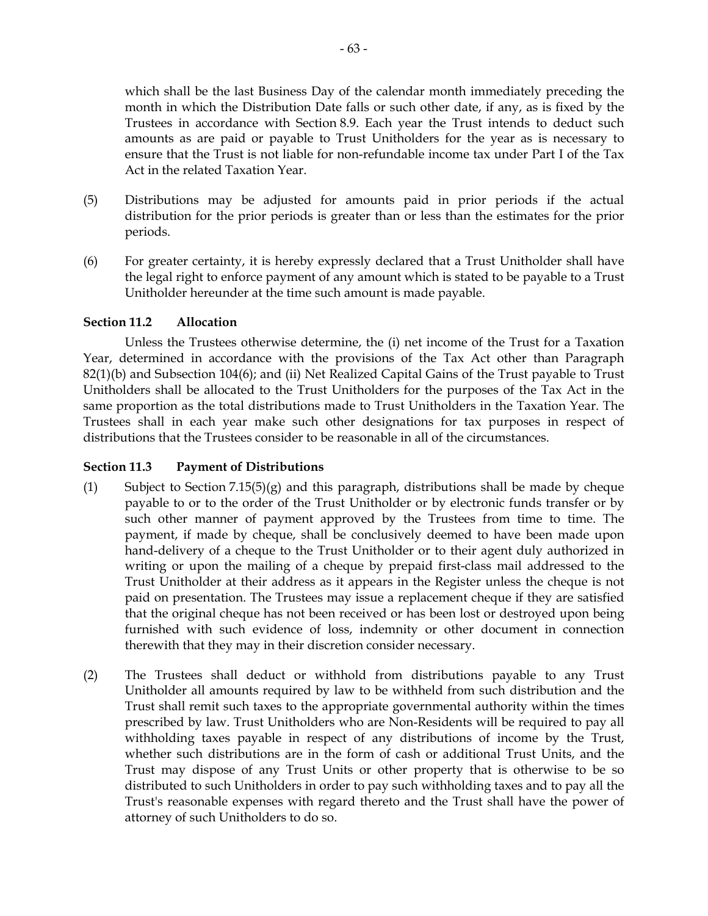which shall be the last Business Day of the calendar month immediately preceding the month in which the Distribution Date falls or such other date, if any, as is fixed by the Trustees in accordance with Section 8.9. Each year the Trust intends to deduct such amounts as are paid or payable to Trust Unitholders for the year as is necessary to ensure that the Trust is not liable for non-refundable income tax under Part I of the Tax Act in the related Taxation Year.

(5) Distributions may be adjusted for amounts paid in prior periods if the actual distribution for the prior periods is greater than or less than the estimates for the prior periods.

(6) For greater certainty, it is hereby expressly declared that a Trust Unitholder shall have the legal right to enforce payment of any amount which is stated to be payable to a Trust Unitholder hereunder at the time such amount is made payable.

**Section 11.2 Allocation**

Unless the Trustees otherwise determine, the (i) net income of the Trust for a Taxation Year, determined in accordance with the provisions of the Tax Act other than Paragraph 82(1)(b) and Subsection 104(6); and (ii) Net Realized Capital Gains of the Trust payable to Trust Unitholders shall be allocated to the Trust Unitholders for the purposes of the Tax Act in the same proportion as the total distributions made to Trust Unitholders in the Taxation Year. The Trustees shall in each year make such other designations for tax purposes in respect of distributions that the Trustees consider to be reasonable in all of the circumstances.

**Section 11.3 Payment of Distributions**

(1) Subject to Section 7.15(5)(g) and this paragraph, distributions shall be made by cheque payable to or to the order of the Trust Unitholder or by electronic funds transfer or by such other manner of payment approved by the Trustees from time to time. The payment, if made by cheque, shall be conclusively deemed to have been made upon hand-delivery of a cheque to the Trust Unitholder or to their agent duly authorized in writing or upon the mailing of a cheque by prepaid first-class mail addressed to the Trust Unitholder at their address as it appears in the Register unless the cheque is not paid on presentation. The Trustees may issue a replacement cheque if they are satisfied that the original cheque has not been received or has been lost or destroyed upon being furnished with such evidence of loss, indemnity or other document in connection therewith that they may in their discretion consider necessary.

(2) The Trustees shall deduct or withhold from distributions payable to any Trust Unitholder all amounts required by law to be withheld from such distribution and the Trust shall remit such taxes to the appropriate governmental authority within the times prescribed by law. Trust Unitholders who are Non-Residents will be required to pay all withholding taxes payable in respect of any distributions of income by the Trust, whether such distributions are in the form of cash or additional Trust Units, and the Trust may dispose of any Trust Units or other property that is otherwise to be so distributed to such Unitholders in order to pay such withholding taxes and to pay all the Trust's reasonable expenses with regard thereto and the Trust shall have the power of attorney of such Unitholders to do so.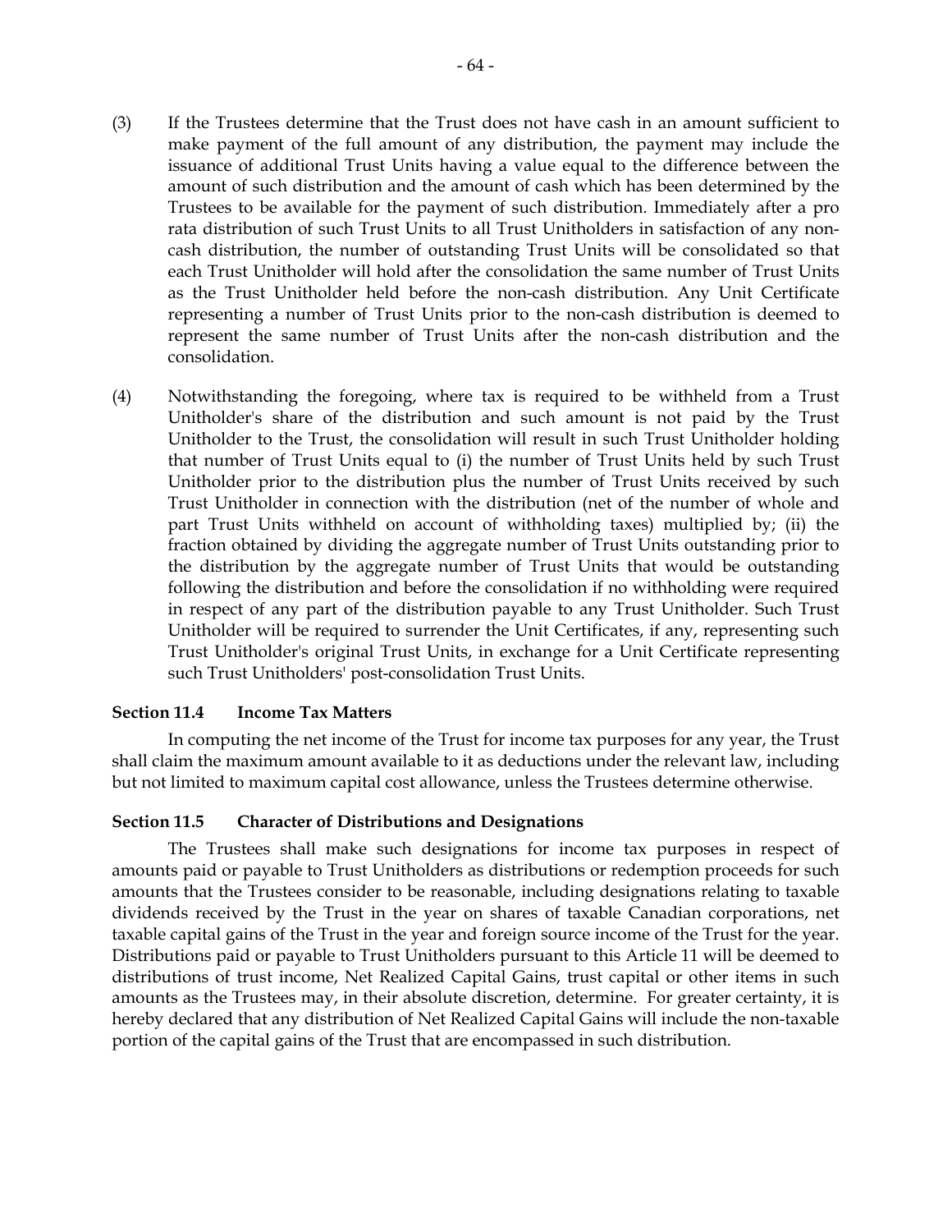(3) If the Trustees determine that the Trust does not have cash in an amount sufficient to make payment of the full amount of any distribution, the payment may include the issuance of additional Trust Units having a value equal to the difference between the amount of such distribution and the amount of cash which has been determined by the Trustees to be available for the payment of such distribution. Immediately after a pro rata distribution of such Trust Units to all Trust Unitholders in satisfaction of any non-cash distribution, the number of outstanding Trust Units will be consolidated so that each Trust Unitholder will hold after the consolidation the same number of Trust Units as the Trust Unitholder held before the non-cash distribution. Any Unit Certificate representing a number of Trust Units prior to the non-cash distribution is deemed to represent the same number of Trust Units after the non-cash distribution and the consolidation.

(4) Notwithstanding the foregoing, where tax is required to be withheld from a Trust Unitholder's share of the distribution and such amount is not paid by the Trust Unitholder to the Trust, the consolidation will result in such Trust Unitholder holding that number of Trust Units equal to (i) the number of Trust Units held by such Trust Unitholder prior to the distribution plus the number of Trust Units received by such Trust Unitholder in connection with the distribution (net of the number of whole and part Trust Units withheld on account of withholding taxes) multiplied by; (ii) the fraction obtained by dividing the aggregate number of Trust Units outstanding prior to the distribution by the aggregate number of Trust Units that would be outstanding following the distribution and before the consolidation if no withholding were required in respect of any part of the distribution payable to any Trust Unitholder. Such Trust Unitholder will be required to surrender the Unit Certificates, if any, representing such Trust Unitholder's original Trust Units, in exchange for a Unit Certificate representing such Trust Unitholders' post-consolidation Trust Units.

**Section 11.4 Income Tax Matters**

In computing the net income of the Trust for income tax purposes for any year, the Trust shall claim the maximum amount available to it as deductions under the relevant law, including but not limited to maximum capital cost allowance, unless the Trustees determine otherwise.

**Section 11.5 Character of Distributions and Designations**

The Trustees shall make such designations for income tax purposes in respect of amounts paid or payable to Trust Unitholders as distributions or redemption proceeds for such amounts that the Trustees consider to be reasonable, including designations relating to taxable dividends received by the Trust in the year on shares of taxable Canadian corporations, net taxable capital gains of the Trust in the year and foreign source income of the Trust for the year. Distributions paid or payable to Trust Unitholders pursuant to this Article 11 will be deemed to distributions of trust income, Net Realized Capital Gains, trust capital or other items in such amounts as the Trustees may, in their absolute discretion, determine. For greater certainty, it is hereby declared that any distribution of Net Realized Capital Gains will include the non-taxable portion of the capital gains of the Trust that are encompassed in such distribution.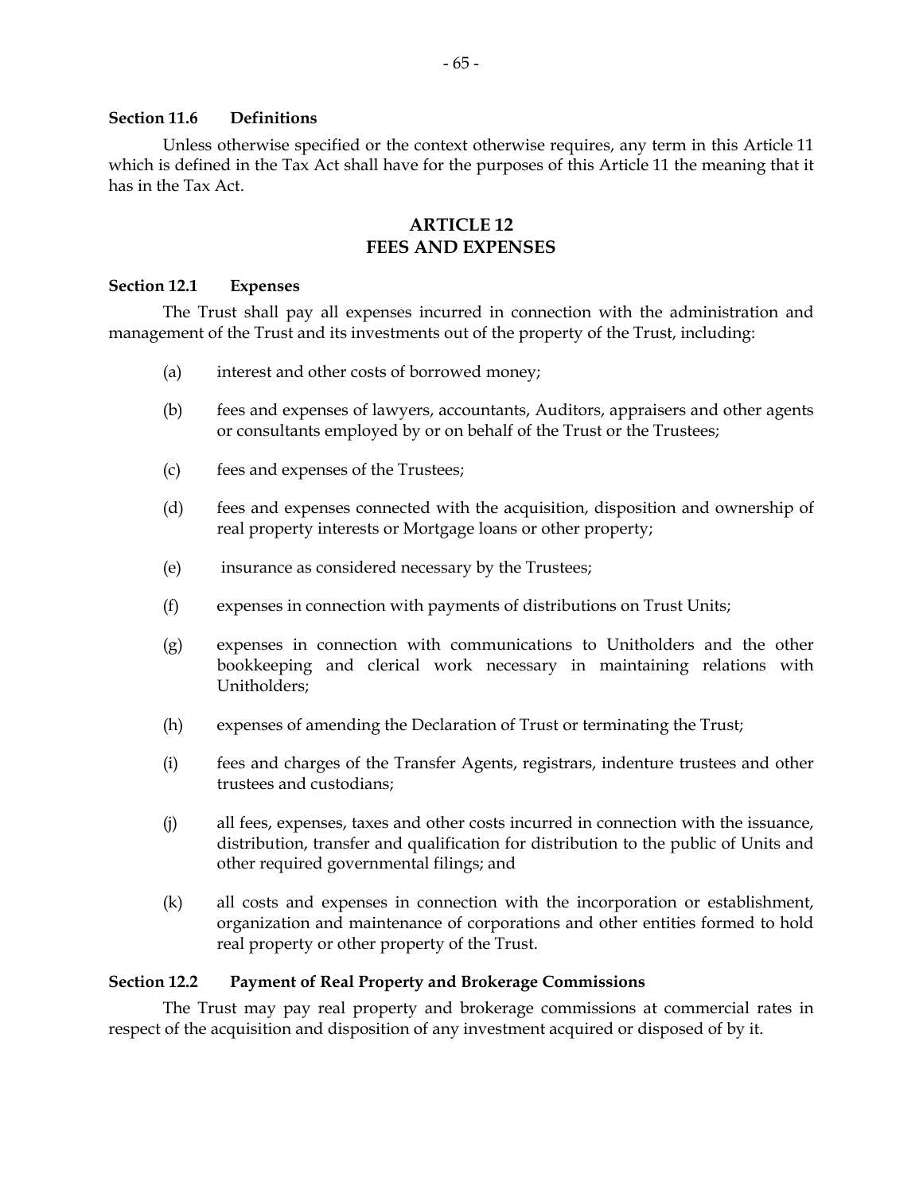**Section 11.6 Definitions**

Unless otherwise specified or the context otherwise requires, any term in this Article 11 which is defined in the Tax Act shall have for the purposes of this Article 11 the meaning that it has in the Tax Act.

## ARTICLE 12
## FEES AND EXPENSES

**Section 12.1 Expenses**

The Trust shall pay all expenses incurred in connection with the administration and management of the Trust and its investments out of the property of the Trust, including:

(a) interest and other costs of borrowed money;

(b) fees and expenses of lawyers, accountants, Auditors, appraisers and other agents or consultants employed by or on behalf of the Trust or the Trustees;

(c) fees and expenses of the Trustees;

(d) fees and expenses connected with the acquisition, disposition and ownership of real property interests or Mortgage loans or other property;

(e) insurance as considered necessary by the Trustees;

(f) expenses in connection with payments of distributions on Trust Units;

(g) expenses in connection with communications to Unitholders and the other bookkeeping and clerical work necessary in maintaining relations with Unitholders;

(h) expenses of amending the Declaration of Trust or terminating the Trust;

(i) fees and charges of the Transfer Agents, registrars, indenture trustees and other trustees and custodians;

(j) all fees, expenses, taxes and other costs incurred in connection with the issuance, distribution, transfer and qualification for distribution to the public of Units and other required governmental filings; and

(k) all costs and expenses in connection with the incorporation or establishment, organization and maintenance of corporations and other entities formed to hold real property or other property of the Trust.

**Section 12.2 Payment of Real Property and Brokerage Commissions**

The Trust may pay real property and brokerage commissions at commercial rates in respect of the acquisition and disposition of any investment acquired or disposed of by it.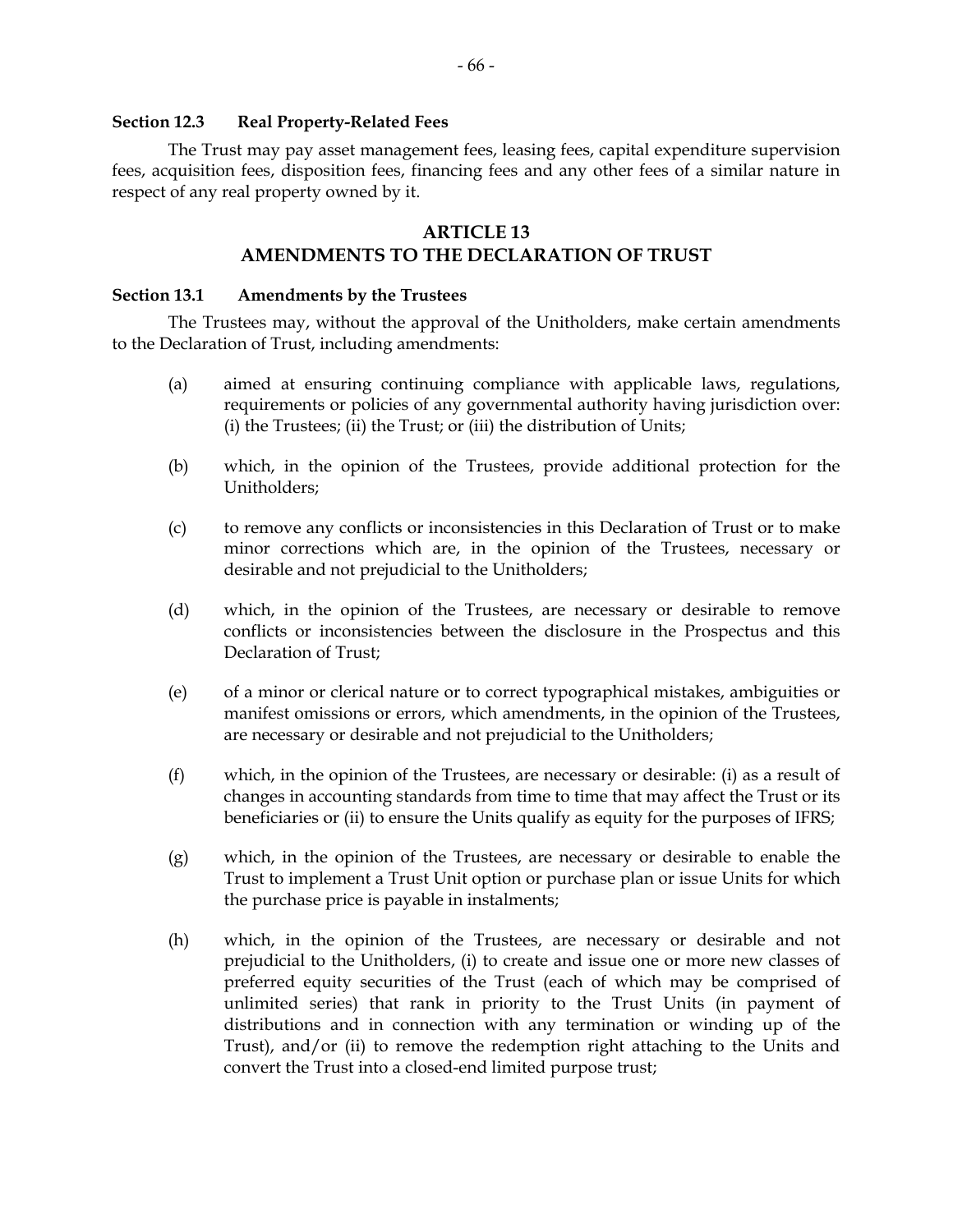**Section 12.3 Real Property-Related Fees**

The Trust may pay asset management fees, leasing fees, capital expenditure supervision fees, acquisition fees, disposition fees, financing fees and any other fees of a similar nature in respect of any real property owned by it.

## ARTICLE 13
## AMENDMENTS TO THE DECLARATION OF TRUST

**Section 13.1 Amendments by the Trustees**

The Trustees may, without the approval of the Unitholders, make certain amendments to the Declaration of Trust, including amendments:

(a) aimed at ensuring continuing compliance with applicable laws, regulations, requirements or policies of any governmental authority having jurisdiction over: (i) the Trustees; (ii) the Trust; or (iii) the distribution of Units;

(b) which, in the opinion of the Trustees, provide additional protection for the Unitholders;

(c) to remove any conflicts or inconsistencies in this Declaration of Trust or to make minor corrections which are, in the opinion of the Trustees, necessary or desirable and not prejudicial to the Unitholders;

(d) which, in the opinion of the Trustees, are necessary or desirable to remove conflicts or inconsistencies between the disclosure in the Prospectus and this Declaration of Trust;

(e) of a minor or clerical nature or to correct typographical mistakes, ambiguities or manifest omissions or errors, which amendments, in the opinion of the Trustees, are necessary or desirable and not prejudicial to the Unitholders;

(f) which, in the opinion of the Trustees, are necessary or desirable: (i) as a result of changes in accounting standards from time to time that may affect the Trust or its beneficiaries or (ii) to ensure the Units qualify as equity for the purposes of IFRS;

(g) which, in the opinion of the Trustees, are necessary or desirable to enable the Trust to implement a Trust Unit option or purchase plan or issue Units for which the purchase price is payable in instalments;

(h) which, in the opinion of the Trustees, are necessary or desirable and not prejudicial to the Unitholders, (i) to create and issue one or more new classes of preferred equity securities of the Trust (each of which may be comprised of unlimited series) that rank in priority to the Trust Units (in payment of distributions and in connection with any termination or winding up of the Trust), and/or (ii) to remove the redemption right attaching to the Units and convert the Trust into a closed-end limited purpose trust;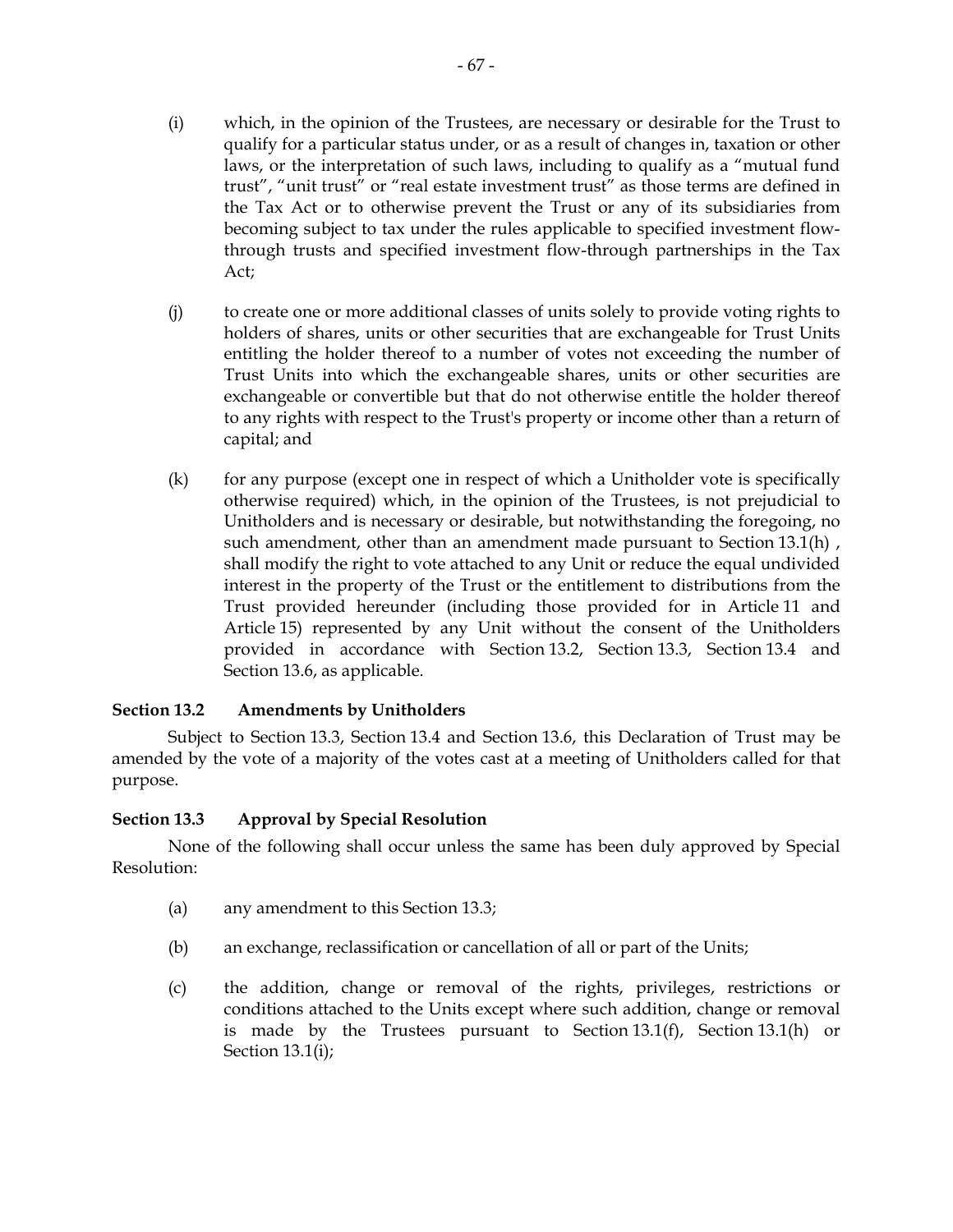(i) which, in the opinion of the Trustees, are necessary or desirable for the Trust to qualify for a particular status under, or as a result of changes in, taxation or other laws, or the interpretation of such laws, including to qualify as a "mutual fund trust", "unit trust" or "real estate investment trust" as those terms are defined in the Tax Act or to otherwise prevent the Trust or any of its subsidiaries from becoming subject to tax under the rules applicable to specified investment flow-through trusts and specified investment flow-through partnerships in the Tax Act;

(j) to create one or more additional classes of units solely to provide voting rights to holders of shares, units or other securities that are exchangeable for Trust Units entitling the holder thereof to a number of votes not exceeding the number of Trust Units into which the exchangeable shares, units or other securities are exchangeable or convertible but that do not otherwise entitle the holder thereof to any rights with respect to the Trust's property or income other than a return of capital; and

(k) for any purpose (except one in respect of which a Unitholder vote is specifically otherwise required) which, in the opinion of the Trustees, is not prejudicial to Unitholders and is necessary or desirable, but notwithstanding the foregoing, no such amendment, other than an amendment made pursuant to Section 13.1(h) , shall modify the right to vote attached to any Unit or reduce the equal undivided interest in the property of the Trust or the entitlement to distributions from the Trust provided hereunder (including those provided for in Article 11 and Article 15) represented by any Unit without the consent of the Unitholders provided in accordance with Section 13.2, Section 13.3, Section 13.4 and Section 13.6, as applicable.

**Section 13.2 Amendments by Unitholders**

Subject to Section 13.3, Section 13.4 and Section 13.6, this Declaration of Trust may be amended by the vote of a majority of the votes cast at a meeting of Unitholders called for that purpose.

**Section 13.3 Approval by Special Resolution**

None of the following shall occur unless the same has been duly approved by Special Resolution:

(a) any amendment to this Section 13.3;

(b) an exchange, reclassification or cancellation of all or part of the Units;

(c) the addition, change or removal of the rights, privileges, restrictions or conditions attached to the Units except where such addition, change or removal is made by the Trustees pursuant to Section 13.1(f), Section 13.1(h) or Section 13.1(i);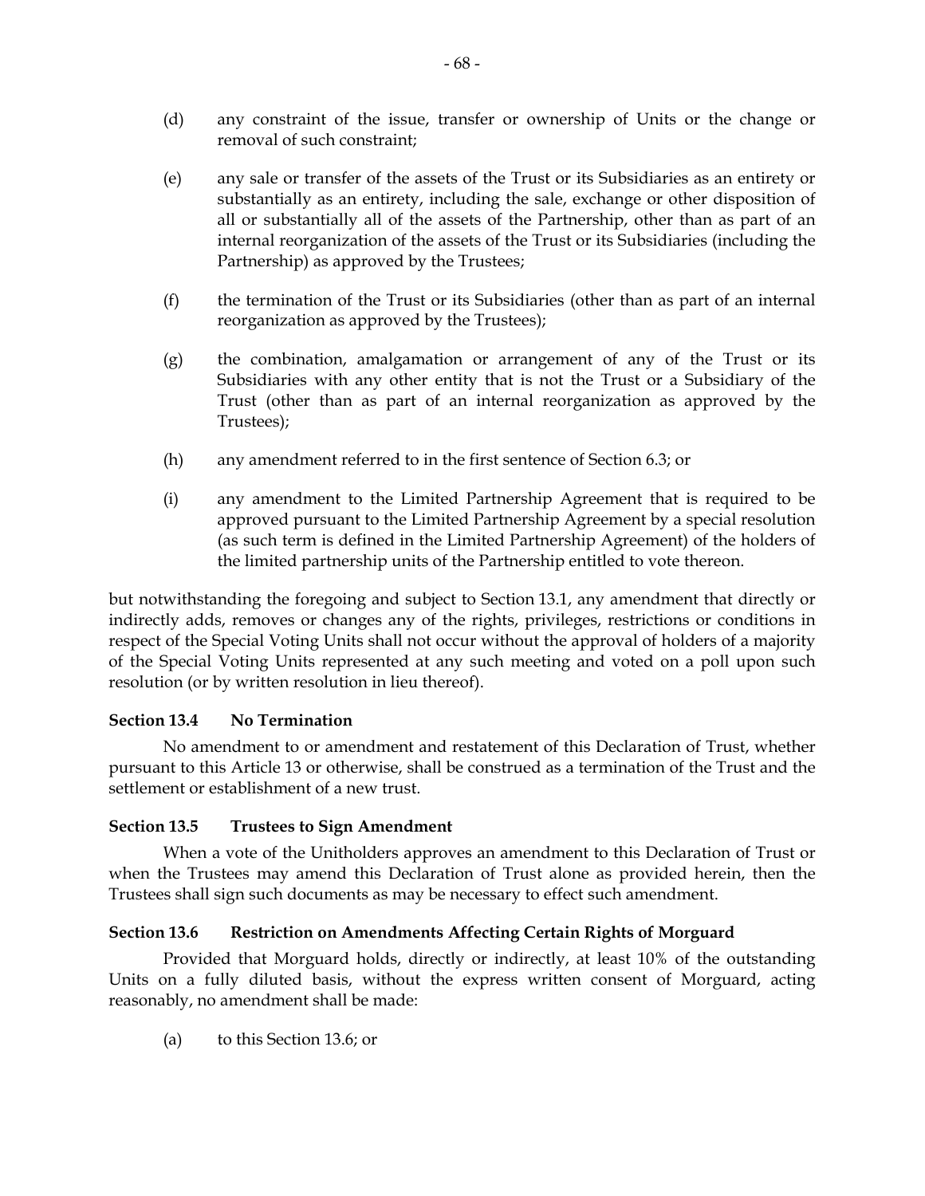(d) any constraint of the issue, transfer or ownership of Units or the change or removal of such constraint;

(e) any sale or transfer of the assets of the Trust or its Subsidiaries as an entirety or substantially as an entirety, including the sale, exchange or other disposition of all or substantially all of the assets of the Partnership, other than as part of an internal reorganization of the assets of the Trust or its Subsidiaries (including the Partnership) as approved by the Trustees;

(f) the termination of the Trust or its Subsidiaries (other than as part of an internal reorganization as approved by the Trustees);

(g) the combination, amalgamation or arrangement of any of the Trust or its Subsidiaries with any other entity that is not the Trust or a Subsidiary of the Trust (other than as part of an internal reorganization as approved by the Trustees);

(h) any amendment referred to in the first sentence of Section 6.3; or

(i) any amendment to the Limited Partnership Agreement that is required to be approved pursuant to the Limited Partnership Agreement by a special resolution (as such term is defined in the Limited Partnership Agreement) of the holders of the limited partnership units of the Partnership entitled to vote thereon.

but notwithstanding the foregoing and subject to Section 13.1, any amendment that directly or indirectly adds, removes or changes any of the rights, privileges, restrictions or conditions in respect of the Special Voting Units shall not occur without the approval of holders of a majority of the Special Voting Units represented at any such meeting and voted on a poll upon such resolution (or by written resolution in lieu thereof).

**Section 13.4 No Termination**

No amendment to or amendment and restatement of this Declaration of Trust, whether pursuant to this Article 13 or otherwise, shall be construed as a termination of the Trust and the settlement or establishment of a new trust.

**Section 13.5 Trustees to Sign Amendment**

When a vote of the Unitholders approves an amendment to this Declaration of Trust or when the Trustees may amend this Declaration of Trust alone as provided herein, then the Trustees shall sign such documents as may be necessary to effect such amendment.

**Section 13.6 Restriction on Amendments Affecting Certain Rights of Morguard**

Provided that Morguard holds, directly or indirectly, at least 10% of the outstanding Units on a fully diluted basis, without the express written consent of Morguard, acting reasonably, no amendment shall be made:

(a) to this Section 13.6; or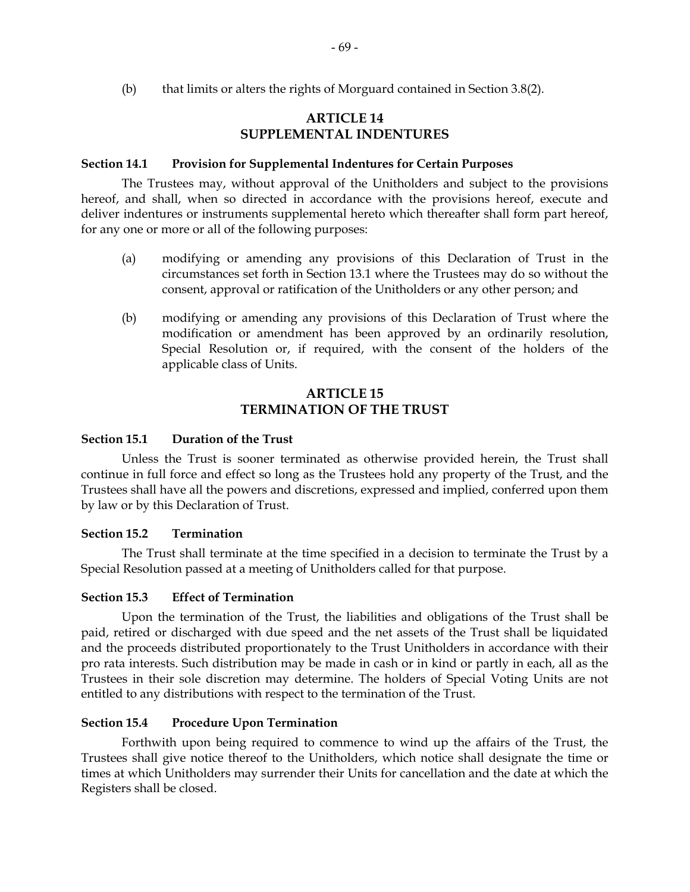(b) that limits or alters the rights of Morguard contained in Section 3.8(2).

## ARTICLE 14
## SUPPLEMENTAL INDENTURES

### Section 14.1 Provision for Supplemental Indentures for Certain Purposes

The Trustees may, without approval of the Unitholders and subject to the provisions hereof, and shall, when so directed in accordance with the provisions hereof, execute and deliver indentures or instruments supplemental hereto which thereafter shall form part hereof, for any one or more or all of the following purposes:

(a) modifying or amending any provisions of this Declaration of Trust in the circumstances set forth in Section 13.1 where the Trustees may do so without the consent, approval or ratification of the Unitholders or any other person; and

(b) modifying or amending any provisions of this Declaration of Trust where the modification or amendment has been approved by an ordinarily resolution, Special Resolution or, if required, with the consent of the holders of the applicable class of Units.

## ARTICLE 15
## TERMINATION OF THE TRUST

### Section 15.1 Duration of the Trust

Unless the Trust is sooner terminated as otherwise provided herein, the Trust shall continue in full force and effect so long as the Trustees hold any property of the Trust, and the Trustees shall have all the powers and discretions, expressed and implied, conferred upon them by law or by this Declaration of Trust.

### Section 15.2 Termination

The Trust shall terminate at the time specified in a decision to terminate the Trust by a Special Resolution passed at a meeting of Unitholders called for that purpose.

### Section 15.3 Effect of Termination

Upon the termination of the Trust, the liabilities and obligations of the Trust shall be paid, retired or discharged with due speed and the net assets of the Trust shall be liquidated and the proceeds distributed proportionately to the Trust Unitholders in accordance with their pro rata interests. Such distribution may be made in cash or in kind or partly in each, all as the Trustees in their sole discretion may determine. The holders of Special Voting Units are not entitled to any distributions with respect to the termination of the Trust.

### Section 15.4 Procedure Upon Termination

Forthwith upon being required to commence to wind up the affairs of the Trust, the Trustees shall give notice thereof to the Unitholders, which notice shall designate the time or times at which Unitholders may surrender their Units for cancellation and the date at which the Registers shall be closed.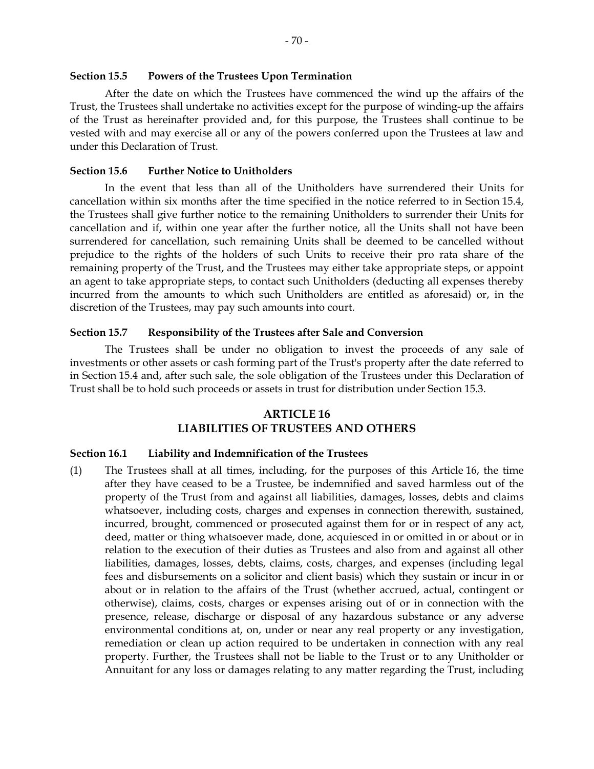**Section 15.5 Powers of the Trustees Upon Termination**

After the date on which the Trustees have commenced the wind up the affairs of the Trust, the Trustees shall undertake no activities except for the purpose of winding-up the affairs of the Trust as hereinafter provided and, for this purpose, the Trustees shall continue to be vested with and may exercise all or any of the powers conferred upon the Trustees at law and under this Declaration of Trust.

**Section 15.6 Further Notice to Unitholders**

In the event that less than all of the Unitholders have surrendered their Units for cancellation within six months after the time specified in the notice referred to in Section 15.4, the Trustees shall give further notice to the remaining Unitholders to surrender their Units for cancellation and if, within one year after the further notice, all the Units shall not have been surrendered for cancellation, such remaining Units shall be deemed to be cancelled without prejudice to the rights of the holders of such Units to receive their pro rata share of the remaining property of the Trust, and the Trustees may either take appropriate steps, or appoint an agent to take appropriate steps, to contact such Unitholders (deducting all expenses thereby incurred from the amounts to which such Unitholders are entitled as aforesaid) or, in the discretion of the Trustees, may pay such amounts into court.

**Section 15.7 Responsibility of the Trustees after Sale and Conversion**

The Trustees shall be under no obligation to invest the proceeds of any sale of investments or other assets or cash forming part of the Trust's property after the date referred to in Section 15.4 and, after such sale, the sole obligation of the Trustees under this Declaration of Trust shall be to hold such proceeds or assets in trust for distribution under Section 15.3.

## ARTICLE 16
## LIABILITIES OF TRUSTEES AND OTHERS

**Section 16.1 Liability and Indemnification of the Trustees**

(1) The Trustees shall at all times, including, for the purposes of this Article 16, the time after they have ceased to be a Trustee, be indemnified and saved harmless out of the property of the Trust from and against all liabilities, damages, losses, debts and claims whatsoever, including costs, charges and expenses in connection therewith, sustained, incurred, brought, commenced or prosecuted against them for or in respect of any act, deed, matter or thing whatsoever made, done, acquiesced in or omitted in or about or in relation to the execution of their duties as Trustees and also from and against all other liabilities, damages, losses, debts, claims, costs, charges, and expenses (including legal fees and disbursements on a solicitor and client basis) which they sustain or incur in or about or in relation to the affairs of the Trust (whether accrued, actual, contingent or otherwise), claims, costs, charges or expenses arising out of or in connection with the presence, release, discharge or disposal of any hazardous substance or any adverse environmental conditions at, on, under or near any real property or any investigation, remediation or clean up action required to be undertaken in connection with any real property. Further, the Trustees shall not be liable to the Trust or to any Unitholder or Annuitant for any loss or damages relating to any matter regarding the Trust, including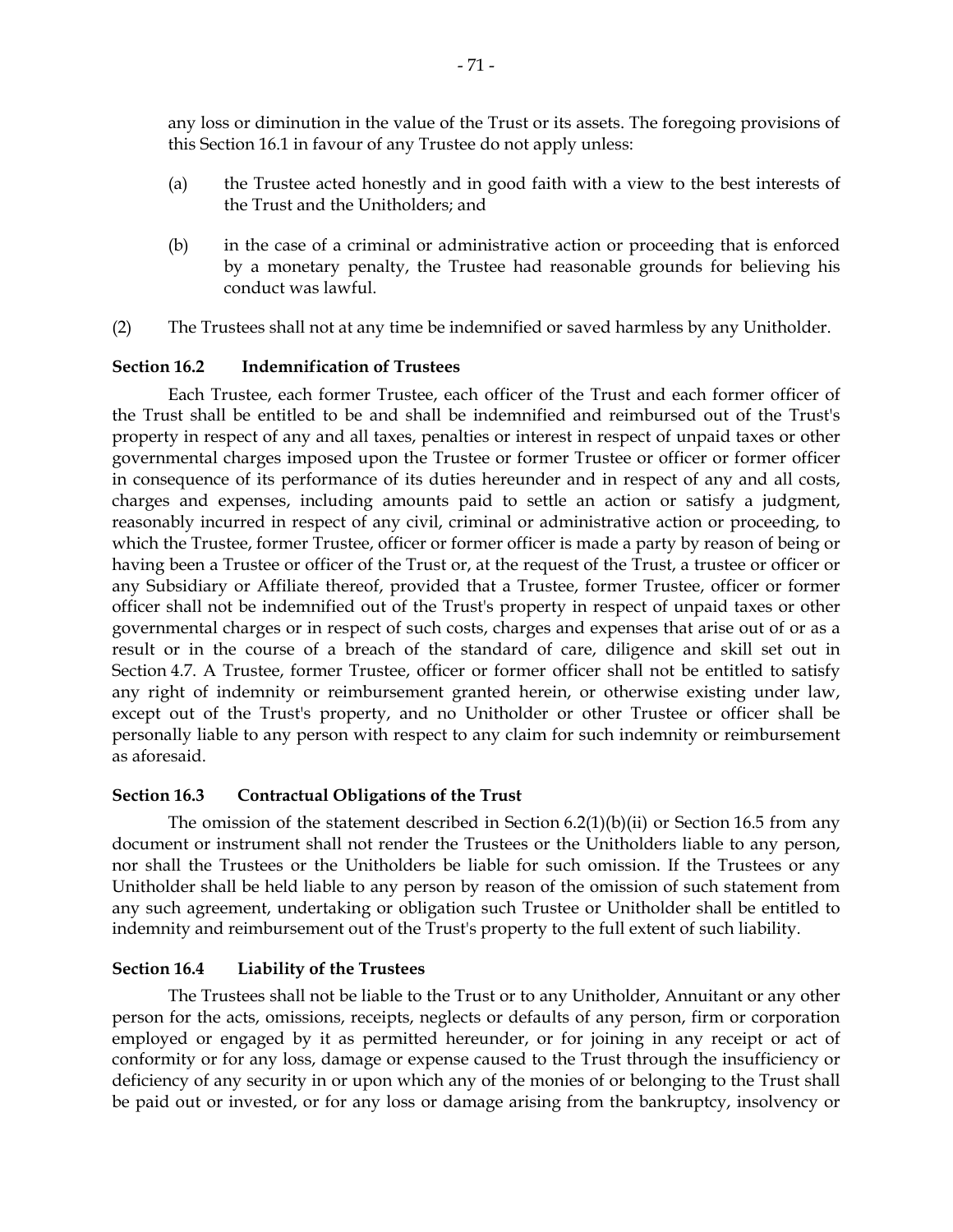any loss or diminution in the value of the Trust or its assets. The foregoing provisions of this Section 16.1 in favour of any Trustee do not apply unless:

(a) the Trustee acted honestly and in good faith with a view to the best interests of the Trust and the Unitholders; and

(b) in the case of a criminal or administrative action or proceeding that is enforced by a monetary penalty, the Trustee had reasonable grounds for believing his conduct was lawful.

(2) The Trustees shall not at any time be indemnified or saved harmless by any Unitholder.

**Section 16.2 Indemnification of Trustees**

Each Trustee, each former Trustee, each officer of the Trust and each former officer of the Trust shall be entitled to be and shall be indemnified and reimbursed out of the Trust's property in respect of any and all taxes, penalties or interest in respect of unpaid taxes or other governmental charges imposed upon the Trustee or former Trustee or officer or former officer in consequence of its performance of its duties hereunder and in respect of any and all costs, charges and expenses, including amounts paid to settle an action or satisfy a judgment, reasonably incurred in respect of any civil, criminal or administrative action or proceeding, to which the Trustee, former Trustee, officer or former officer is made a party by reason of being or having been a Trustee or officer of the Trust or, at the request of the Trust, a trustee or officer or any Subsidiary or Affiliate thereof, provided that a Trustee, former Trustee, officer or former officer shall not be indemnified out of the Trust's property in respect of unpaid taxes or other governmental charges or in respect of such costs, charges and expenses that arise out of or as a result or in the course of a breach of the standard of care, diligence and skill set out in Section 4.7. A Trustee, former Trustee, officer or former officer shall not be entitled to satisfy any right of indemnity or reimbursement granted herein, or otherwise existing under law, except out of the Trust's property, and no Unitholder or other Trustee or officer shall be personally liable to any person with respect to any claim for such indemnity or reimbursement as aforesaid.

**Section 16.3 Contractual Obligations of the Trust**

The omission of the statement described in Section 6.2(1)(b)(ii) or Section 16.5 from any document or instrument shall not render the Trustees or the Unitholders liable to any person, nor shall the Trustees or the Unitholders be liable for such omission. If the Trustees or any Unitholder shall be held liable to any person by reason of the omission of such statement from any such agreement, undertaking or obligation such Trustee or Unitholder shall be entitled to indemnity and reimbursement out of the Trust's property to the full extent of such liability.

**Section 16.4 Liability of the Trustees**

The Trustees shall not be liable to the Trust or to any Unitholder, Annuitant or any other person for the acts, omissions, receipts, neglects or defaults of any person, firm or corporation employed or engaged by it as permitted hereunder, or for joining in any receipt or act of conformity or for any loss, damage or expense caused to the Trust through the insufficiency or deficiency of any security in or upon which any of the monies of or belonging to the Trust shall be paid out or invested, or for any loss or damage arising from the bankruptcy, insolvency or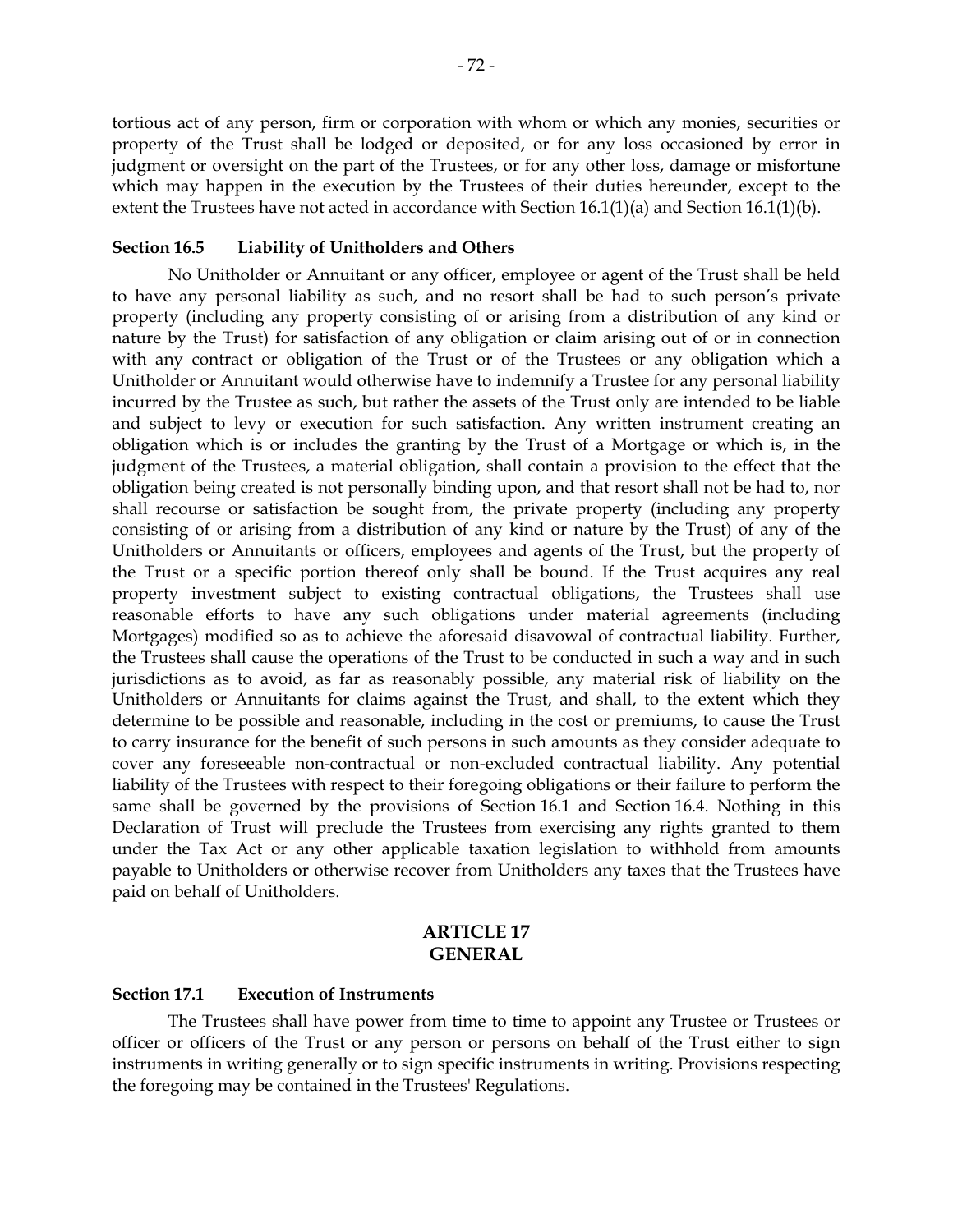tortious act of any person, firm or corporation with whom or which any monies, securities or property of the Trust shall be lodged or deposited, or for any loss occasioned by error in judgment or oversight on the part of the Trustees, or for any other loss, damage or misfortune which may happen in the execution by the Trustees of their duties hereunder, except to the extent the Trustees have not acted in accordance with Section 16.1(1)(a) and Section 16.1(1)(b).

#### Section 16.5 Liability of Unitholders and Others

No Unitholder or Annuitant or any officer, employee or agent of the Trust shall be held to have any personal liability as such, and no resort shall be had to such person's private property (including any property consisting of or arising from a distribution of any kind or nature by the Trust) for satisfaction of any obligation or claim arising out of or in connection with any contract or obligation of the Trust or of the Trustees or any obligation which a Unitholder or Annuitant would otherwise have to indemnify a Trustee for any personal liability incurred by the Trustee as such, but rather the assets of the Trust only are intended to be liable and subject to levy or execution for such satisfaction. Any written instrument creating an obligation which is or includes the granting by the Trust of a Mortgage or which is, in the judgment of the Trustees, a material obligation, shall contain a provision to the effect that the obligation being created is not personally binding upon, and that resort shall not be had to, nor shall recourse or satisfaction be sought from, the private property (including any property consisting of or arising from a distribution of any kind or nature by the Trust) of any of the Unitholders or Annuitants or officers, employees and agents of the Trust, but the property of the Trust or a specific portion thereof only shall be bound. If the Trust acquires any real property investment subject to existing contractual obligations, the Trustees shall use reasonable efforts to have any such obligations under material agreements (including Mortgages) modified so as to achieve the aforesaid disavowal of contractual liability. Further, the Trustees shall cause the operations of the Trust to be conducted in such a way and in such jurisdictions as to avoid, as far as reasonably possible, any material risk of liability on the Unitholders or Annuitants for claims against the Trust, and shall, to the extent which they determine to be possible and reasonable, including in the cost or premiums, to cause the Trust to carry insurance for the benefit of such persons in such amounts as they consider adequate to cover any foreseeable non-contractual or non-excluded contractual liability. Any potential liability of the Trustees with respect to their foregoing obligations or their failure to perform the same shall be governed by the provisions of Section 16.1 and Section 16.4. Nothing in this Declaration of Trust will preclude the Trustees from exercising any rights granted to them under the Tax Act or any other applicable taxation legislation to withhold from amounts payable to Unitholders or otherwise recover from Unitholders any taxes that the Trustees have paid on behalf of Unitholders.

## ARTICLE 17
## GENERAL

#### Section 17.1 Execution of Instruments

The Trustees shall have power from time to time to appoint any Trustee or Trustees or officer or officers of the Trust or any person or persons on behalf of the Trust either to sign instruments in writing generally or to sign specific instruments in writing. Provisions respecting the foregoing may be contained in the Trustees' Regulations.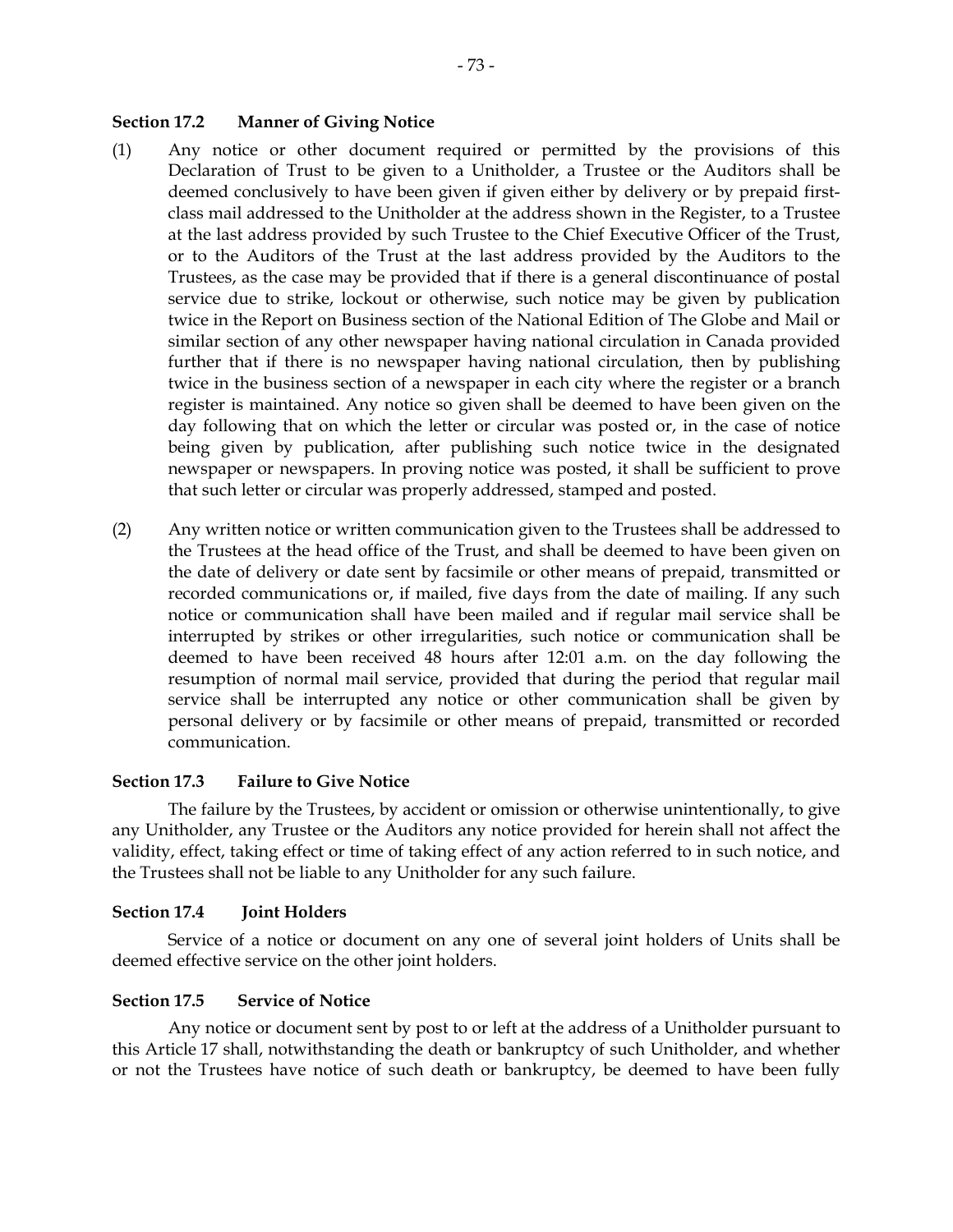**Section 17.2 Manner of Giving Notice**

(1) Any notice or other document required or permitted by the provisions of this Declaration of Trust to be given to a Unitholder, a Trustee or the Auditors shall be deemed conclusively to have been given if given either by delivery or by prepaid first-class mail addressed to the Unitholder at the address shown in the Register, to a Trustee at the last address provided by such Trustee to the Chief Executive Officer of the Trust, or to the Auditors of the Trust at the last address provided by the Auditors to the Trustees, as the case may be provided that if there is a general discontinuance of postal service due to strike, lockout or otherwise, such notice may be given by publication twice in the Report on Business section of the National Edition of The Globe and Mail or similar section of any other newspaper having national circulation in Canada provided further that if there is no newspaper having national circulation, then by publishing twice in the business section of a newspaper in each city where the register or a branch register is maintained. Any notice so given shall be deemed to have been given on the day following that on which the letter or circular was posted or, in the case of notice being given by publication, after publishing such notice twice in the designated newspaper or newspapers. In proving notice was posted, it shall be sufficient to prove that such letter or circular was properly addressed, stamped and posted.

(2) Any written notice or written communication given to the Trustees shall be addressed to the Trustees at the head office of the Trust, and shall be deemed to have been given on the date of delivery or date sent by facsimile or other means of prepaid, transmitted or recorded communications or, if mailed, five days from the date of mailing. If any such notice or communication shall have been mailed and if regular mail service shall be interrupted by strikes or other irregularities, such notice or communication shall be deemed to have been received 48 hours after 12:01 a.m. on the day following the resumption of normal mail service, provided that during the period that regular mail service shall be interrupted any notice or other communication shall be given by personal delivery or by facsimile or other means of prepaid, transmitted or recorded communication.

**Section 17.3 Failure to Give Notice**

The failure by the Trustees, by accident or omission or otherwise unintentionally, to give any Unitholder, any Trustee or the Auditors any notice provided for herein shall not affect the validity, effect, taking effect or time of taking effect of any action referred to in such notice, and the Trustees shall not be liable to any Unitholder for any such failure.

**Section 17.4 Joint Holders**

Service of a notice or document on any one of several joint holders of Units shall be deemed effective service on the other joint holders.

**Section 17.5 Service of Notice**

Any notice or document sent by post to or left at the address of a Unitholder pursuant to this Article 17 shall, notwithstanding the death or bankruptcy of such Unitholder, and whether or not the Trustees have notice of such death or bankruptcy, be deemed to have been fully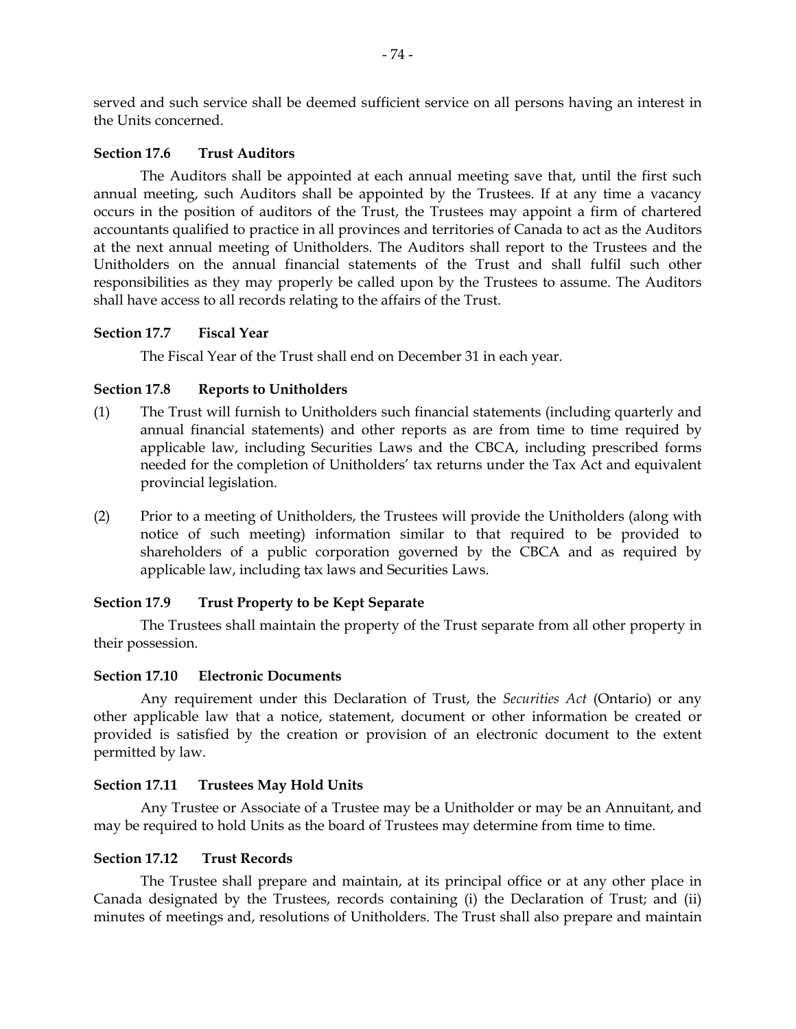served and such service shall be deemed sufficient service on all persons having an interest in the Units concerned.

### Section 17.6 Trust Auditors

The Auditors shall be appointed at each annual meeting save that, until the first such annual meeting, such Auditors shall be appointed by the Trustees. If at any time a vacancy occurs in the position of auditors of the Trust, the Trustees may appoint a firm of chartered accountants qualified to practice in all provinces and territories of Canada to act as the Auditors at the next annual meeting of Unitholders. The Auditors shall report to the Trustees and the Unitholders on the annual financial statements of the Trust and shall fulfil such other responsibilities as they may properly be called upon by the Trustees to assume. The Auditors shall have access to all records relating to the affairs of the Trust.

### Section 17.7 Fiscal Year

The Fiscal Year of the Trust shall end on December 31 in each year.

### Section 17.8 Reports to Unitholders

(1) The Trust will furnish to Unitholders such financial statements (including quarterly and annual financial statements) and other reports as are from time to time required by applicable law, including Securities Laws and the CBCA, including prescribed forms needed for the completion of Unitholders' tax returns under the Tax Act and equivalent provincial legislation.

(2) Prior to a meeting of Unitholders, the Trustees will provide the Unitholders (along with notice of such meeting) information similar to that required to be provided to shareholders of a public corporation governed by the CBCA and as required by applicable law, including tax laws and Securities Laws.

### Section 17.9 Trust Property to be Kept Separate

The Trustees shall maintain the property of the Trust separate from all other property in their possession.

### Section 17.10 Electronic Documents

Any requirement under this Declaration of Trust, the *Securities Act* (Ontario) or any other applicable law that a notice, statement, document or other information be created or provided is satisfied by the creation or provision of an electronic document to the extent permitted by law.

### Section 17.11 Trustees May Hold Units

Any Trustee or Associate of a Trustee may be a Unitholder or may be an Annuitant, and may be required to hold Units as the board of Trustees may determine from time to time.

### Section 17.12 Trust Records

The Trustee shall prepare and maintain, at its principal office or at any other place in Canada designated by the Trustees, records containing (i) the Declaration of Trust; and (ii) minutes of meetings and, resolutions of Unitholders. The Trust shall also prepare and maintain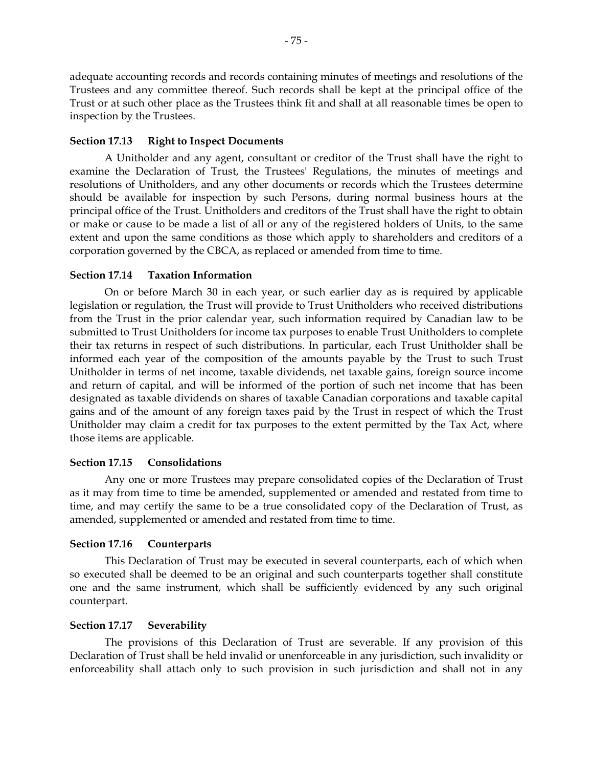adequate accounting records and records containing minutes of meetings and resolutions of the Trustees and any committee thereof. Such records shall be kept at the principal office of the Trust or at such other place as the Trustees think fit and shall at all reasonable times be open to inspection by the Trustees.

**Section 17.13 Right to Inspect Documents**

A Unitholder and any agent, consultant or creditor of the Trust shall have the right to examine the Declaration of Trust, the Trustees' Regulations, the minutes of meetings and resolutions of Unitholders, and any other documents or records which the Trustees determine should be available for inspection by such Persons, during normal business hours at the principal office of the Trust. Unitholders and creditors of the Trust shall have the right to obtain or make or cause to be made a list of all or any of the registered holders of Units, to the same extent and upon the same conditions as those which apply to shareholders and creditors of a corporation governed by the CBCA, as replaced or amended from time to time.

**Section 17.14 Taxation Information**

On or before March 30 in each year, or such earlier day as is required by applicable legislation or regulation, the Trust will provide to Trust Unitholders who received distributions from the Trust in the prior calendar year, such information required by Canadian law to be submitted to Trust Unitholders for income tax purposes to enable Trust Unitholders to complete their tax returns in respect of such distributions. In particular, each Trust Unitholder shall be informed each year of the composition of the amounts payable by the Trust to such Trust Unitholder in terms of net income, taxable dividends, net taxable gains, foreign source income and return of capital, and will be informed of the portion of such net income that has been designated as taxable dividends on shares of taxable Canadian corporations and taxable capital gains and of the amount of any foreign taxes paid by the Trust in respect of which the Trust Unitholder may claim a credit for tax purposes to the extent permitted by the Tax Act, where those items are applicable.

**Section 17.15 Consolidations**

Any one or more Trustees may prepare consolidated copies of the Declaration of Trust as it may from time to time be amended, supplemented or amended and restated from time to time, and may certify the same to be a true consolidated copy of the Declaration of Trust, as amended, supplemented or amended and restated from time to time.

**Section 17.16 Counterparts**

This Declaration of Trust may be executed in several counterparts, each of which when so executed shall be deemed to be an original and such counterparts together shall constitute one and the same instrument, which shall be sufficiently evidenced by any such original counterpart.

**Section 17.17 Severability**

The provisions of this Declaration of Trust are severable. If any provision of this Declaration of Trust shall be held invalid or unenforceable in any jurisdiction, such invalidity or enforceability shall attach only to such provision in such jurisdiction and shall not in any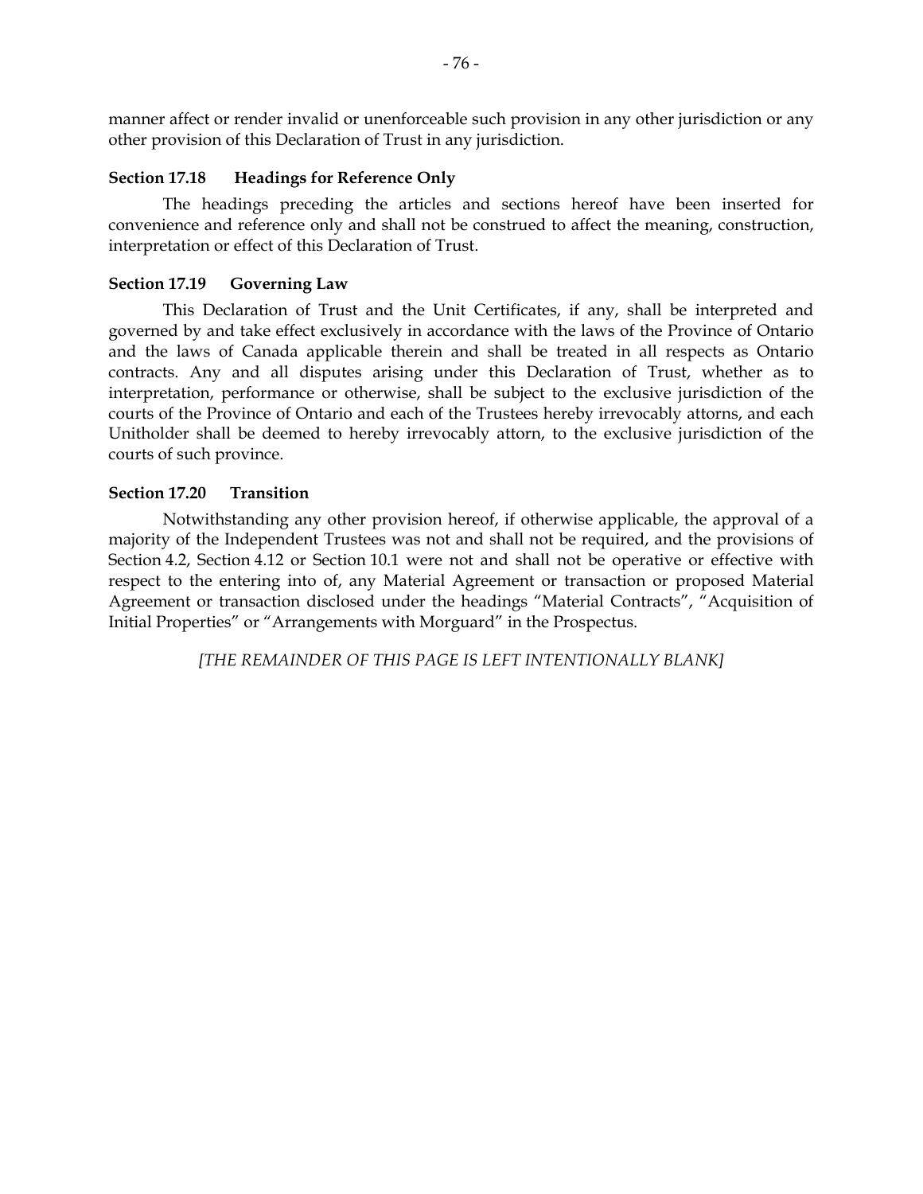manner affect or render invalid or unenforceable such provision in any other jurisdiction or any other provision of this Declaration of Trust in any jurisdiction.

### Section 17.18 Headings for Reference Only

The headings preceding the articles and sections hereof have been inserted for convenience and reference only and shall not be construed to affect the meaning, construction, interpretation or effect of this Declaration of Trust.

### Section 17.19 Governing Law

This Declaration of Trust and the Unit Certificates, if any, shall be interpreted and governed by and take effect exclusively in accordance with the laws of the Province of Ontario and the laws of Canada applicable therein and shall be treated in all respects as Ontario contracts. Any and all disputes arising under this Declaration of Trust, whether as to interpretation, performance or otherwise, shall be subject to the exclusive jurisdiction of the courts of the Province of Ontario and each of the Trustees hereby irrevocably attorns, and each Unitholder shall be deemed to hereby irrevocably attorn, to the exclusive jurisdiction of the courts of such province.

### Section 17.20 Transition

Notwithstanding any other provision hereof, if otherwise applicable, the approval of a majority of the Independent Trustees was not and shall not be required, and the provisions of Section 4.2, Section 4.12 or Section 10.1 were not and shall not be operative or effective with respect to the entering into of, any Material Agreement or transaction or proposed Material Agreement or transaction disclosed under the headings "Material Contracts", "Acquisition of Initial Properties" or "Arrangements with Morguard" in the Prospectus.

*[THE REMAINDER OF THIS PAGE IS LEFT INTENTIONALLY BLANK]*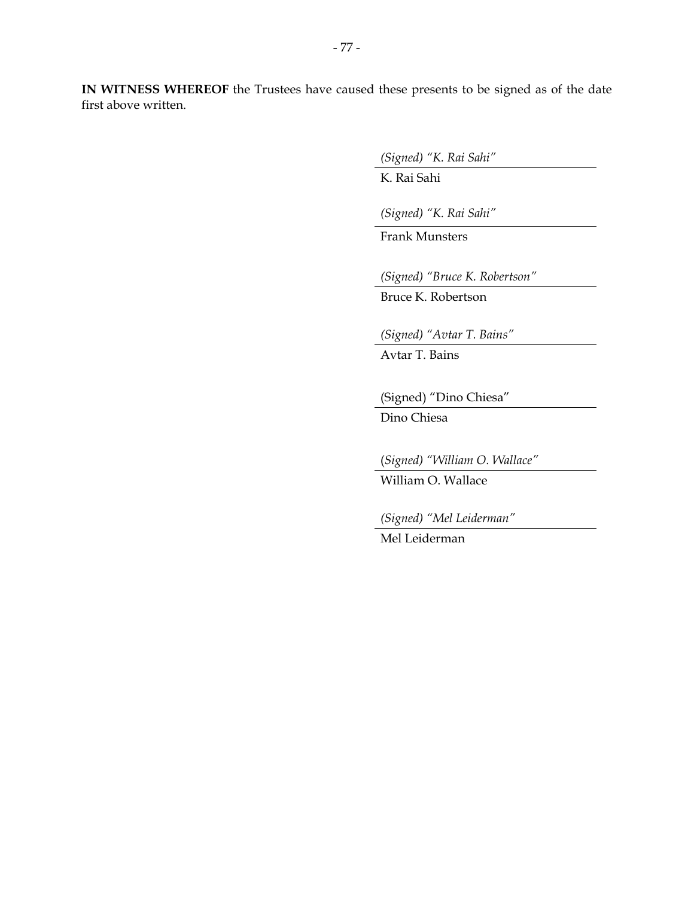**IN WITNESS WHEREOF** the Trustees have caused these presents to be signed as of the date first above written.

*(Signed) "K. Rai Sahi"*
K. Rai Sahi

*(Signed) "K. Rai Sahi"*
Frank Munsters

*(Signed) "Bruce K. Robertson"*
Bruce K. Robertson

*(Signed) "Avtar T. Bains"*
Avtar T. Bains

(Signed) "Dino Chiesa"
Dino Chiesa

(*Signed) "William O. Wallace"*
William O. Wallace

*(Signed) "Mel Leiderman"*
Mel Leiderman